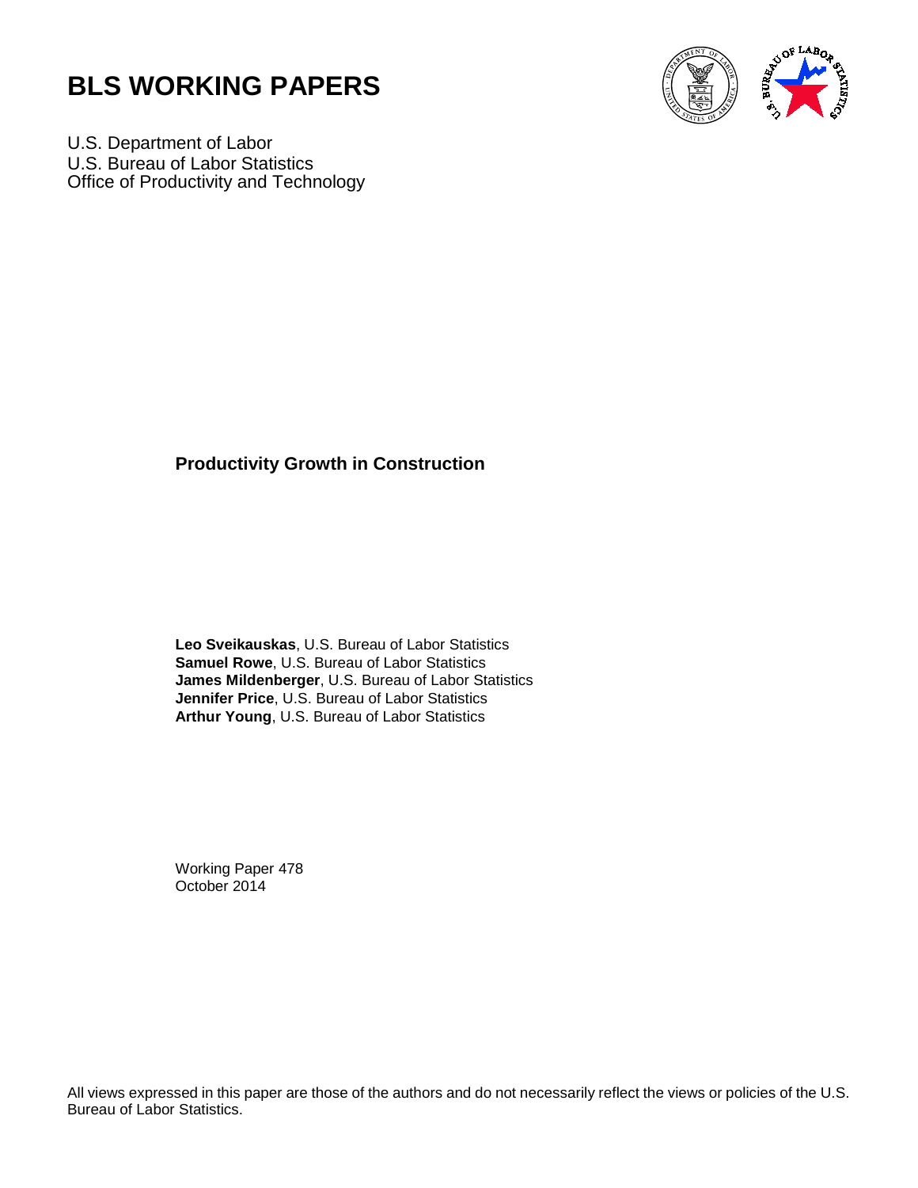# BLS WORKING PAPERS

U.S. Department of Labor
U.S. Bureau of Labor Statistics
Office of Productivity and Technology

## Productivity Growth in Construction

**Leo Sveikauskas**, U.S. Bureau of Labor Statistics
**Samuel Rowe**, U.S. Bureau of Labor Statistics
**James Mildenberger**, U.S. Bureau of Labor Statistics
**Jennifer Price**, U.S. Bureau of Labor Statistics
**Arthur Young**, U.S. Bureau of Labor Statistics

Working Paper 478
October 2014

All views expressed in this paper are those of the authors and do not necessarily reflect the views or policies of the U.S. Bureau of Labor Statistics.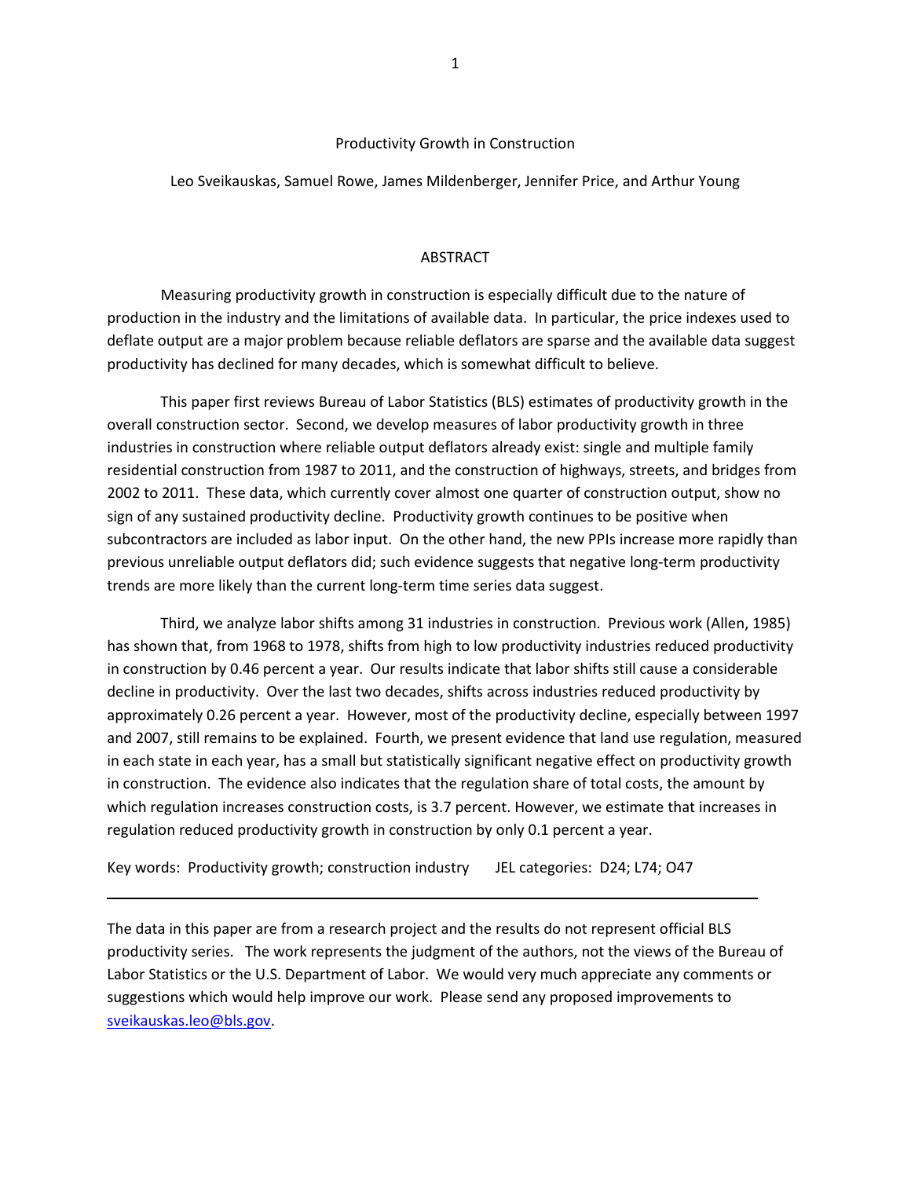# Productivity Growth in Construction

Leo Sveikauskas, Samuel Rowe, James Mildenberger, Jennifer Price, and Arthur Young

## ABSTRACT

Measuring productivity growth in construction is especially difficult due to the nature of production in the industry and the limitations of available data. In particular, the price indexes used to deflate output are a major problem because reliable deflators are sparse and the available data suggest productivity has declined for many decades, which is somewhat difficult to believe.

This paper first reviews Bureau of Labor Statistics (BLS) estimates of productivity growth in the overall construction sector. Second, we develop measures of labor productivity growth in three industries in construction where reliable output deflators already exist: single and multiple family residential construction from 1987 to 2011, and the construction of highways, streets, and bridges from 2002 to 2011. These data, which currently cover almost one quarter of construction output, show no sign of any sustained productivity decline. Productivity growth continues to be positive when subcontractors are included as labor input. On the other hand, the new PPIs increase more rapidly than previous unreliable output deflators did; such evidence suggests that negative long-term productivity trends are more likely than the current long-term time series data suggest.

Third, we analyze labor shifts among 31 industries in construction. Previous work (Allen, 1985) has shown that, from 1968 to 1978, shifts from high to low productivity industries reduced productivity in construction by 0.46 percent a year. Our results indicate that labor shifts still cause a considerable decline in productivity. Over the last two decades, shifts across industries reduced productivity by approximately 0.26 percent a year. However, most of the productivity decline, especially between 1997 and 2007, still remains to be explained. Fourth, we present evidence that land use regulation, measured in each state in each year, has a small but statistically significant negative effect on productivity growth in construction. The evidence also indicates that the regulation share of total costs, the amount by which regulation increases construction costs, is 3.7 percent. However, we estimate that increases in regulation reduced productivity growth in construction by only 0.1 percent a year.

Key words: Productivity growth; construction industry JEL categories: D24; L74; O47

---

The data in this paper are from a research project and the results do not represent official BLS productivity series. The work represents the judgment of the authors, not the views of the Bureau of Labor Statistics or the U.S. Department of Labor. We would very much appreciate any comments or suggestions which would help improve our work. Please send any proposed improvements to sveikauskas.leo@bls.gov.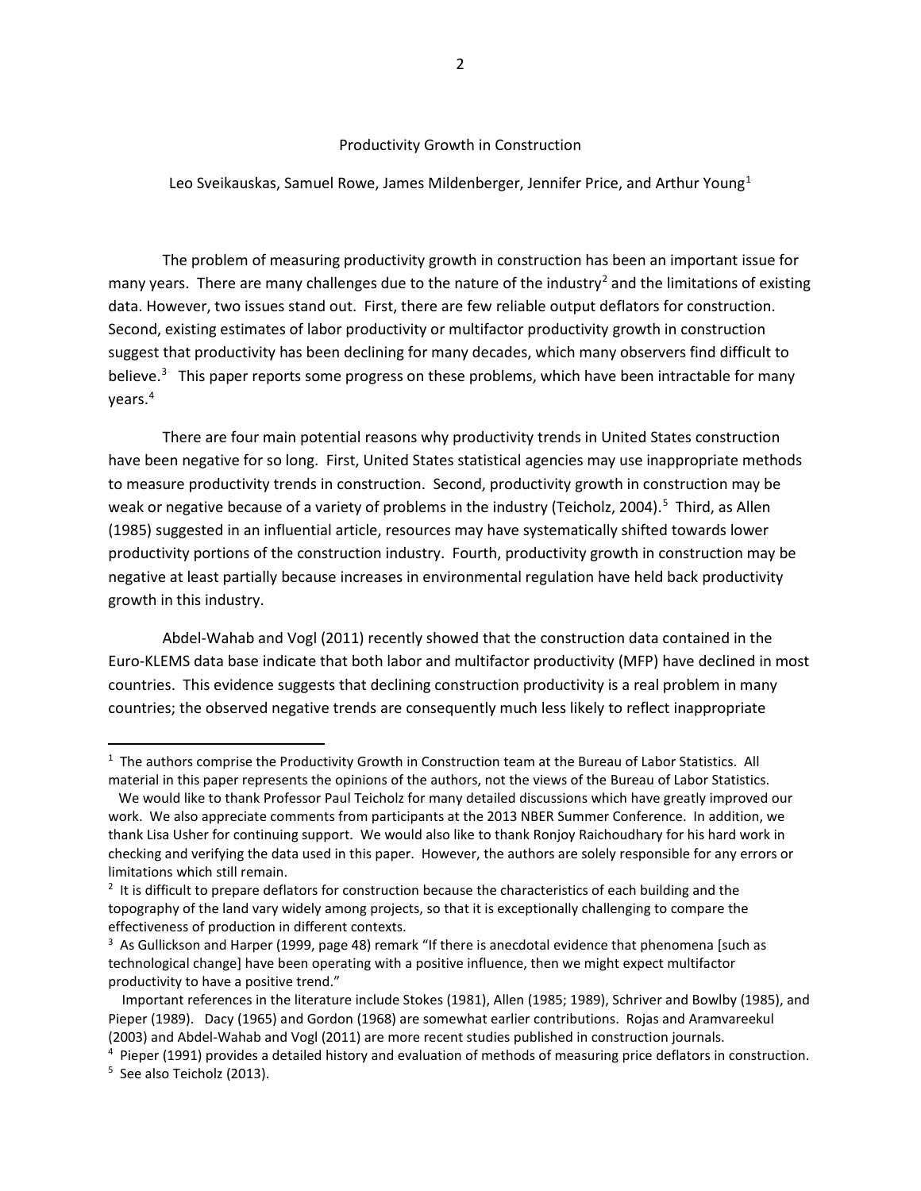# Productivity Growth in Construction

Leo Sveikauskas, Samuel Rowe, James Mildenberger, Jennifer Price, and Arthur Young[1]

The problem of measuring productivity growth in construction has been an important issue for many years. There are many challenges due to the nature of the industry[2] and the limitations of existing data. However, two issues stand out. First, there are few reliable output deflators for construction. Second, existing estimates of labor productivity or multifactor productivity growth in construction suggest that productivity has been declining for many decades, which many observers find difficult to believe.[3] This paper reports some progress on these problems, which have been intractable for many years.[4]

There are four main potential reasons why productivity trends in United States construction have been negative for so long. First, United States statistical agencies may use inappropriate methods to measure productivity trends in construction. Second, productivity growth in construction may be weak or negative because of a variety of problems in the industry (Teicholz, 2004).[5] Third, as Allen (1985) suggested in an influential article, resources may have systematically shifted towards lower productivity portions of the construction industry. Fourth, productivity growth in construction may be negative at least partially because increases in environmental regulation have held back productivity growth in this industry.

Abdel-Wahab and Vogl (2011) recently showed that the construction data contained in the Euro-KLEMS data base indicate that both labor and multifactor productivity (MFP) have declined in most countries. This evidence suggests that declining construction productivity is a real problem in many countries; the observed negative trends are consequently much less likely to reflect inappropriate

---

[1] The authors comprise the Productivity Growth in Construction team at the Bureau of Labor Statistics. All material in this paper represents the opinions of the authors, not the views of the Bureau of Labor Statistics.
We would like to thank Professor Paul Teicholz for many detailed discussions which have greatly improved our work. We also appreciate comments from participants at the 2013 NBER Summer Conference. In addition, we thank Lisa Usher for continuing support. We would also like to thank Ronjoy Raichoudhary for his hard work in checking and verifying the data used in this paper. However, the authors are solely responsible for any errors or limitations which still remain.

[2] It is difficult to prepare deflators for construction because the characteristics of each building and the topography of the land vary widely among projects, so that it is exceptionally challenging to compare the effectiveness of production in different contexts.

[3] As Gullickson and Harper (1999, page 48) remark "If there is anecdotal evidence that phenomena [such as technological change] have been operating with a positive influence, then we might expect multifactor productivity to have a positive trend."
Important references in the literature include Stokes (1981), Allen (1985; 1989), Schriver and Bowlby (1985), and Pieper (1989). Dacy (1965) and Gordon (1968) are somewhat earlier contributions. Rojas and Aramvareekul (2003) and Abdel-Wahab and Vogl (2011) are more recent studies published in construction journals.

[4] Pieper (1991) provides a detailed history and evaluation of methods of measuring price deflators in construction.

[5] See also Teicholz (2013).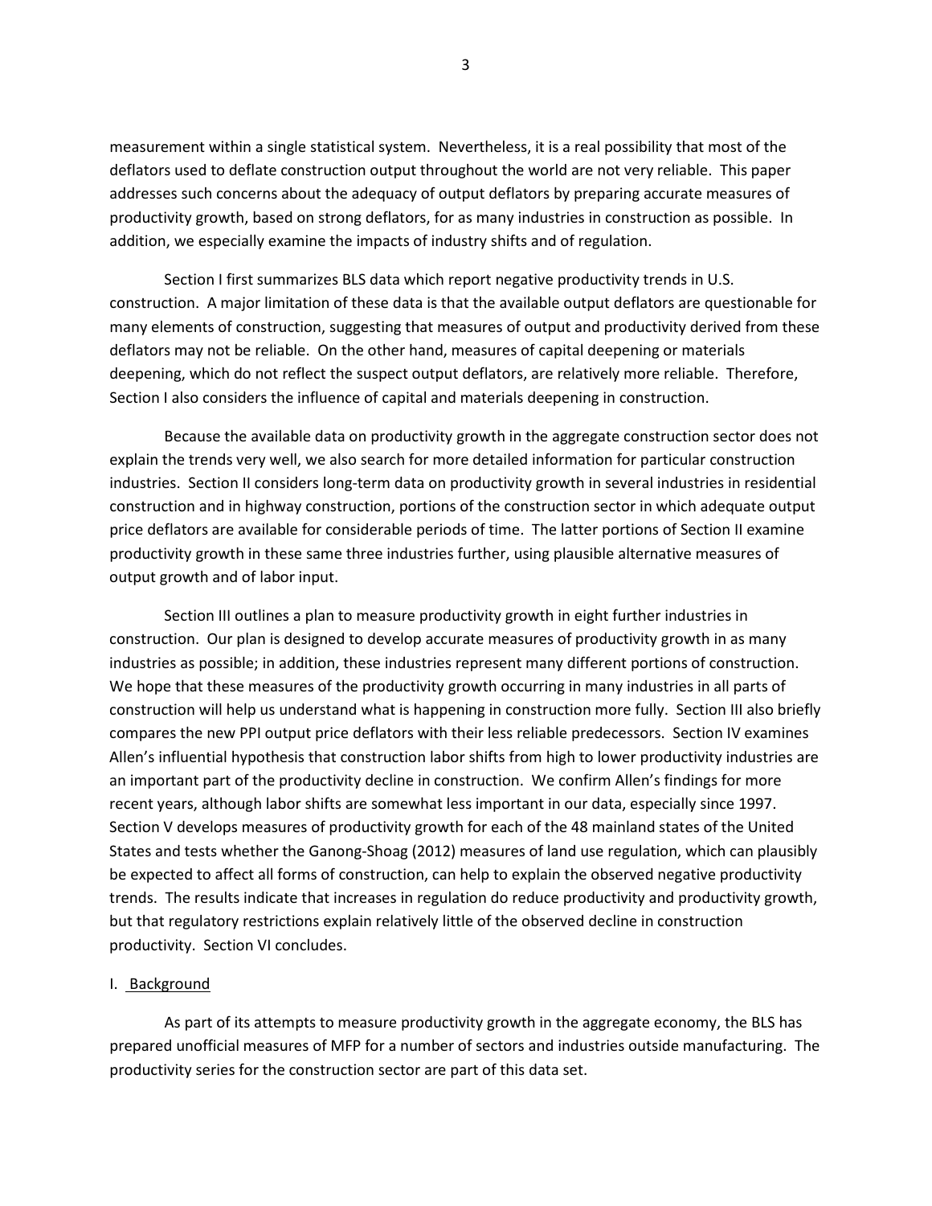measurement within a single statistical system. Nevertheless, it is a real possibility that most of the deflators used to deflate construction output throughout the world are not very reliable. This paper addresses such concerns about the adequacy of output deflators by preparing accurate measures of productivity growth, based on strong deflators, for as many industries in construction as possible. In addition, we especially examine the impacts of industry shifts and of regulation.

Section I first summarizes BLS data which report negative productivity trends in U.S. construction. A major limitation of these data is that the available output deflators are questionable for many elements of construction, suggesting that measures of output and productivity derived from these deflators may not be reliable. On the other hand, measures of capital deepening or materials deepening, which do not reflect the suspect output deflators, are relatively more reliable. Therefore, Section I also considers the influence of capital and materials deepening in construction.

Because the available data on productivity growth in the aggregate construction sector does not explain the trends very well, we also search for more detailed information for particular construction industries. Section II considers long-term data on productivity growth in several industries in residential construction and in highway construction, portions of the construction sector in which adequate output price deflators are available for considerable periods of time. The latter portions of Section II examine productivity growth in these same three industries further, using plausible alternative measures of output growth and of labor input.

Section III outlines a plan to measure productivity growth in eight further industries in construction. Our plan is designed to develop accurate measures of productivity growth in as many industries as possible; in addition, these industries represent many different portions of construction. We hope that these measures of the productivity growth occurring in many industries in all parts of construction will help us understand what is happening in construction more fully. Section III also briefly compares the new PPI output price deflators with their less reliable predecessors. Section IV examines Allen's influential hypothesis that construction labor shifts from high to lower productivity industries are an important part of the productivity decline in construction. We confirm Allen's findings for more recent years, although labor shifts are somewhat less important in our data, especially since 1997. Section V develops measures of productivity growth for each of the 48 mainland states of the United States and tests whether the Ganong-Shoag (2012) measures of land use regulation, which can plausibly be expected to affect all forms of construction, can help to explain the observed negative productivity trends. The results indicate that increases in regulation do reduce productivity and productivity growth, but that regulatory restrictions explain relatively little of the observed decline in construction productivity. Section VI concludes.

## I. Background

As part of its attempts to measure productivity growth in the aggregate economy, the BLS has prepared unofficial measures of MFP for a number of sectors and industries outside manufacturing. The productivity series for the construction sector are part of this data set.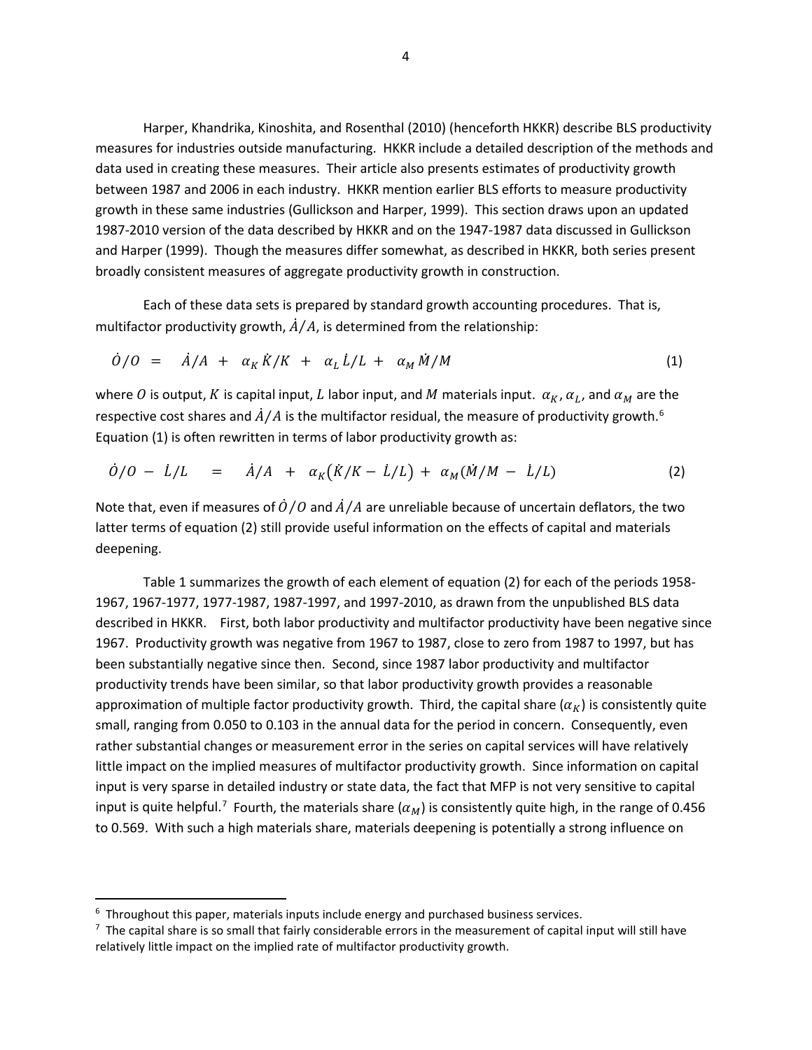Harper, Khandrika, Kinoshita, and Rosenthal (2010) (henceforth HKKR) describe BLS productivity measures for industries outside manufacturing. HKKR include a detailed description of the methods and data used in creating these measures. Their article also presents estimates of productivity growth between 1987 and 2006 in each industry. HKKR mention earlier BLS efforts to measure productivity growth in these same industries (Gullickson and Harper, 1999). This section draws upon an updated 1987-2010 version of the data described by HKKR and on the 1947-1987 data discussed in Gullickson and Harper (1999). Though the measures differ somewhat, as described in HKKR, both series present broadly consistent measures of aggregate productivity growth in construction.

Each of these data sets is prepared by standard growth accounting procedures. That is, multifactor productivity growth, $\dot{A}/A$, is determined from the relationship:

$$\dot{O}/O \;=\; \dot{A}/A \;+\; \alpha_K \dot{K}/K \;+\; \alpha_L \dot{L}/L \;+\; \alpha_M \dot{M}/M \tag{1}$$

where $O$ is output, $K$ is capital input, $L$ labor input, and $M$ materials input. $\alpha_K$, $\alpha_L$, and $\alpha_M$ are the respective cost shares and $\dot{A}/A$ is the multifactor residual, the measure of productivity growth.[6] Equation (1) is often rewritten in terms of labor productivity growth as:

$$\dot{O}/O \;-\; \dot{L}/L \;=\; \dot{A}/A \;+\; \alpha_K(\dot{K}/K - \dot{L}/L) \;+\; \alpha_M(\dot{M}/M \;-\; \dot{L}/L) \tag{2}$$

Note that, even if measures of $\dot{O}/O$ and $\dot{A}/A$ are unreliable because of uncertain deflators, the two latter terms of equation (2) still provide useful information on the effects of capital and materials deepening.

Table 1 summarizes the growth of each element of equation (2) for each of the periods 1958-1967, 1967-1977, 1977-1987, 1987-1997, and 1997-2010, as drawn from the unpublished BLS data described in HKKR. First, both labor productivity and multifactor productivity have been negative since 1967. Productivity growth was negative from 1967 to 1987, close to zero from 1987 to 1997, but has been substantially negative since then. Second, since 1987 labor productivity and multifactor productivity trends have been similar, so that labor productivity growth provides a reasonable approximation of multiple factor productivity growth. Third, the capital share ($\alpha_K$) is consistently quite small, ranging from 0.050 to 0.103 in the annual data for the period in concern. Consequently, even rather substantial changes or measurement error in the series on capital services will have relatively little impact on the implied measures of multifactor productivity growth. Since information on capital input is very sparse in detailed industry or state data, the fact that MFP is not very sensitive to capital input is quite helpful.[7] Fourth, the materials share ($\alpha_M$) is consistently quite high, in the range of 0.456 to 0.569. With such a high materials share, materials deepening is potentially a strong influence on

---

[6] Throughout this paper, materials inputs include energy and purchased business services.

[7] The capital share is so small that fairly considerable errors in the measurement of capital input will still have relatively little impact on the implied rate of multifactor productivity growth.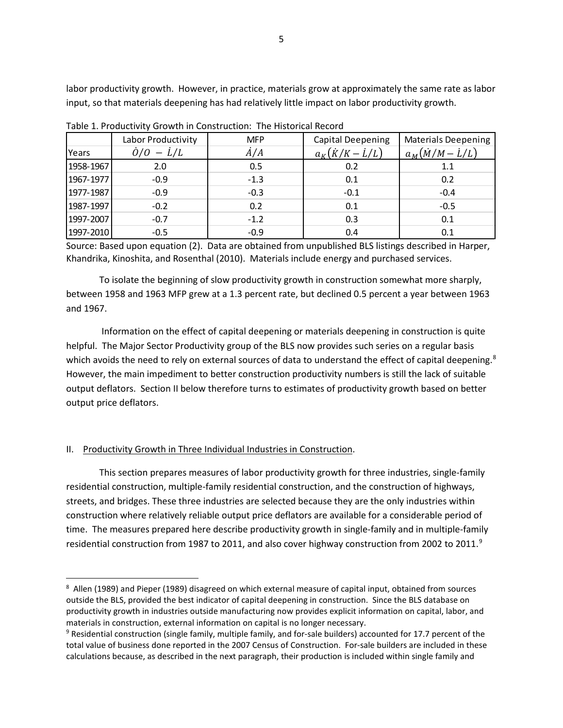labor productivity growth. However, in practice, materials grow at approximately the same rate as labor input, so that materials deepening has had relatively little impact on labor productivity growth.

Table 1. Productivity Growth in Construction: The Historical Record

| Years | Labor Productivity $\dot{O}/O - \dot{L}/L$ | MFP $\dot{A}/A$ | Capital Deepening $a_K(\dot{K}/K - \dot{L}/L)$ | Materials Deepening $a_M(\dot{M}/M - \dot{L}/L)$ |
|---|---|---|---|---|
| 1958-1967 | 2.0 | 0.5 | 0.2 | 1.1 |
| 1967-1977 | -0.9 | -1.3 | 0.1 | 0.2 |
| 1977-1987 | -0.9 | -0.3 | -0.1 | -0.4 |
| 1987-1997 | -0.2 | 0.2 | 0.1 | -0.5 |
| 1997-2007 | -0.7 | -1.2 | 0.3 | 0.1 |
| 1997-2010 | -0.5 | -0.9 | 0.4 | 0.1 |

Source: Based upon equation (2). Data are obtained from unpublished BLS listings described in Harper, Khandrika, Kinoshita, and Rosenthal (2010). Materials include energy and purchased services.

To isolate the beginning of slow productivity growth in construction somewhat more sharply, between 1958 and 1963 MFP grew at a 1.3 percent rate, but declined 0.5 percent a year between 1963 and 1967.

Information on the effect of capital deepening or materials deepening in construction is quite helpful. The Major Sector Productivity group of the BLS now provides such series on a regular basis which avoids the need to rely on external sources of data to understand the effect of capital deepening.[8] However, the main impediment to better construction productivity numbers is still the lack of suitable output deflators. Section II below therefore turns to estimates of productivity growth based on better output price deflators.

## II. Productivity Growth in Three Individual Industries in Construction.

This section prepares measures of labor productivity growth for three industries, single-family residential construction, multiple-family residential construction, and the construction of highways, streets, and bridges. These three industries are selected because they are the only industries within construction where relatively reliable output price deflators are available for a considerable period of time. The measures prepared here describe productivity growth in single-family and in multiple-family residential construction from 1987 to 2011, and also cover highway construction from 2002 to 2011.[9]

[8] Allen (1989) and Pieper (1989) disagreed on which external measure of capital input, obtained from sources outside the BLS, provided the best indicator of capital deepening in construction. Since the BLS database on productivity growth in industries outside manufacturing now provides explicit information on capital, labor, and materials in construction, external information on capital is no longer necessary.

[9] Residential construction (single family, multiple family, and for-sale builders) accounted for 17.7 percent of the total value of business done reported in the 2007 Census of Construction. For-sale builders are included in these calculations because, as described in the next paragraph, their production is included within single family and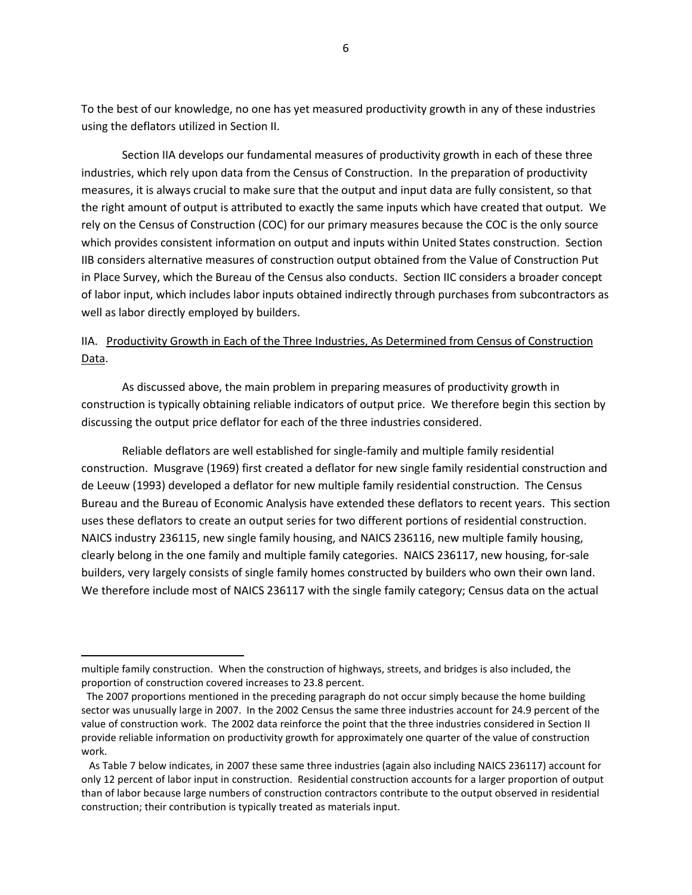To the best of our knowledge, no one has yet measured productivity growth in any of these industries using the deflators utilized in Section II.

Section IIA develops our fundamental measures of productivity growth in each of these three industries, which rely upon data from the Census of Construction. In the preparation of productivity measures, it is always crucial to make sure that the output and input data are fully consistent, so that the right amount of output is attributed to exactly the same inputs which have created that output. We rely on the Census of Construction (COC) for our primary measures because the COC is the only source which provides consistent information on output and inputs within United States construction. Section IIB considers alternative measures of construction output obtained from the Value of Construction Put in Place Survey, which the Bureau of the Census also conducts. Section IIC considers a broader concept of labor input, which includes labor inputs obtained indirectly through purchases from subcontractors as well as labor directly employed by builders.

## IIA. Productivity Growth in Each of the Three Industries, As Determined from Census of Construction Data.

As discussed above, the main problem in preparing measures of productivity growth in construction is typically obtaining reliable indicators of output price. We therefore begin this section by discussing the output price deflator for each of the three industries considered.

Reliable deflators are well established for single-family and multiple family residential construction. Musgrave (1969) first created a deflator for new single family residential construction and de Leeuw (1993) developed a deflator for new multiple family residential construction. The Census Bureau and the Bureau of Economic Analysis have extended these deflators to recent years. This section uses these deflators to create an output series for two different portions of residential construction. NAICS industry 236115, new single family housing, and NAICS 236116, new multiple family housing, clearly belong in the one family and multiple family categories. NAICS 236117, new housing, for-sale builders, very largely consists of single family homes constructed by builders who own their own land. We therefore include most of NAICS 236117 with the single family category; Census data on the actual

---

multiple family construction. When the construction of highways, streets, and bridges is also included, the proportion of construction covered increases to 23.8 percent.

The 2007 proportions mentioned in the preceding paragraph do not occur simply because the home building sector was unusually large in 2007. In the 2002 Census the same three industries account for 24.9 percent of the value of construction work. The 2002 data reinforce the point that the three industries considered in Section II provide reliable information on productivity growth for approximately one quarter of the value of construction work.

As Table 7 below indicates, in 2007 these same three industries (again also including NAICS 236117) account for only 12 percent of labor input in construction. Residential construction accounts for a larger proportion of output than of labor because large numbers of construction contractors contribute to the output observed in residential construction; their contribution is typically treated as materials input.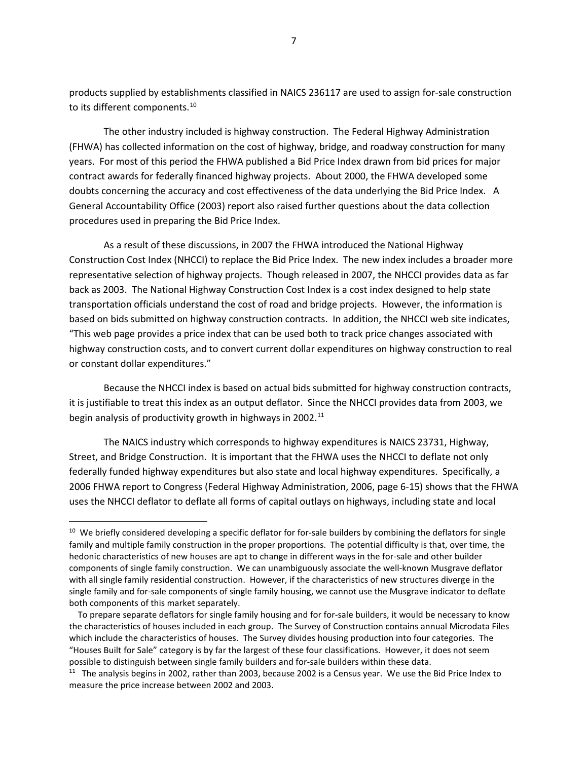products supplied by establishments classified in NAICS 236117 are used to assign for-sale construction to its different components.[10]

The other industry included is highway construction. The Federal Highway Administration (FHWA) has collected information on the cost of highway, bridge, and roadway construction for many years. For most of this period the FHWA published a Bid Price Index drawn from bid prices for major contract awards for federally financed highway projects. About 2000, the FHWA developed some doubts concerning the accuracy and cost effectiveness of the data underlying the Bid Price Index. A General Accountability Office (2003) report also raised further questions about the data collection procedures used in preparing the Bid Price Index.

As a result of these discussions, in 2007 the FHWA introduced the National Highway Construction Cost Index (NHCCI) to replace the Bid Price Index. The new index includes a broader more representative selection of highway projects. Though released in 2007, the NHCCI provides data as far back as 2003. The National Highway Construction Cost Index is a cost index designed to help state transportation officials understand the cost of road and bridge projects. However, the information is based on bids submitted on highway construction contracts. In addition, the NHCCI web site indicates, "This web page provides a price index that can be used both to track price changes associated with highway construction costs, and to convert current dollar expenditures on highway construction to real or constant dollar expenditures."

Because the NHCCI index is based on actual bids submitted for highway construction contracts, it is justifiable to treat this index as an output deflator. Since the NHCCI provides data from 2003, we begin analysis of productivity growth in highways in 2002.[11]

The NAICS industry which corresponds to highway expenditures is NAICS 23731, Highway, Street, and Bridge Construction. It is important that the FHWA uses the NHCCI to deflate not only federally funded highway expenditures but also state and local highway expenditures. Specifically, a 2006 FHWA report to Congress (Federal Highway Administration, 2006, page 6-15) shows that the FHWA uses the NHCCI deflator to deflate all forms of capital outlays on highways, including state and local

---

[10] We briefly considered developing a specific deflator for for-sale builders by combining the deflators for single family and multiple family construction in the proper proportions. The potential difficulty is that, over time, the hedonic characteristics of new houses are apt to change in different ways in the for-sale and other builder components of single family construction. We can unambiguously associate the well-known Musgrave deflator with all single family residential construction. However, if the characteristics of new structures diverge in the single family and for-sale components of single family housing, we cannot use the Musgrave indicator to deflate both components of this market separately.

To prepare separate deflators for single family housing and for for-sale builders, it would be necessary to know the characteristics of houses included in each group. The Survey of Construction contains annual Microdata Files which include the characteristics of houses. The Survey divides housing production into four categories. The "Houses Built for Sale" category is by far the largest of these four classifications. However, it does not seem possible to distinguish between single family builders and for-sale builders within these data.

[11] The analysis begins in 2002, rather than 2003, because 2002 is a Census year. We use the Bid Price Index to measure the price increase between 2002 and 2003.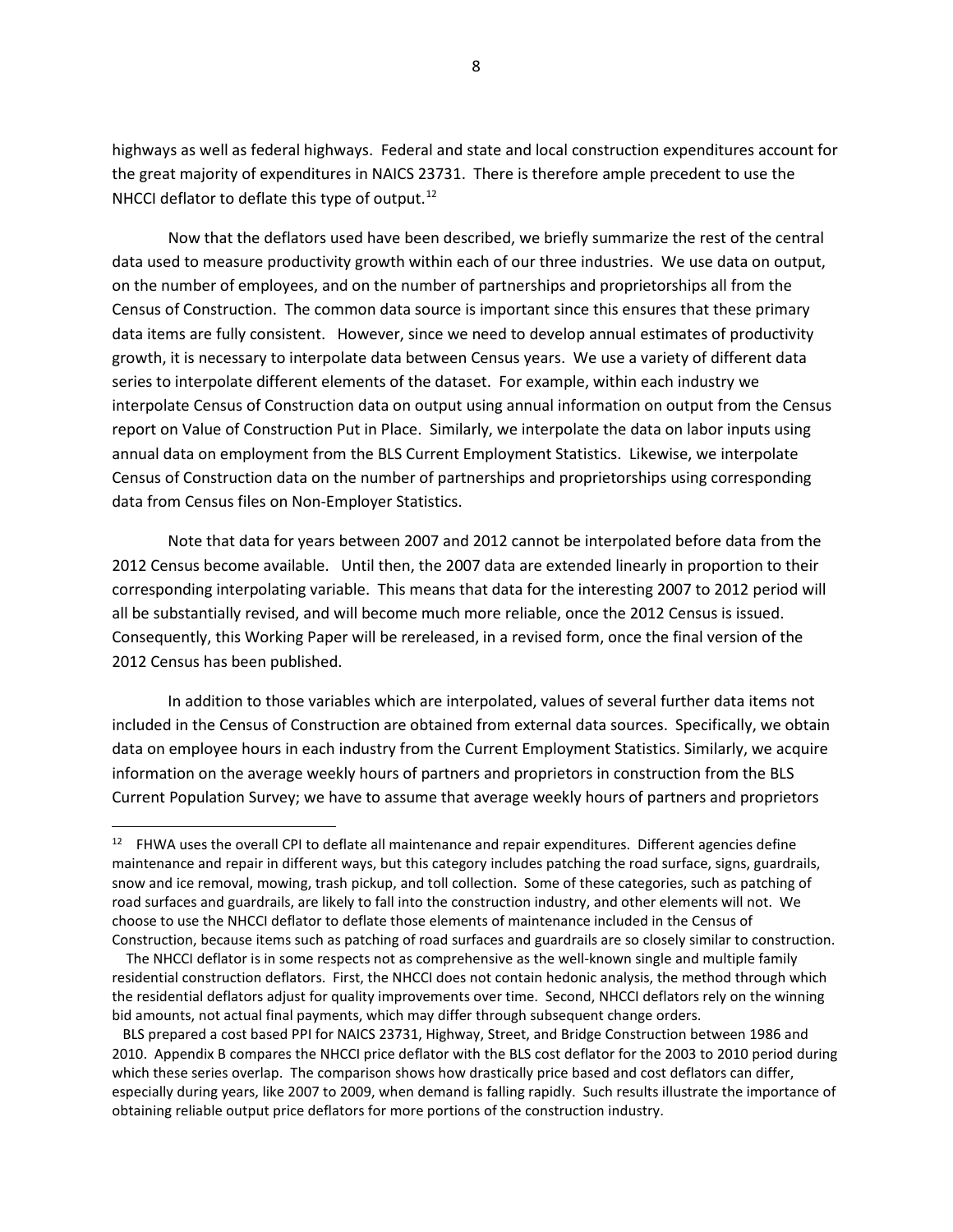highways as well as federal highways. Federal and state and local construction expenditures account for the great majority of expenditures in NAICS 23731. There is therefore ample precedent to use the NHCCI deflator to deflate this type of output.[12]

Now that the deflators used have been described, we briefly summarize the rest of the central data used to measure productivity growth within each of our three industries. We use data on output, on the number of employees, and on the number of partnerships and proprietorships all from the Census of Construction. The common data source is important since this ensures that these primary data items are fully consistent. However, since we need to develop annual estimates of productivity growth, it is necessary to interpolate data between Census years. We use a variety of different data series to interpolate different elements of the dataset. For example, within each industry we interpolate Census of Construction data on output using annual information on output from the Census report on Value of Construction Put in Place. Similarly, we interpolate the data on labor inputs using annual data on employment from the BLS Current Employment Statistics. Likewise, we interpolate Census of Construction data on the number of partnerships and proprietorships using corresponding data from Census files on Non-Employer Statistics.

Note that data for years between 2007 and 2012 cannot be interpolated before data from the 2012 Census become available. Until then, the 2007 data are extended linearly in proportion to their corresponding interpolating variable. This means that data for the interesting 2007 to 2012 period will all be substantially revised, and will become much more reliable, once the 2012 Census is issued. Consequently, this Working Paper will be rereleased, in a revised form, once the final version of the 2012 Census has been published.

In addition to those variables which are interpolated, values of several further data items not included in the Census of Construction are obtained from external data sources. Specifically, we obtain data on employee hours in each industry from the Current Employment Statistics. Similarly, we acquire information on the average weekly hours of partners and proprietors in construction from the BLS Current Population Survey; we have to assume that average weekly hours of partners and proprietors

---

[12] FHWA uses the overall CPI to deflate all maintenance and repair expenditures. Different agencies define maintenance and repair in different ways, but this category includes patching the road surface, signs, guardrails, snow and ice removal, mowing, trash pickup, and toll collection. Some of these categories, such as patching of road surfaces and guardrails, are likely to fall into the construction industry, and other elements will not. We choose to use the NHCCI deflator to deflate those elements of maintenance included in the Census of Construction, because items such as patching of road surfaces and guardrails are so closely similar to construction.

The NHCCI deflator is in some respects not as comprehensive as the well-known single and multiple family residential construction deflators. First, the NHCCI does not contain hedonic analysis, the method through which the residential deflators adjust for quality improvements over time. Second, NHCCI deflators rely on the winning bid amounts, not actual final payments, which may differ through subsequent change orders.

BLS prepared a cost based PPI for NAICS 23731, Highway, Street, and Bridge Construction between 1986 and 2010. Appendix B compares the NHCCI price deflator with the BLS cost deflator for the 2003 to 2010 period during which these series overlap. The comparison shows how drastically price based and cost deflators can differ, especially during years, like 2007 to 2009, when demand is falling rapidly. Such results illustrate the importance of obtaining reliable output price deflators for more portions of the construction industry.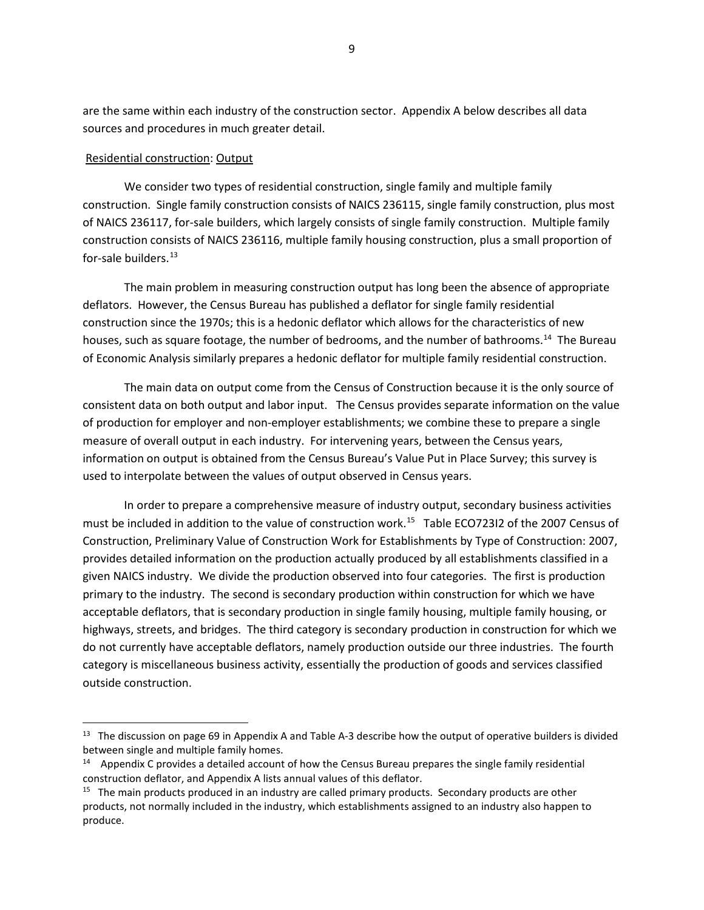are the same within each industry of the construction sector. Appendix A below describes all data sources and procedures in much greater detail.

Residential construction: Output

We consider two types of residential construction, single family and multiple family construction. Single family construction consists of NAICS 236115, single family construction, plus most of NAICS 236117, for-sale builders, which largely consists of single family construction. Multiple family construction consists of NAICS 236116, multiple family housing construction, plus a small proportion of for-sale builders.[13]

The main problem in measuring construction output has long been the absence of appropriate deflators. However, the Census Bureau has published a deflator for single family residential construction since the 1970s; this is a hedonic deflator which allows for the characteristics of new houses, such as square footage, the number of bedrooms, and the number of bathrooms.[14] The Bureau of Economic Analysis similarly prepares a hedonic deflator for multiple family residential construction.

The main data on output come from the Census of Construction because it is the only source of consistent data on both output and labor input. The Census provides separate information on the value of production for employer and non-employer establishments; we combine these to prepare a single measure of overall output in each industry. For intervening years, between the Census years, information on output is obtained from the Census Bureau's Value Put in Place Survey; this survey is used to interpolate between the values of output observed in Census years.

In order to prepare a comprehensive measure of industry output, secondary business activities must be included in addition to the value of construction work.[15] Table ECO723I2 of the 2007 Census of Construction, Preliminary Value of Construction Work for Establishments by Type of Construction: 2007, provides detailed information on the production actually produced by all establishments classified in a given NAICS industry. We divide the production observed into four categories. The first is production primary to the industry. The second is secondary production within construction for which we have acceptable deflators, that is secondary production in single family housing, multiple family housing, or highways, streets, and bridges. The third category is secondary production in construction for which we do not currently have acceptable deflators, namely production outside our three industries. The fourth category is miscellaneous business activity, essentially the production of goods and services classified outside construction.

---

[13] The discussion on page 69 in Appendix A and Table A-3 describe how the output of operative builders is divided between single and multiple family homes.

[14] Appendix C provides a detailed account of how the Census Bureau prepares the single family residential construction deflator, and Appendix A lists annual values of this deflator.

[15] The main products produced in an industry are called primary products. Secondary products are other products, not normally included in the industry, which establishments assigned to an industry also happen to produce.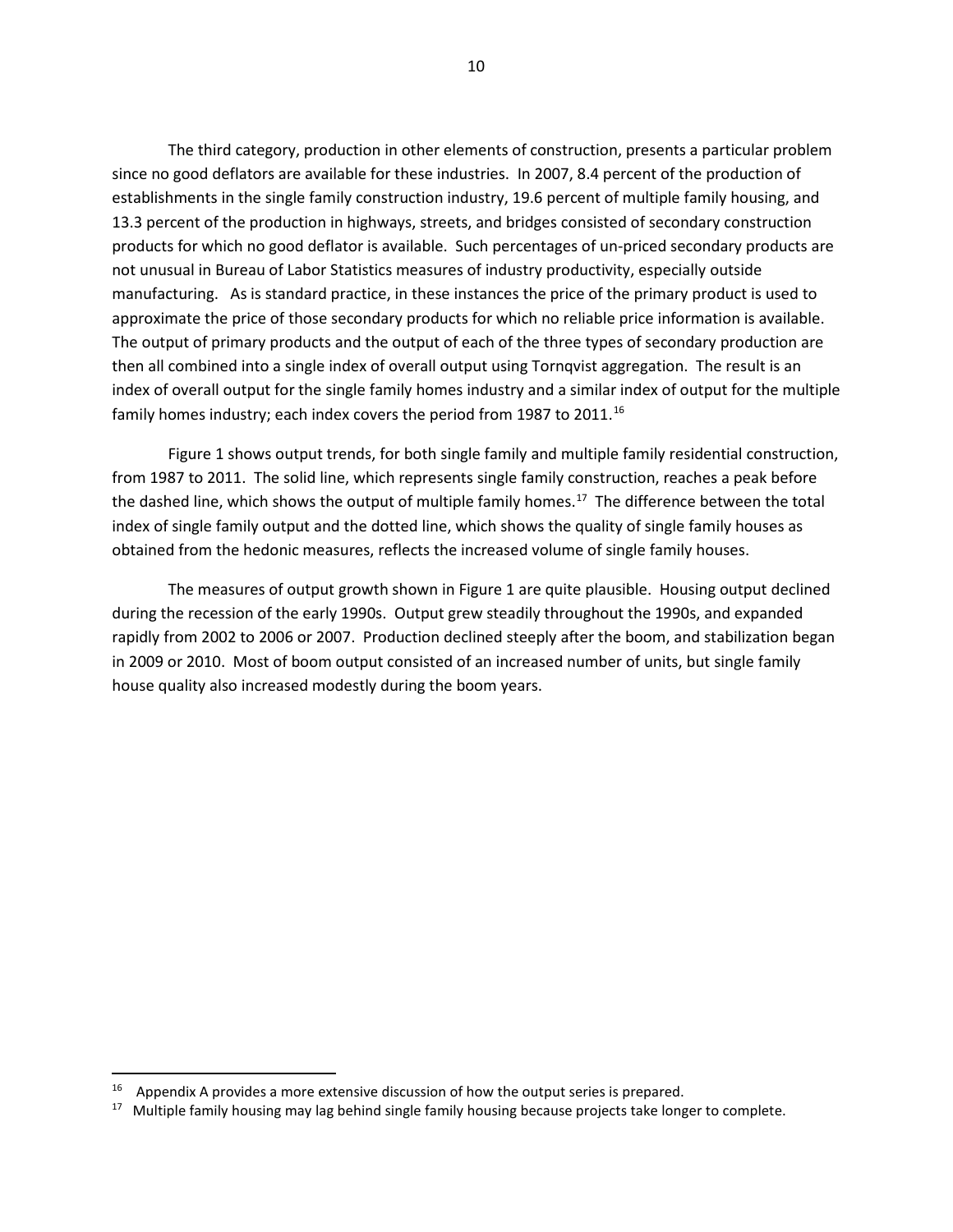The third category, production in other elements of construction, presents a particular problem since no good deflators are available for these industries. In 2007, 8.4 percent of the production of establishments in the single family construction industry, 19.6 percent of multiple family housing, and 13.3 percent of the production in highways, streets, and bridges consisted of secondary construction products for which no good deflator is available. Such percentages of un-priced secondary products are not unusual in Bureau of Labor Statistics measures of industry productivity, especially outside manufacturing. As is standard practice, in these instances the price of the primary product is used to approximate the price of those secondary products for which no reliable price information is available. The output of primary products and the output of each of the three types of secondary production are then all combined into a single index of overall output using Tornqvist aggregation. The result is an index of overall output for the single family homes industry and a similar index of output for the multiple family homes industry; each index covers the period from 1987 to 2011.[16]

Figure 1 shows output trends, for both single family and multiple family residential construction, from 1987 to 2011. The solid line, which represents single family construction, reaches a peak before the dashed line, which shows the output of multiple family homes.[17] The difference between the total index of single family output and the dotted line, which shows the quality of single family houses as obtained from the hedonic measures, reflects the increased volume of single family houses.

The measures of output growth shown in Figure 1 are quite plausible. Housing output declined during the recession of the early 1990s. Output grew steadily throughout the 1990s, and expanded rapidly from 2002 to 2006 or 2007. Production declined steeply after the boom, and stabilization began in 2009 or 2010. Most of boom output consisted of an increased number of units, but single family house quality also increased modestly during the boom years.

---

[16] Appendix A provides a more extensive discussion of how the output series is prepared.

[17] Multiple family housing may lag behind single family housing because projects take longer to complete.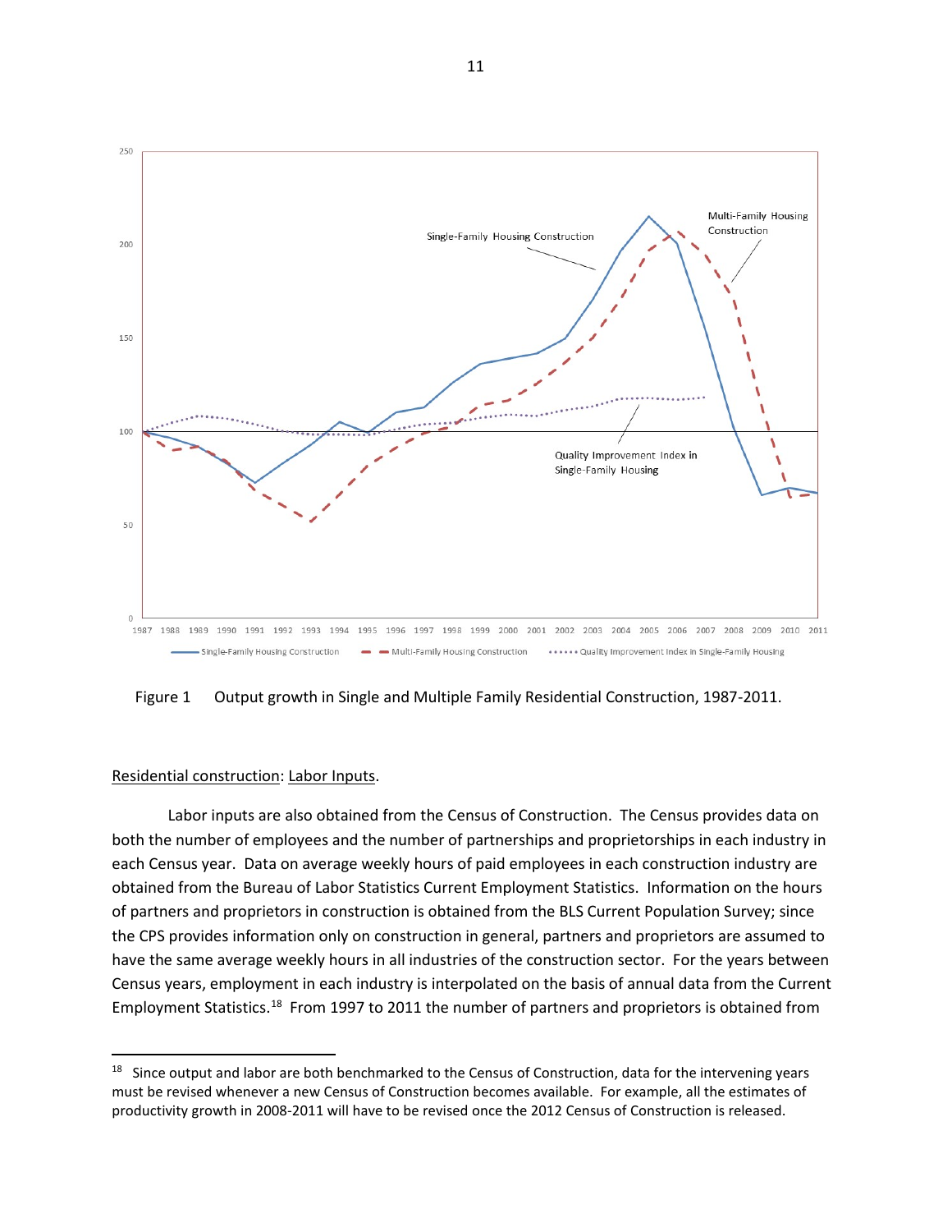Figure 1 Output growth in Single and Multiple Family Residential Construction, 1987-2011.

Residential construction: Labor Inputs.

Labor inputs are also obtained from the Census of Construction. The Census provides data on both the number of employees and the number of partnerships and proprietorships in each industry in each Census year. Data on average weekly hours of paid employees in each construction industry are obtained from the Bureau of Labor Statistics Current Employment Statistics. Information on the hours of partners and proprietors in construction is obtained from the BLS Current Population Survey; since the CPS provides information only on construction in general, partners and proprietors are assumed to have the same average weekly hours in all industries of the construction sector. For the years between Census years, employment in each industry is interpolated on the basis of annual data from the Current Employment Statistics.[18] From 1997 to 2011 the number of partners and proprietors is obtained from

[18] Since output and labor are both benchmarked to the Census of Construction, data for the intervening years must be revised whenever a new Census of Construction becomes available. For example, all the estimates of productivity growth in 2008-2011 will have to be revised once the 2012 Census of Construction is released.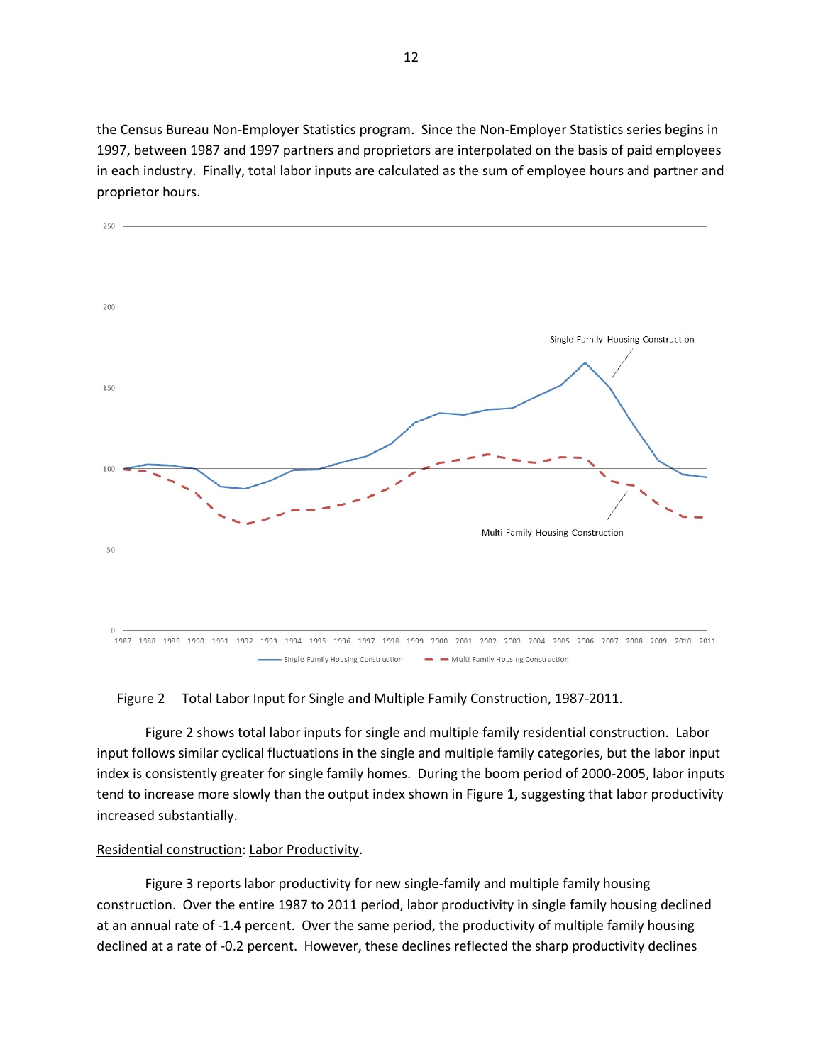the Census Bureau Non-Employer Statistics program. Since the Non-Employer Statistics series begins in 1997, between 1987 and 1997 partners and proprietors are interpolated on the basis of paid employees in each industry. Finally, total labor inputs are calculated as the sum of employee hours and partner and proprietor hours.

Figure 2 Total Labor Input for Single and Multiple Family Construction, 1987-2011.

Figure 2 shows total labor inputs for single and multiple family residential construction. Labor input follows similar cyclical fluctuations in the single and multiple family categories, but the labor input index is consistently greater for single family homes. During the boom period of 2000-2005, labor inputs tend to increase more slowly than the output index shown in Figure 1, suggesting that labor productivity increased substantially.

Residential construction: Labor Productivity.

Figure 3 reports labor productivity for new single-family and multiple family housing construction. Over the entire 1987 to 2011 period, labor productivity in single family housing declined at an annual rate of -1.4 percent. Over the same period, the productivity of multiple family housing declined at a rate of -0.2 percent. However, these declines reflected the sharp productivity declines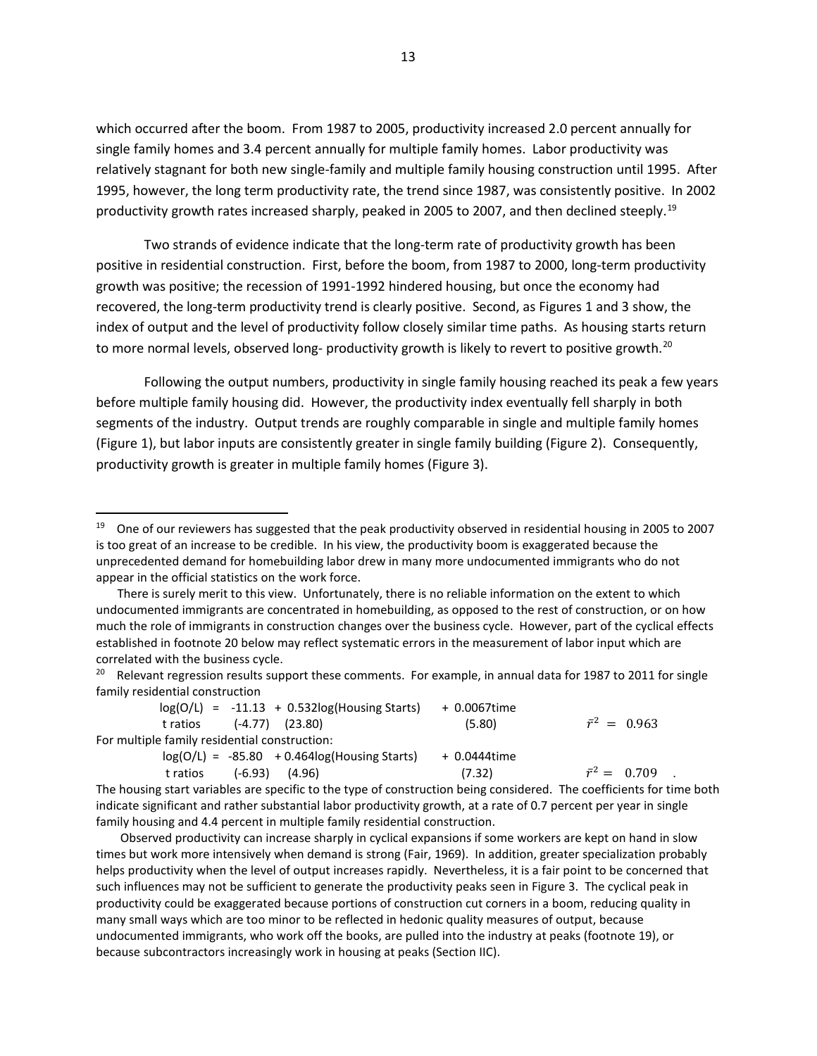which occurred after the boom. From 1987 to 2005, productivity increased 2.0 percent annually for single family homes and 3.4 percent annually for multiple family homes. Labor productivity was relatively stagnant for both new single-family and multiple family housing construction until 1995. After 1995, however, the long term productivity rate, the trend since 1987, was consistently positive. In 2002 productivity growth rates increased sharply, peaked in 2005 to 2007, and then declined steeply.[19]

Two strands of evidence indicate that the long-term rate of productivity growth has been positive in residential construction. First, before the boom, from 1987 to 2000, long-term productivity growth was positive; the recession of 1991-1992 hindered housing, but once the economy had recovered, the long-term productivity trend is clearly positive. Second, as Figures 1 and 3 show, the index of output and the level of productivity follow closely similar time paths. As housing starts return to more normal levels, observed long- productivity growth is likely to revert to positive growth.[20]

Following the output numbers, productivity in single family housing reached its peak a few years before multiple family housing did. However, the productivity index eventually fell sharply in both segments of the industry. Output trends are roughly comparable in single and multiple family homes (Figure 1), but labor inputs are consistently greater in single family building (Figure 2). Consequently, productivity growth is greater in multiple family homes (Figure 3).

---

[19] One of our reviewers has suggested that the peak productivity observed in residential housing in 2005 to 2007 is too great of an increase to be credible. In his view, the productivity boom is exaggerated because the unprecedented demand for homebuilding labor drew in many more undocumented immigrants who do not appear in the official statistics on the work force.

There is surely merit to this view. Unfortunately, there is no reliable information on the extent to which undocumented immigrants are concentrated in homebuilding, as opposed to the rest of construction, or on how much the role of immigrants in construction changes over the business cycle. However, part of the cyclical effects established in footnote 20 below may reflect systematic errors in the measurement of labor input which are correlated with the business cycle.

[20] Relevant regression results support these comments. For example, in annual data for 1987 to 2011 for single family residential construction

$$\log(O/L) = -11.13 + 0.532\log(\text{Housing Starts}) + 0.0067\text{time}$$

t ratios (-4.77) (23.80) (5.80) $\bar{r}^2 = 0.963$

For multiple family residential construction:

$$\log(O/L) = -85.80 + 0.464\log(\text{Housing Starts}) + 0.0444\text{time}$$

t ratios (-6.93) (4.96) (7.32) $\bar{r}^2 = 0.709$ .

The housing start variables are specific to the type of construction being considered. The coefficients for time both indicate significant and rather substantial labor productivity growth, at a rate of 0.7 percent per year in single family housing and 4.4 percent in multiple family residential construction.

Observed productivity can increase sharply in cyclical expansions if some workers are kept on hand in slow times but work more intensively when demand is strong (Fair, 1969). In addition, greater specialization probably helps productivity when the level of output increases rapidly. Nevertheless, it is a fair point to be concerned that such influences may not be sufficient to generate the productivity peaks seen in Figure 3. The cyclical peak in productivity could be exaggerated because portions of construction cut corners in a boom, reducing quality in many small ways which are too minor to be reflected in hedonic quality measures of output, because undocumented immigrants, who work off the books, are pulled into the industry at peaks (footnote 19), or because subcontractors increasingly work in housing at peaks (Section IIC).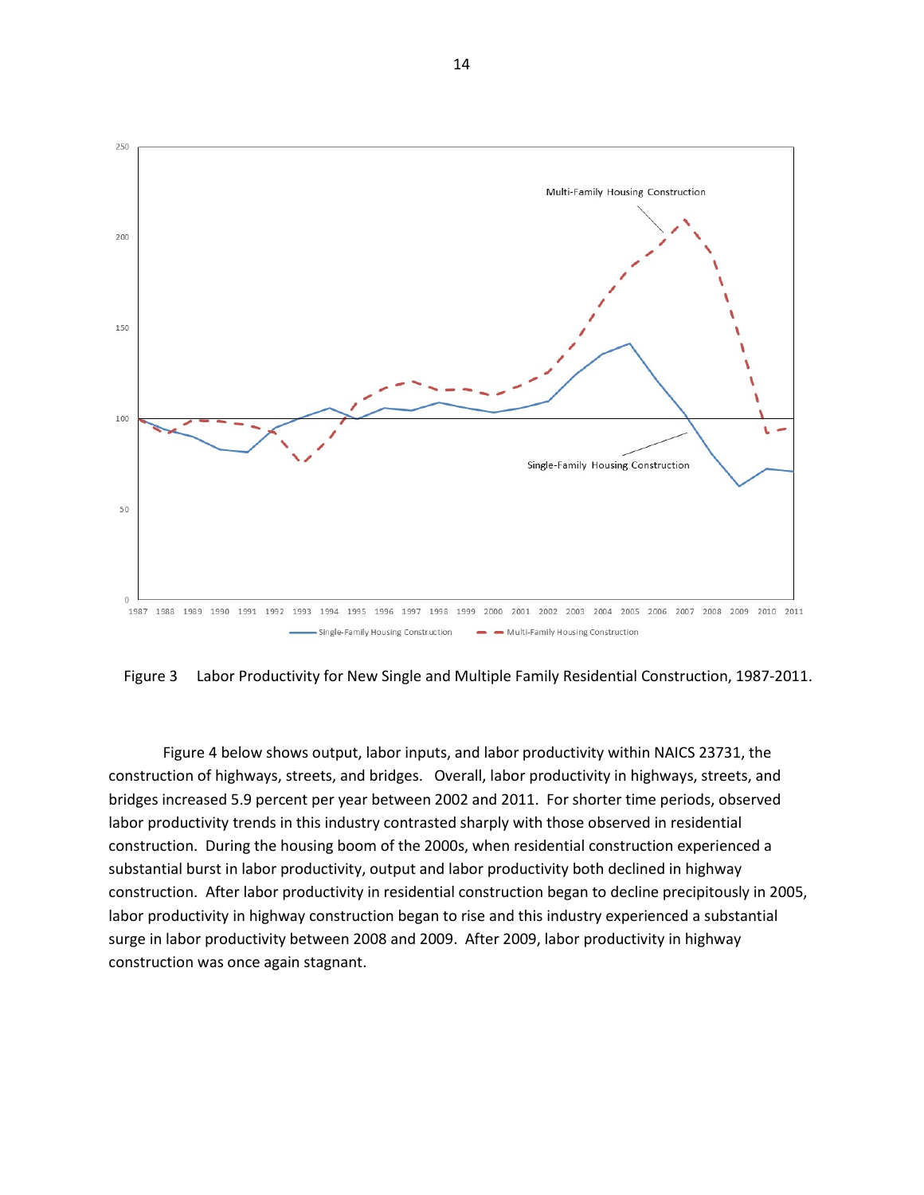Figure 3 Labor Productivity for New Single and Multiple Family Residential Construction, 1987-2011.

Figure 4 below shows output, labor inputs, and labor productivity within NAICS 23731, the construction of highways, streets, and bridges. Overall, labor productivity in highways, streets, and bridges increased 5.9 percent per year between 2002 and 2011. For shorter time periods, observed labor productivity trends in this industry contrasted sharply with those observed in residential construction. During the housing boom of the 2000s, when residential construction experienced a substantial burst in labor productivity, output and labor productivity both declined in highway construction. After labor productivity in residential construction began to decline precipitously in 2005, labor productivity in highway construction began to rise and this industry experienced a substantial surge in labor productivity between 2008 and 2009. After 2009, labor productivity in highway construction was once again stagnant.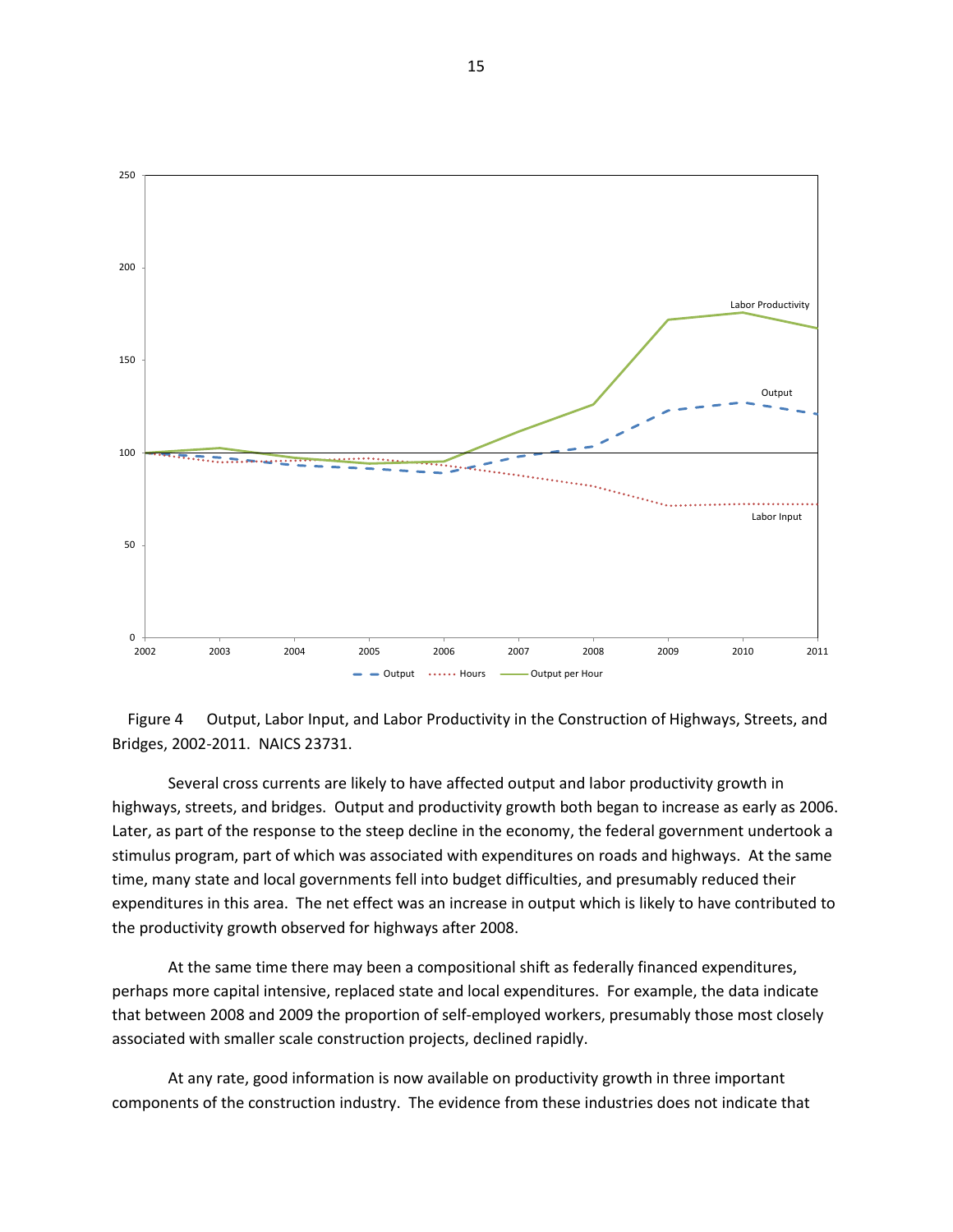Figure 4 Output, Labor Input, and Labor Productivity in the Construction of Highways, Streets, and Bridges, 2002-2011. NAICS 23731.

Several cross currents are likely to have affected output and labor productivity growth in highways, streets, and bridges. Output and productivity growth both began to increase as early as 2006. Later, as part of the response to the steep decline in the economy, the federal government undertook a stimulus program, part of which was associated with expenditures on roads and highways. At the same time, many state and local governments fell into budget difficulties, and presumably reduced their expenditures in this area. The net effect was an increase in output which is likely to have contributed to the productivity growth observed for highways after 2008.

At the same time there may been a compositional shift as federally financed expenditures, perhaps more capital intensive, replaced state and local expenditures. For example, the data indicate that between 2008 and 2009 the proportion of self-employed workers, presumably those most closely associated with smaller scale construction projects, declined rapidly.

At any rate, good information is now available on productivity growth in three important components of the construction industry. The evidence from these industries does not indicate that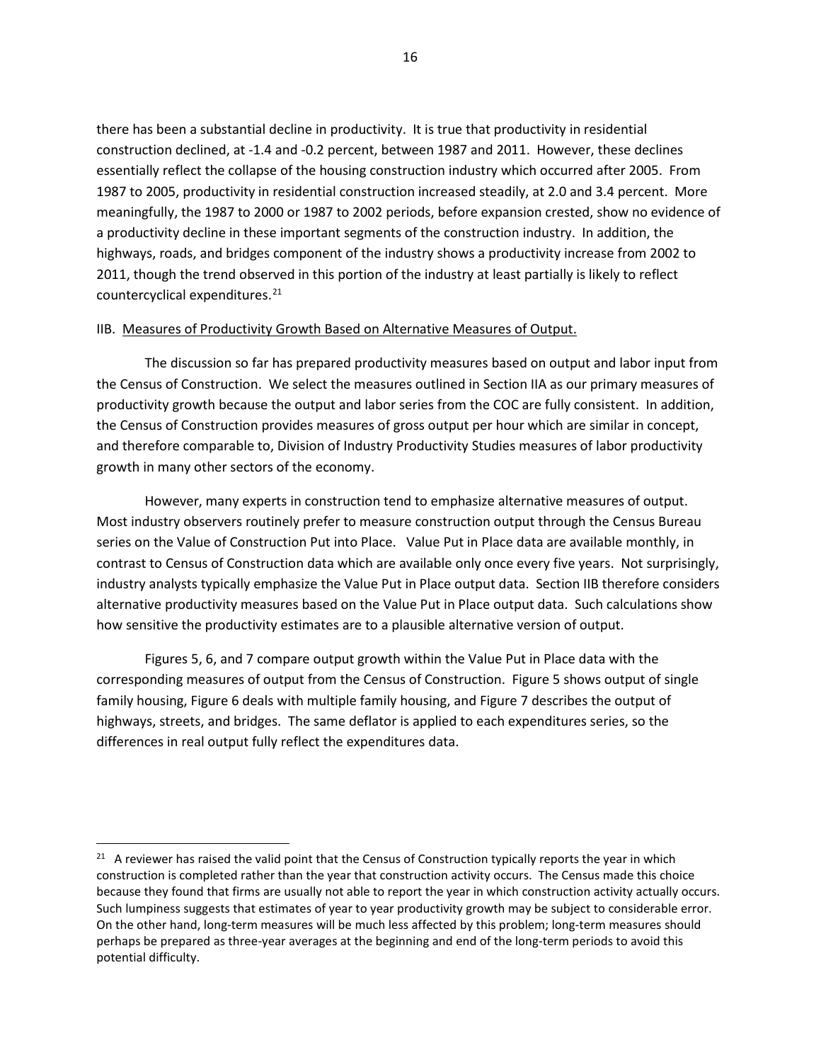there has been a substantial decline in productivity. It is true that productivity in residential construction declined, at -1.4 and -0.2 percent, between 1987 and 2011. However, these declines essentially reflect the collapse of the housing construction industry which occurred after 2005. From 1987 to 2005, productivity in residential construction increased steadily, at 2.0 and 3.4 percent. More meaningfully, the 1987 to 2000 or 1987 to 2002 periods, before expansion crested, show no evidence of a productivity decline in these important segments of the construction industry. In addition, the highways, roads, and bridges component of the industry shows a productivity increase from 2002 to 2011, though the trend observed in this portion of the industry at least partially is likely to reflect countercyclical expenditures.[21]

IIB. Measures of Productivity Growth Based on Alternative Measures of Output.

The discussion so far has prepared productivity measures based on output and labor input from the Census of Construction. We select the measures outlined in Section IIA as our primary measures of productivity growth because the output and labor series from the COC are fully consistent. In addition, the Census of Construction provides measures of gross output per hour which are similar in concept, and therefore comparable to, Division of Industry Productivity Studies measures of labor productivity growth in many other sectors of the economy.

However, many experts in construction tend to emphasize alternative measures of output. Most industry observers routinely prefer to measure construction output through the Census Bureau series on the Value of Construction Put into Place. Value Put in Place data are available monthly, in contrast to Census of Construction data which are available only once every five years. Not surprisingly, industry analysts typically emphasize the Value Put in Place output data. Section IIB therefore considers alternative productivity measures based on the Value Put in Place output data. Such calculations show how sensitive the productivity estimates are to a plausible alternative version of output.

Figures 5, 6, and 7 compare output growth within the Value Put in Place data with the corresponding measures of output from the Census of Construction. Figure 5 shows output of single family housing, Figure 6 deals with multiple family housing, and Figure 7 describes the output of highways, streets, and bridges. The same deflator is applied to each expenditures series, so the differences in real output fully reflect the expenditures data.

[21] A reviewer has raised the valid point that the Census of Construction typically reports the year in which construction is completed rather than the year that construction activity occurs. The Census made this choice because they found that firms are usually not able to report the year in which construction activity actually occurs. Such lumpiness suggests that estimates of year to year productivity growth may be subject to considerable error. On the other hand, long-term measures will be much less affected by this problem; long-term measures should perhaps be prepared as three-year averages at the beginning and end of the long-term periods to avoid this potential difficulty.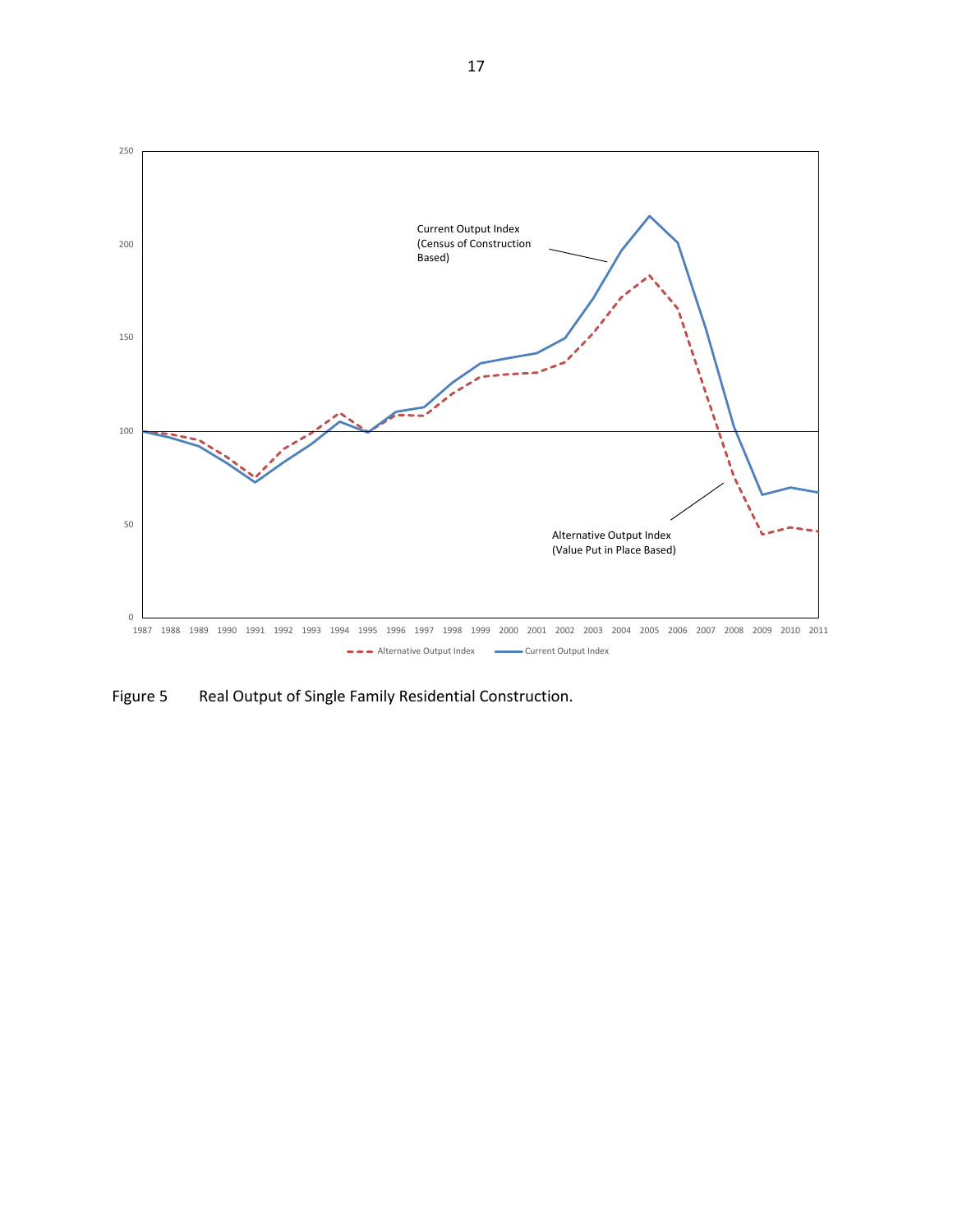Figure 5 Real Output of Single Family Residential Construction.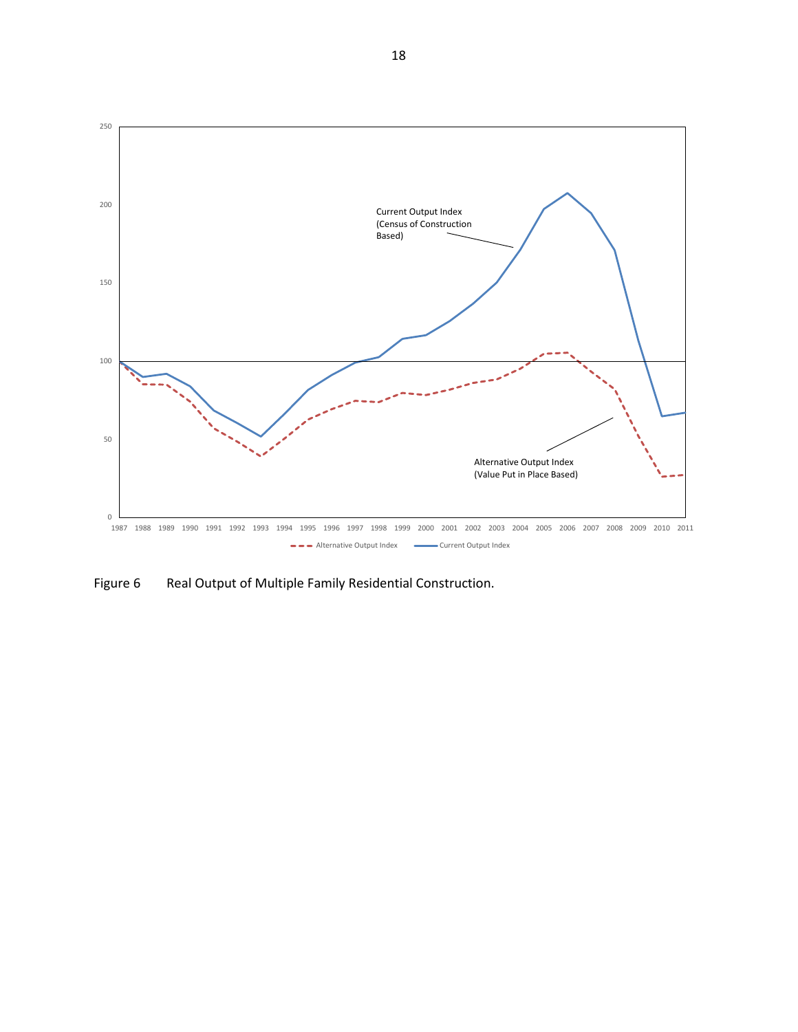Figure 6 Real Output of Multiple Family Residential Construction.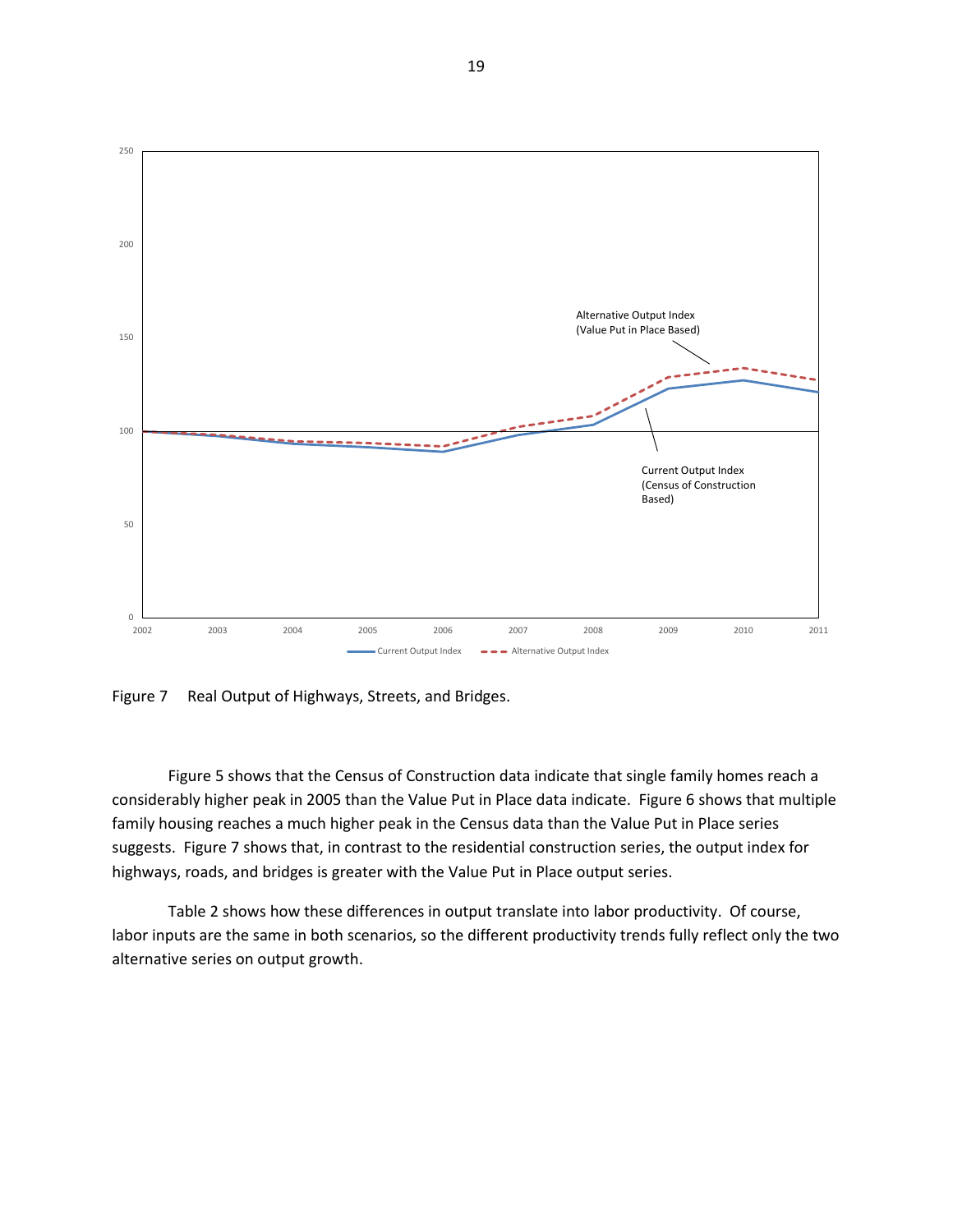Figure 7 Real Output of Highways, Streets, and Bridges.

Figure 5 shows that the Census of Construction data indicate that single family homes reach a considerably higher peak in 2005 than the Value Put in Place data indicate. Figure 6 shows that multiple family housing reaches a much higher peak in the Census data than the Value Put in Place series suggests. Figure 7 shows that, in contrast to the residential construction series, the output index for highways, roads, and bridges is greater with the Value Put in Place output series.

Table 2 shows how these differences in output translate into labor productivity. Of course, labor inputs are the same in both scenarios, so the different productivity trends fully reflect only the two alternative series on output growth.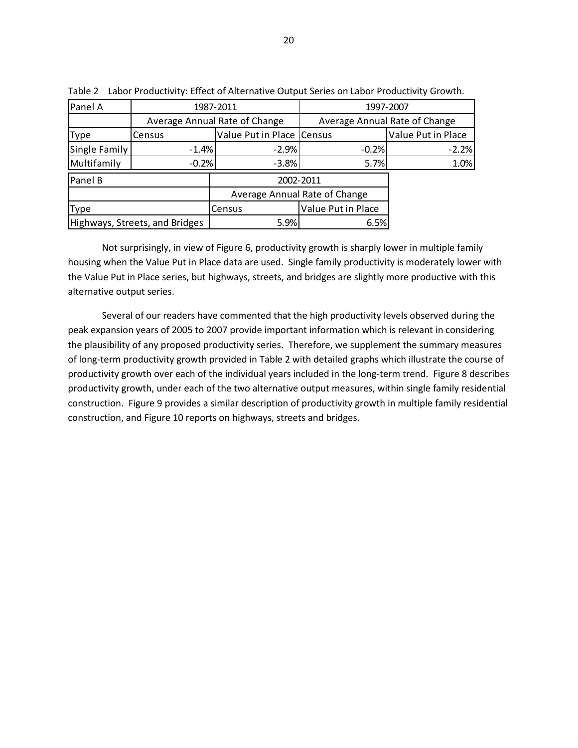Table 2 Labor Productivity: Effect of Alternative Output Series on Labor Productivity Growth.

| Panel A | 1987-2011 | | 1997-2007 | |
|---|---|---|---|---|
| | Average Annual Rate of Change | | Average Annual Rate of Change | |
| Type | Census | Value Put in Place | Census | Value Put in Place |
| Single Family | -1.4% | -2.9% | -0.2% | -2.2% |
| Multifamily | -0.2% | -3.8% | 5.7% | 1.0% |

| Panel B | 2002-2011 | |
|---|---|---|
| | Average Annual Rate of Change | |
| Type | Census | Value Put in Place |
| Highways, Streets, and Bridges | 5.9% | 6.5% |

Not surprisingly, in view of Figure 6, productivity growth is sharply lower in multiple family housing when the Value Put in Place data are used. Single family productivity is moderately lower with the Value Put in Place series, but highways, streets, and bridges are slightly more productive with this alternative output series.

Several of our readers have commented that the high productivity levels observed during the peak expansion years of 2005 to 2007 provide important information which is relevant in considering the plausibility of any proposed productivity series. Therefore, we supplement the summary measures of long-term productivity growth provided in Table 2 with detailed graphs which illustrate the course of productivity growth over each of the individual years included in the long-term trend. Figure 8 describes productivity growth, under each of the two alternative output measures, within single family residential construction. Figure 9 provides a similar description of productivity growth in multiple family residential construction, and Figure 10 reports on highways, streets and bridges.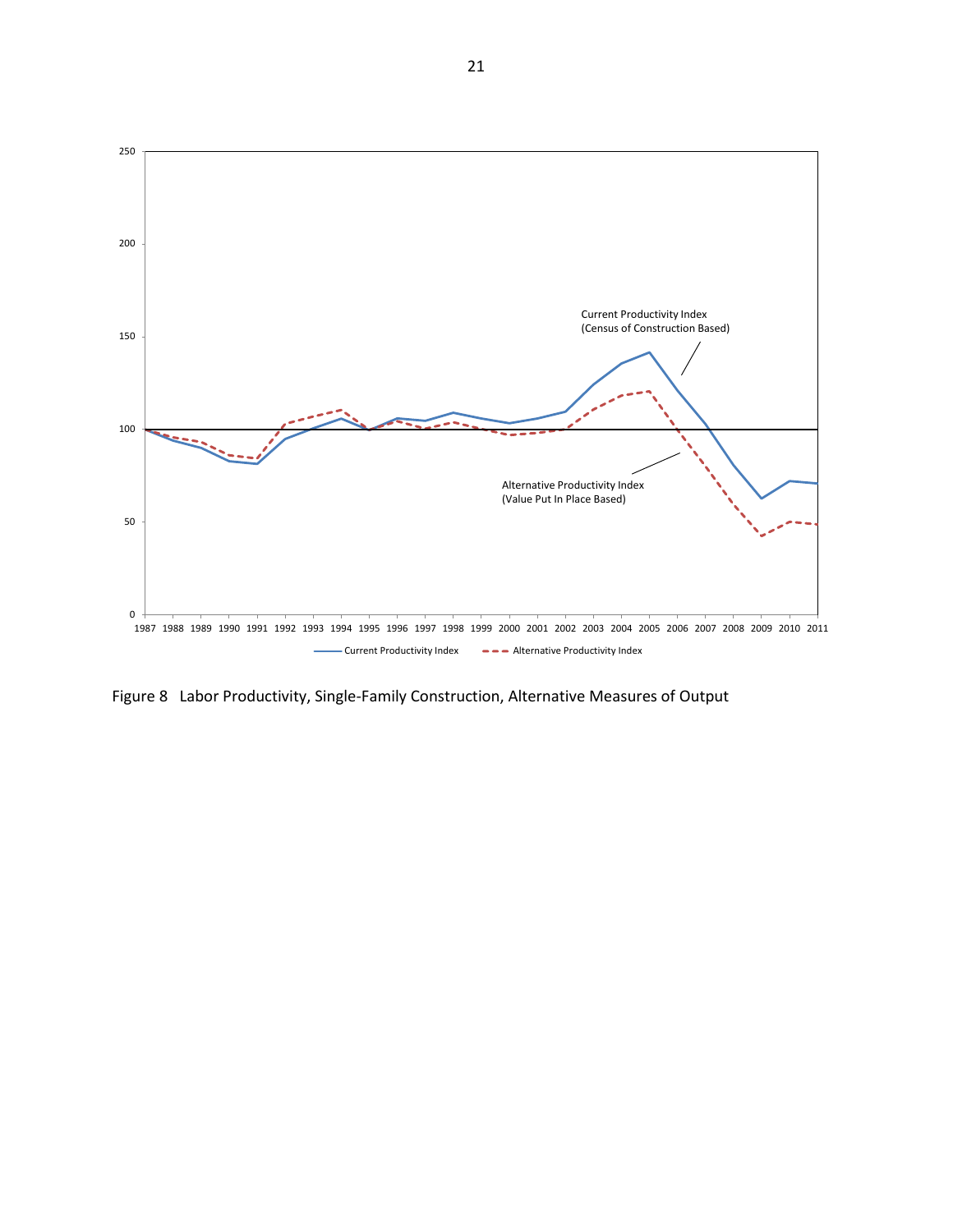250

200

150

100

50

0

1987 1988 1989 1990 1991 1992 1993 1994 1995 1996 1997 1998 1999 2000 2001 2002 2003 2004 2005 2006 2007 2008 2009 2010 2011

Current Productivity Index
(Census of Construction Based)

Alternative Productivity Index
(Value Put In Place Based)

Current Productivity Index — Alternative Productivity Index

Figure 8 Labor Productivity, Single-Family Construction, Alternative Measures of Output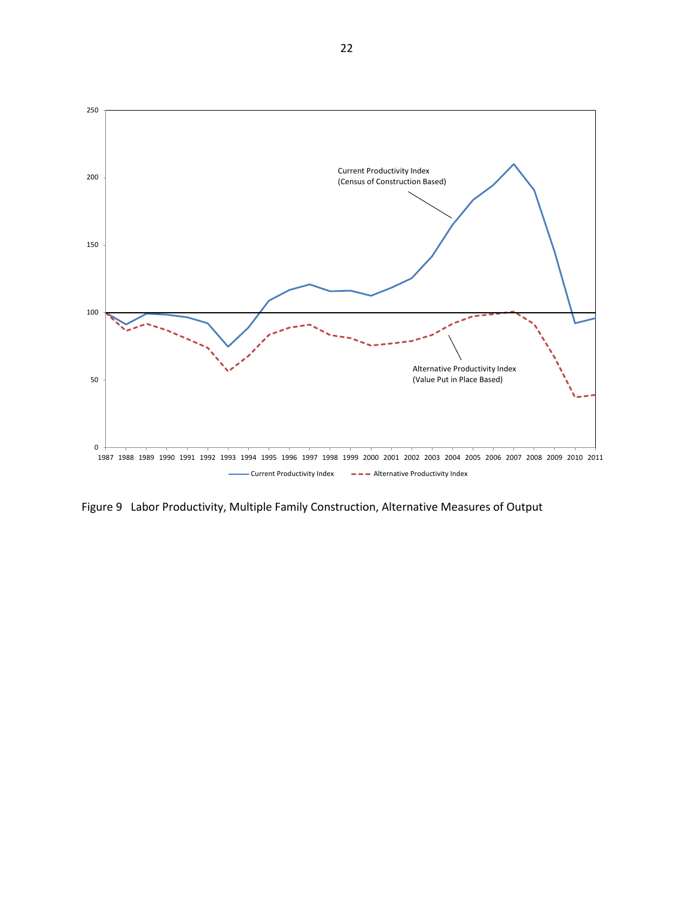Figure 9 Labor Productivity, Multiple Family Construction, Alternative Measures of Output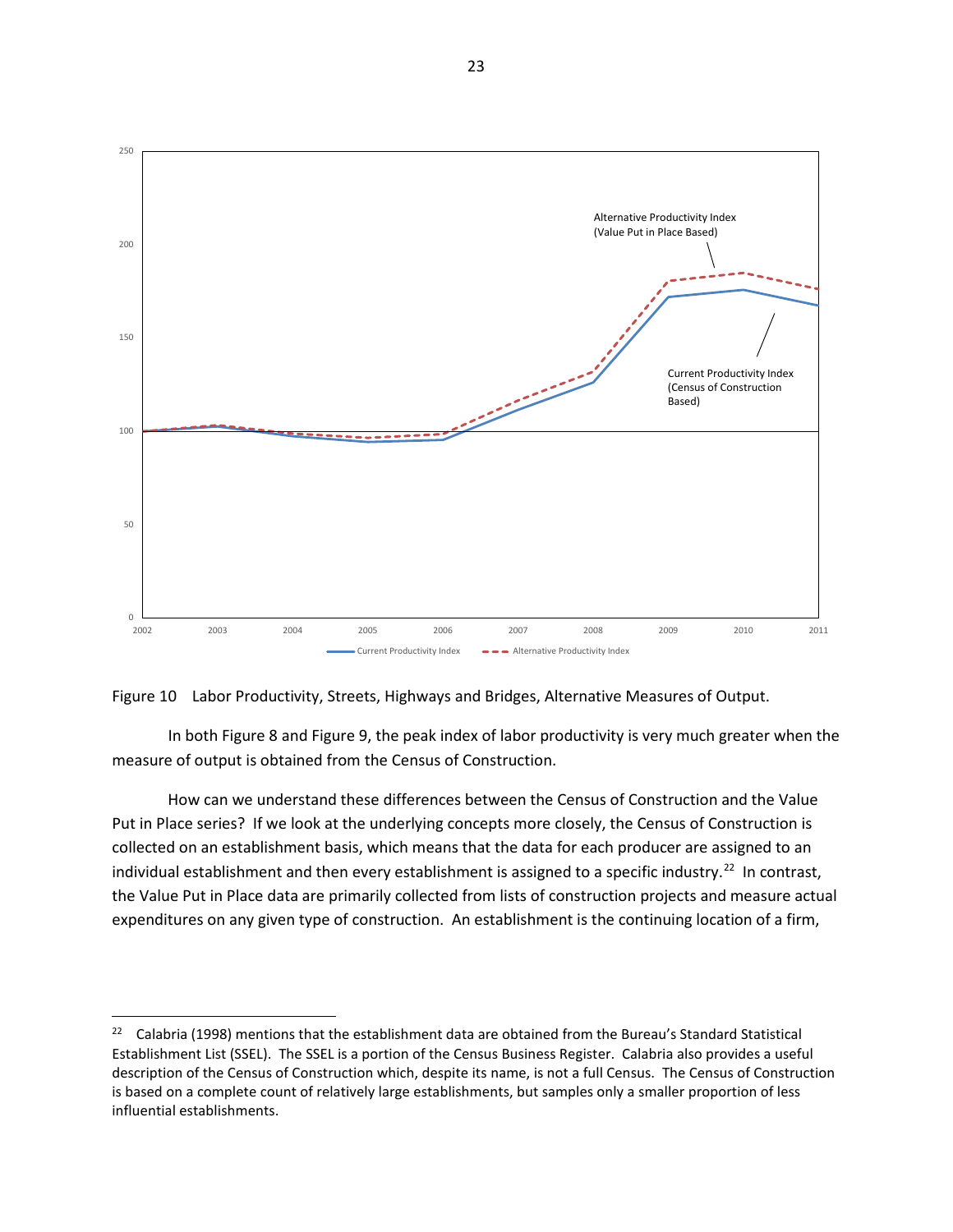Figure 10 Labor Productivity, Streets, Highways and Bridges, Alternative Measures of Output.

In both Figure 8 and Figure 9, the peak index of labor productivity is very much greater when the measure of output is obtained from the Census of Construction.

How can we understand these differences between the Census of Construction and the Value Put in Place series? If we look at the underlying concepts more closely, the Census of Construction is collected on an establishment basis, which means that the data for each producer are assigned to an individual establishment and then every establishment is assigned to a specific industry.[22] In contrast, the Value Put in Place data are primarily collected from lists of construction projects and measure actual expenditures on any given type of construction. An establishment is the continuing location of a firm,

---

[22] Calabria (1998) mentions that the establishment data are obtained from the Bureau's Standard Statistical Establishment List (SSEL). The SSEL is a portion of the Census Business Register. Calabria also provides a useful description of the Census of Construction which, despite its name, is not a full Census. The Census of Construction is based on a complete count of relatively large establishments, but samples only a smaller proportion of less influential establishments.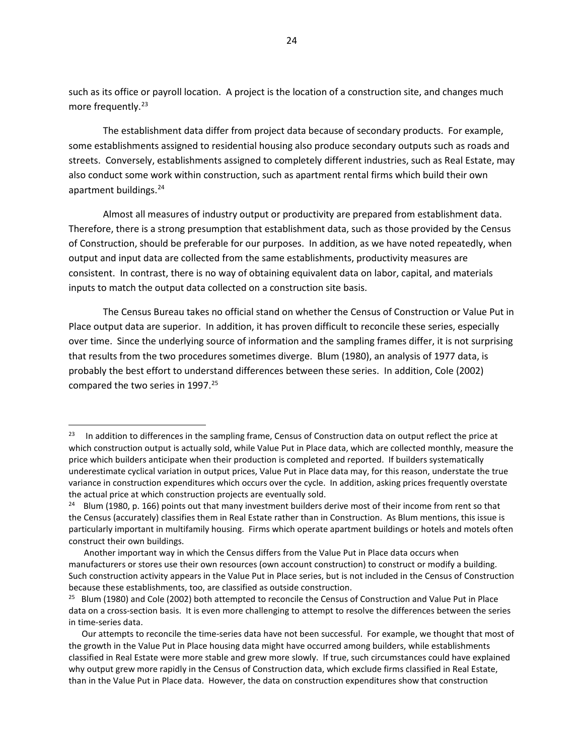such as its office or payroll location. A project is the location of a construction site, and changes much more frequently.[23]

The establishment data differ from project data because of secondary products. For example, some establishments assigned to residential housing also produce secondary outputs such as roads and streets. Conversely, establishments assigned to completely different industries, such as Real Estate, may also conduct some work within construction, such as apartment rental firms which build their own apartment buildings.[24]

Almost all measures of industry output or productivity are prepared from establishment data. Therefore, there is a strong presumption that establishment data, such as those provided by the Census of Construction, should be preferable for our purposes. In addition, as we have noted repeatedly, when output and input data are collected from the same establishments, productivity measures are consistent. In contrast, there is no way of obtaining equivalent data on labor, capital, and materials inputs to match the output data collected on a construction site basis.

The Census Bureau takes no official stand on whether the Census of Construction or Value Put in Place output data are superior. In addition, it has proven difficult to reconcile these series, especially over time. Since the underlying source of information and the sampling frames differ, it is not surprising that results from the two procedures sometimes diverge. Blum (1980), an analysis of 1977 data, is probably the best effort to understand differences between these series. In addition, Cole (2002) compared the two series in 1997.[25]

---

[23] In addition to differences in the sampling frame, Census of Construction data on output reflect the price at which construction output is actually sold, while Value Put in Place data, which are collected monthly, measure the price which builders anticipate when their production is completed and reported. If builders systematically underestimate cyclical variation in output prices, Value Put in Place data may, for this reason, understate the true variance in construction expenditures which occurs over the cycle. In addition, asking prices frequently overstate the actual price at which construction projects are eventually sold.

[24] Blum (1980, p. 166) points out that many investment builders derive most of their income from rent so that the Census (accurately) classifies them in Real Estate rather than in Construction. As Blum mentions, this issue is particularly important in multifamily housing. Firms which operate apartment buildings or hotels and motels often construct their own buildings.

Another important way in which the Census differs from the Value Put in Place data occurs when manufacturers or stores use their own resources (own account construction) to construct or modify a building. Such construction activity appears in the Value Put in Place series, but is not included in the Census of Construction because these establishments, too, are classified as outside construction.

[25] Blum (1980) and Cole (2002) both attempted to reconcile the Census of Construction and Value Put in Place data on a cross-section basis. It is even more challenging to attempt to resolve the differences between the series in time-series data.

Our attempts to reconcile the time-series data have not been successful. For example, we thought that most of the growth in the Value Put in Place housing data might have occurred among builders, while establishments classified in Real Estate were more stable and grew more slowly. If true, such circumstances could have explained why output grew more rapidly in the Census of Construction data, which exclude firms classified in Real Estate, than in the Value Put in Place data. However, the data on construction expenditures show that construction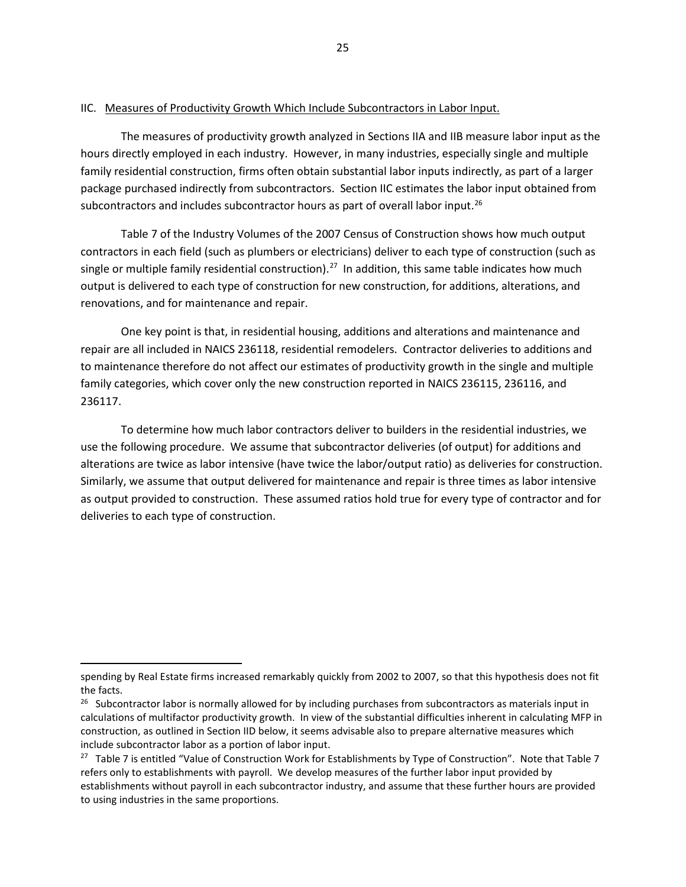## IIC. Measures of Productivity Growth Which Include Subcontractors in Labor Input.

The measures of productivity growth analyzed in Sections IIA and IIB measure labor input as the hours directly employed in each industry. However, in many industries, especially single and multiple family residential construction, firms often obtain substantial labor inputs indirectly, as part of a larger package purchased indirectly from subcontractors. Section IIC estimates the labor input obtained from subcontractors and includes subcontractor hours as part of overall labor input.[26]

Table 7 of the Industry Volumes of the 2007 Census of Construction shows how much output contractors in each field (such as plumbers or electricians) deliver to each type of construction (such as single or multiple family residential construction).[27] In addition, this same table indicates how much output is delivered to each type of construction for new construction, for additions, alterations, and renovations, and for maintenance and repair.

One key point is that, in residential housing, additions and alterations and maintenance and repair are all included in NAICS 236118, residential remodelers. Contractor deliveries to additions and to maintenance therefore do not affect our estimates of productivity growth in the single and multiple family categories, which cover only the new construction reported in NAICS 236115, 236116, and 236117.

To determine how much labor contractors deliver to builders in the residential industries, we use the following procedure. We assume that subcontractor deliveries (of output) for additions and alterations are twice as labor intensive (have twice the labor/output ratio) as deliveries for construction. Similarly, we assume that output delivered for maintenance and repair is three times as labor intensive as output provided to construction. These assumed ratios hold true for every type of contractor and for deliveries to each type of construction.

---

spending by Real Estate firms increased remarkably quickly from 2002 to 2007, so that this hypothesis does not fit the facts.

[26] Subcontractor labor is normally allowed for by including purchases from subcontractors as materials input in calculations of multifactor productivity growth. In view of the substantial difficulties inherent in calculating MFP in construction, as outlined in Section IID below, it seems advisable also to prepare alternative measures which include subcontractor labor as a portion of labor input.

[27] Table 7 is entitled "Value of Construction Work for Establishments by Type of Construction". Note that Table 7 refers only to establishments with payroll. We develop measures of the further labor input provided by establishments without payroll in each subcontractor industry, and assume that these further hours are provided to using industries in the same proportions.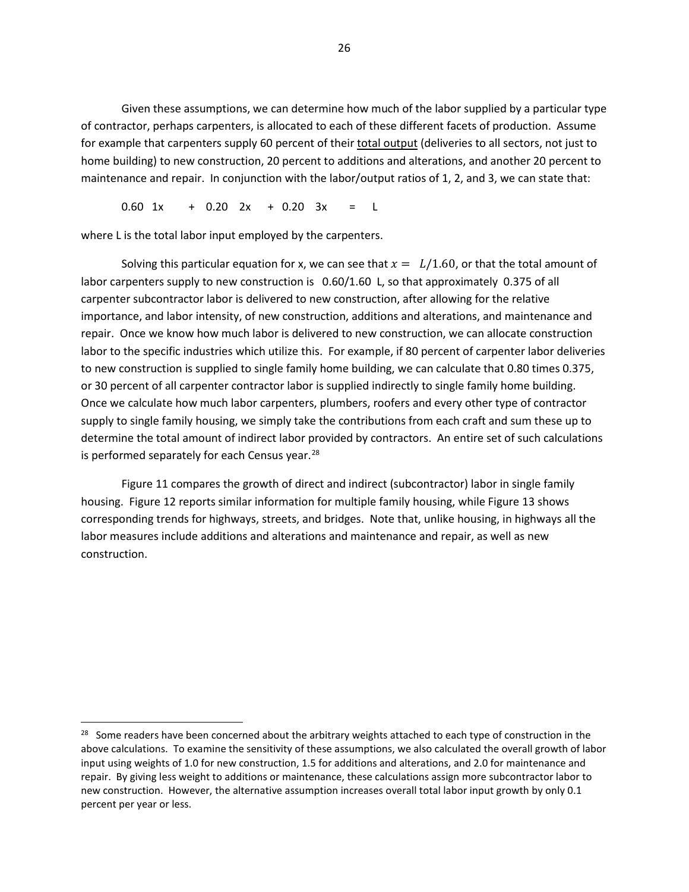Given these assumptions, we can determine how much of the labor supplied by a particular type of contractor, perhaps carpenters, is allocated to each of these different facets of production. Assume for example that carpenters supply 60 percent of their total output (deliveries to all sectors, not just to home building) to new construction, 20 percent to additions and alterations, and another 20 percent to maintenance and repair. In conjunction with the labor/output ratios of 1, 2, and 3, we can state that:

$$0.60 \quad 1x \quad + \quad 0.20 \quad 2x \quad + \quad 0.20 \quad 3x \quad = \quad L$$

where L is the total labor input employed by the carpenters.

Solving this particular equation for x, we can see that $x = L/1.60$, or that the total amount of labor carpenters supply to new construction is 0.60/1.60 L, so that approximately 0.375 of all carpenter subcontractor labor is delivered to new construction, after allowing for the relative importance, and labor intensity, of new construction, additions and alterations, and maintenance and repair. Once we know how much labor is delivered to new construction, we can allocate construction labor to the specific industries which utilize this. For example, if 80 percent of carpenter labor deliveries to new construction is supplied to single family home building, we can calculate that 0.80 times 0.375, or 30 percent of all carpenter contractor labor is supplied indirectly to single family home building. Once we calculate how much labor carpenters, plumbers, roofers and every other type of contractor supply to single family housing, we simply take the contributions from each craft and sum these up to determine the total amount of indirect labor provided by contractors. An entire set of such calculations is performed separately for each Census year.[28]

Figure 11 compares the growth of direct and indirect (subcontractor) labor in single family housing. Figure 12 reports similar information for multiple family housing, while Figure 13 shows corresponding trends for highways, streets, and bridges. Note that, unlike housing, in highways all the labor measures include additions and alterations and maintenance and repair, as well as new construction.

[28] Some readers have been concerned about the arbitrary weights attached to each type of construction in the above calculations. To examine the sensitivity of these assumptions, we also calculated the overall growth of labor input using weights of 1.0 for new construction, 1.5 for additions and alterations, and 2.0 for maintenance and repair. By giving less weight to additions or maintenance, these calculations assign more subcontractor labor to new construction. However, the alternative assumption increases overall total labor input growth by only 0.1 percent per year or less.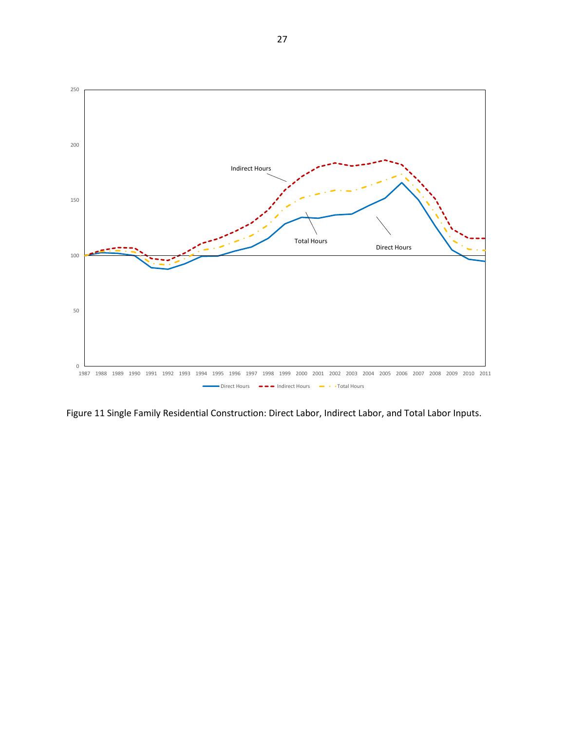Figure 11 Single Family Residential Construction: Direct Labor, Indirect Labor, and Total Labor Inputs.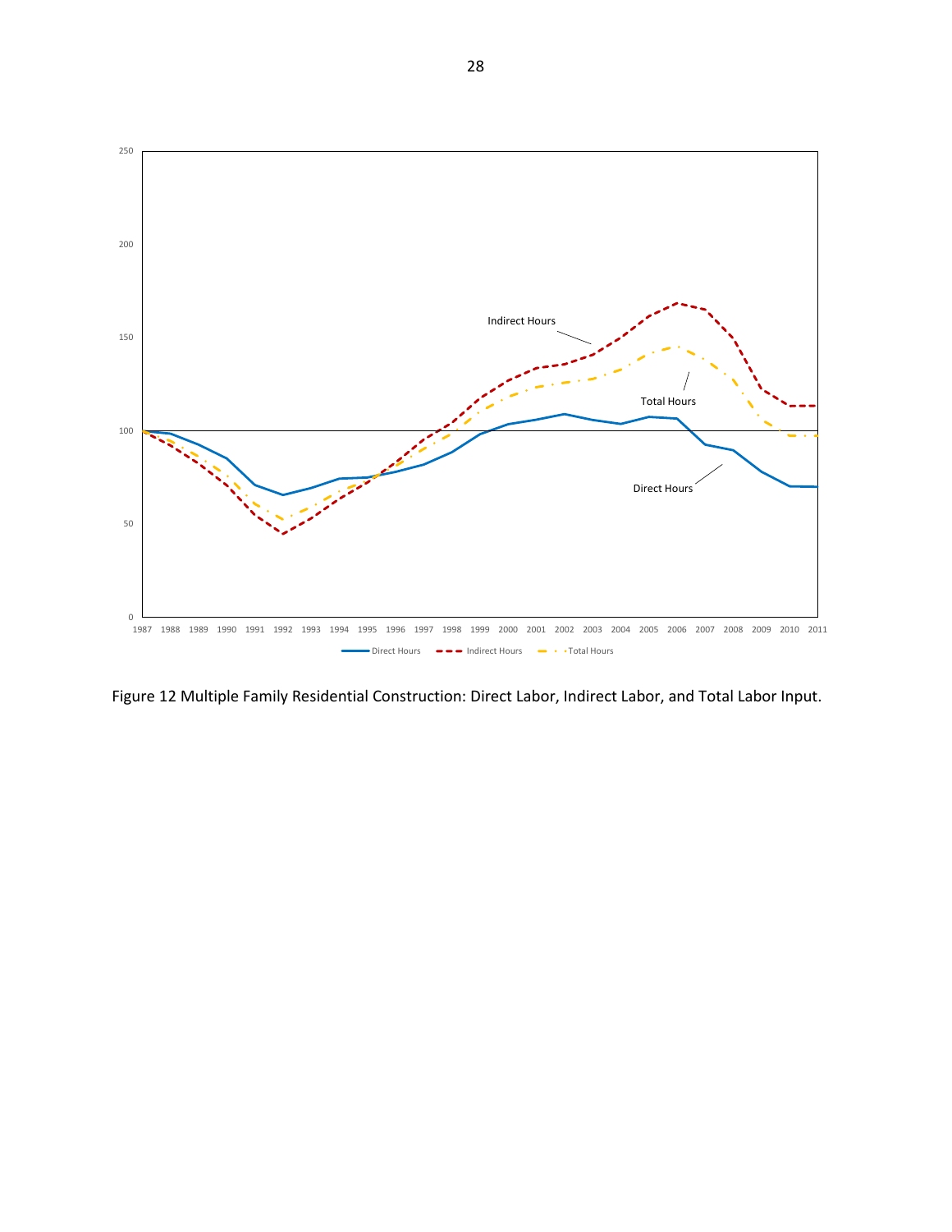Figure 12 Multiple Family Residential Construction: Direct Labor, Indirect Labor, and Total Labor Input.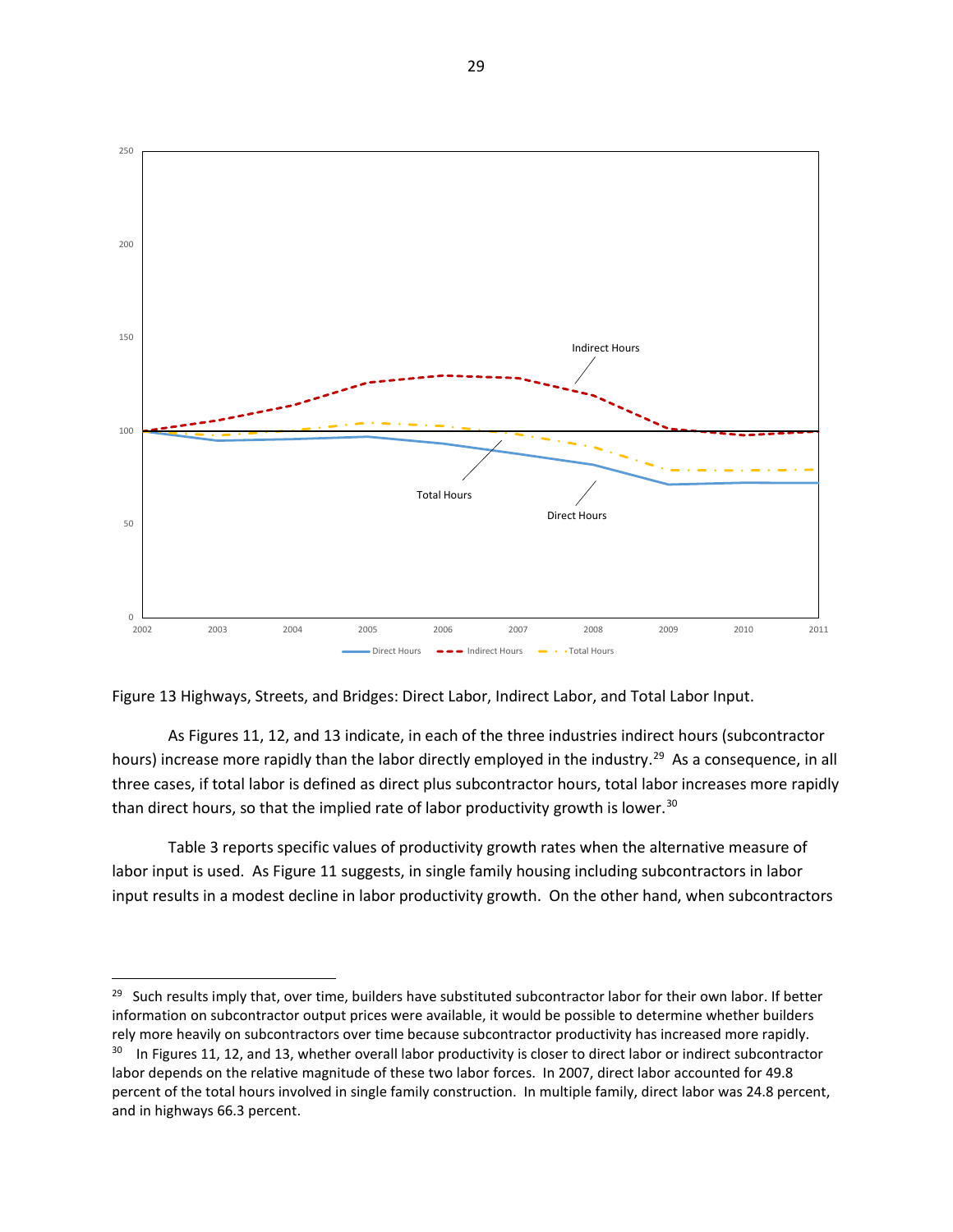Figure 13 Highways, Streets, and Bridges: Direct Labor, Indirect Labor, and Total Labor Input.

As Figures 11, 12, and 13 indicate, in each of the three industries indirect hours (subcontractor hours) increase more rapidly than the labor directly employed in the industry.[29] As a consequence, in all three cases, if total labor is defined as direct plus subcontractor hours, total labor increases more rapidly than direct hours, so that the implied rate of labor productivity growth is lower.[30]

Table 3 reports specific values of productivity growth rates when the alternative measure of labor input is used. As Figure 11 suggests, in single family housing including subcontractors in labor input results in a modest decline in labor productivity growth. On the other hand, when subcontractors

---

[29] Such results imply that, over time, builders have substituted subcontractor labor for their own labor. If better information on subcontractor output prices were available, it would be possible to determine whether builders rely more heavily on subcontractors over time because subcontractor productivity has increased more rapidly.

[30] In Figures 11, 12, and 13, whether overall labor productivity is closer to direct labor or indirect subcontractor labor depends on the relative magnitude of these two labor forces. In 2007, direct labor accounted for 49.8 percent of the total hours involved in single family construction. In multiple family, direct labor was 24.8 percent, and in highways 66.3 percent.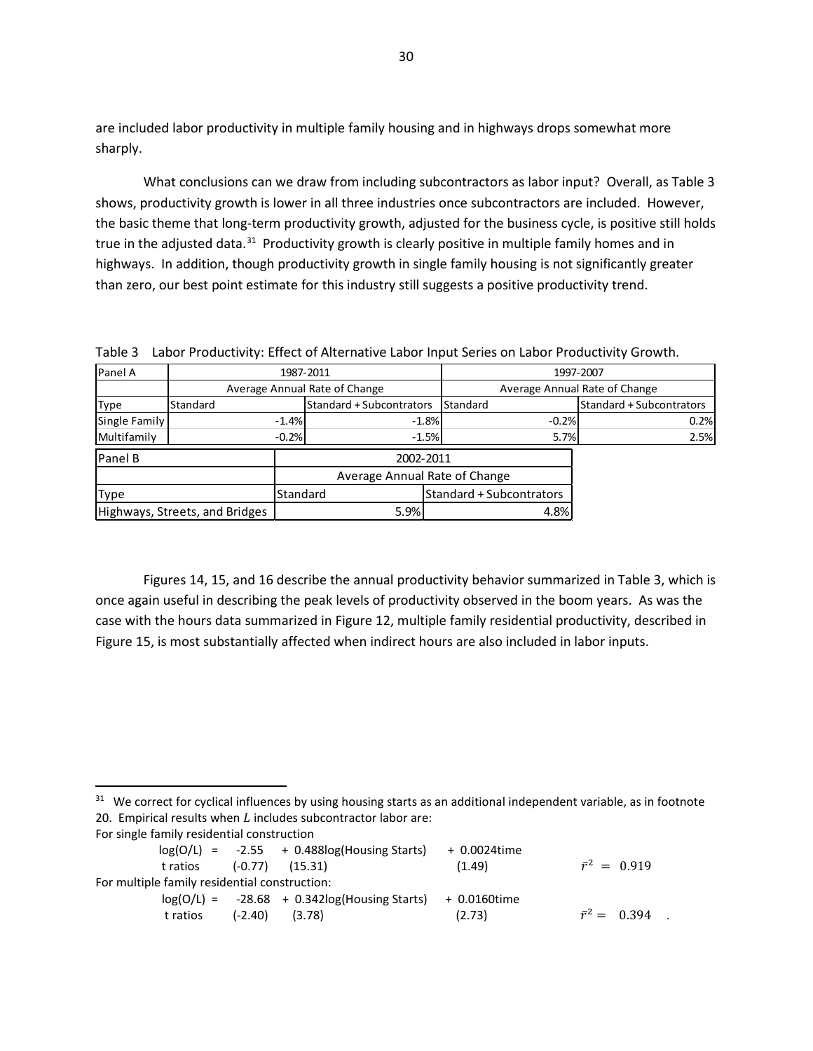are included labor productivity in multiple family housing and in highways drops somewhat more sharply.

What conclusions can we draw from including subcontractors as labor input? Overall, as Table 3 shows, productivity growth is lower in all three industries once subcontractors are included. However, the basic theme that long-term productivity growth, adjusted for the business cycle, is positive still holds true in the adjusted data.[31] Productivity growth is clearly positive in multiple family homes and in highways. In addition, though productivity growth in single family housing is not significantly greater than zero, our best point estimate for this industry still suggests a positive productivity trend.

Table 3 Labor Productivity: Effect of Alternative Labor Input Series on Labor Productivity Growth.

| Panel A | 1987-2011 | | 1997-2007 | |
|---|---|---|---|---|
| | Average Annual Rate of Change | | Average Annual Rate of Change | |
| Type | Standard | Standard + Subcontrators | Standard | Standard + Subcontrators |
| Single Family | -1.4% | -1.8% | -0.2% | 0.2% |
| Multifamily | -0.2% | -1.5% | 5.7% | 2.5% |

| Panel B | 2002-2011 | |
|---|---|---|
| | Average Annual Rate of Change | |
| Type | Standard | Standard + Subcontrators |
| Highways, Streets, and Bridges | 5.9% | 4.8% |

Figures 14, 15, and 16 describe the annual productivity behavior summarized in Table 3, which is once again useful in describing the peak levels of productivity observed in the boom years. As was the case with the hours data summarized in Figure 12, multiple family residential productivity, described in Figure 15, is most substantially affected when indirect hours are also included in labor inputs.

---

[31] We correct for cyclical influences by using housing starts as an additional independent variable, as in footnote 20. Empirical results when $L$ includes subcontractor labor are:

For single family residential construction

$$\log(O/L) = \underset{(-0.77)}{-2.55} + \underset{(15.31)}{0.488}\log(\text{Housing Starts}) + \underset{(1.49)}{0.0024}\text{time} \qquad \bar{r}^2 = 0.919$$

(t ratios in parentheses)

For multiple family residential construction:

$$\log(O/L) = \underset{(-2.40)}{-28.68} + \underset{(3.78)}{0.342}\log(\text{Housing Starts}) + \underset{(2.73)}{0.0160}\text{time} \qquad \bar{r}^2 = 0.394$$

(t ratios in parentheses)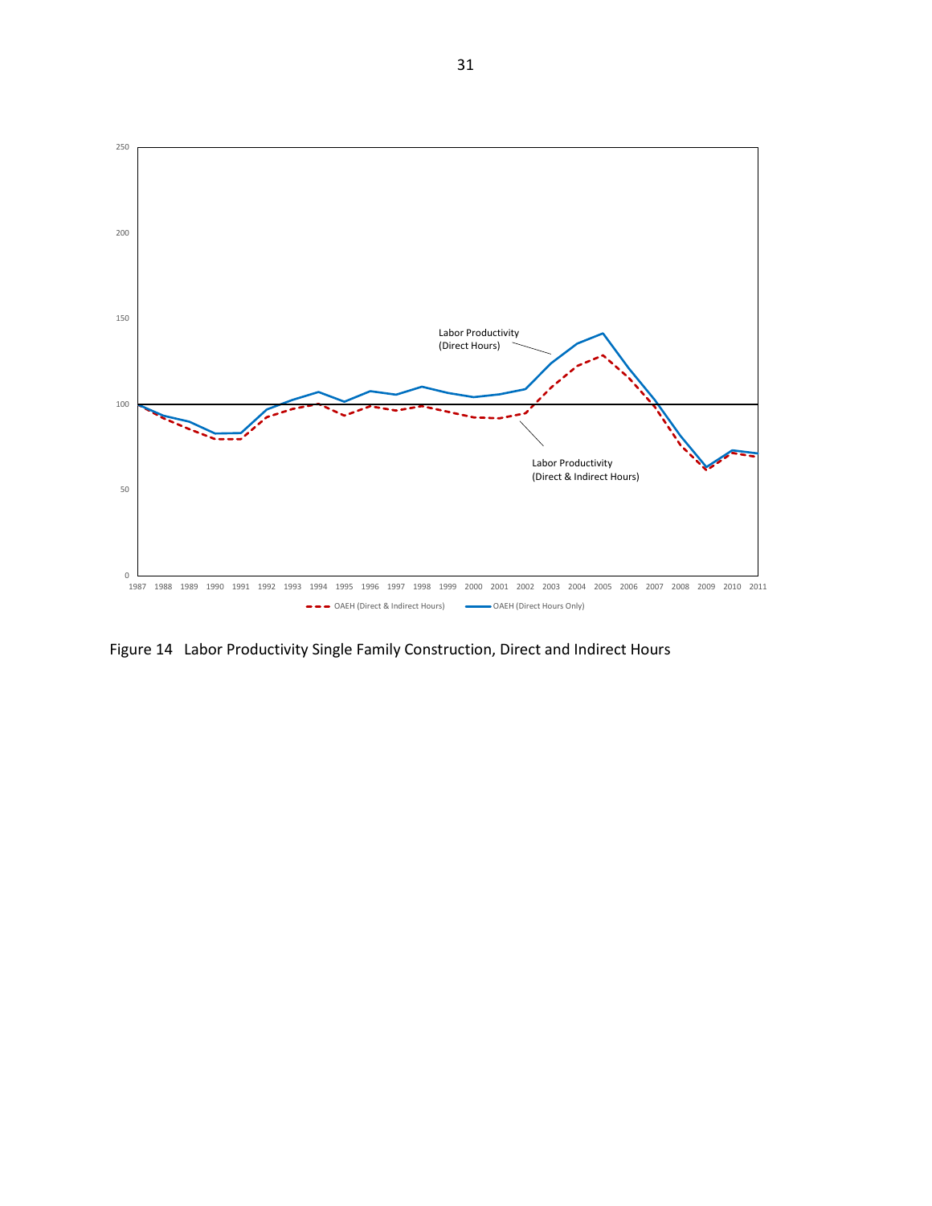Figure 14 Labor Productivity Single Family Construction, Direct and Indirect Hours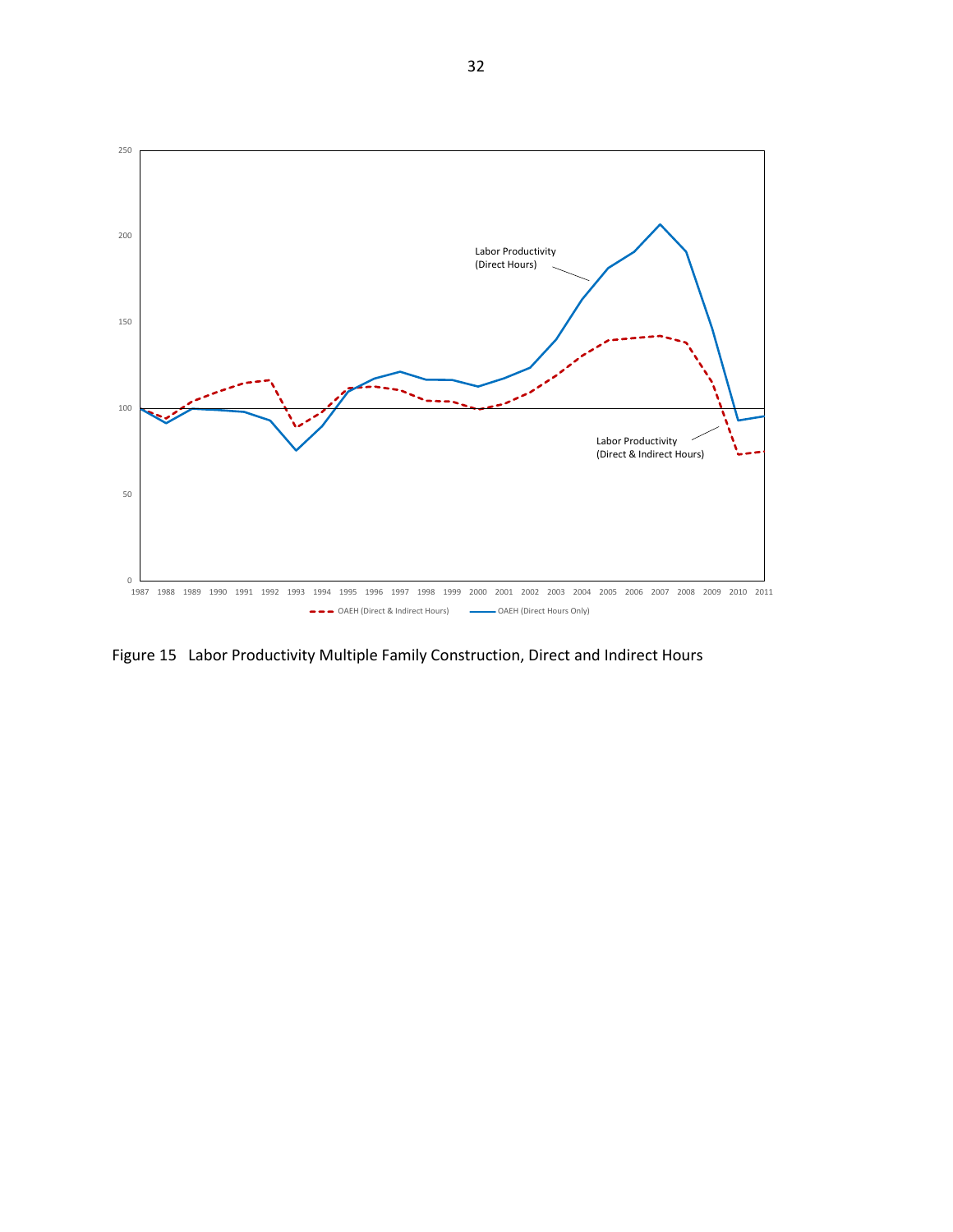Figure 15 Labor Productivity Multiple Family Construction, Direct and Indirect Hours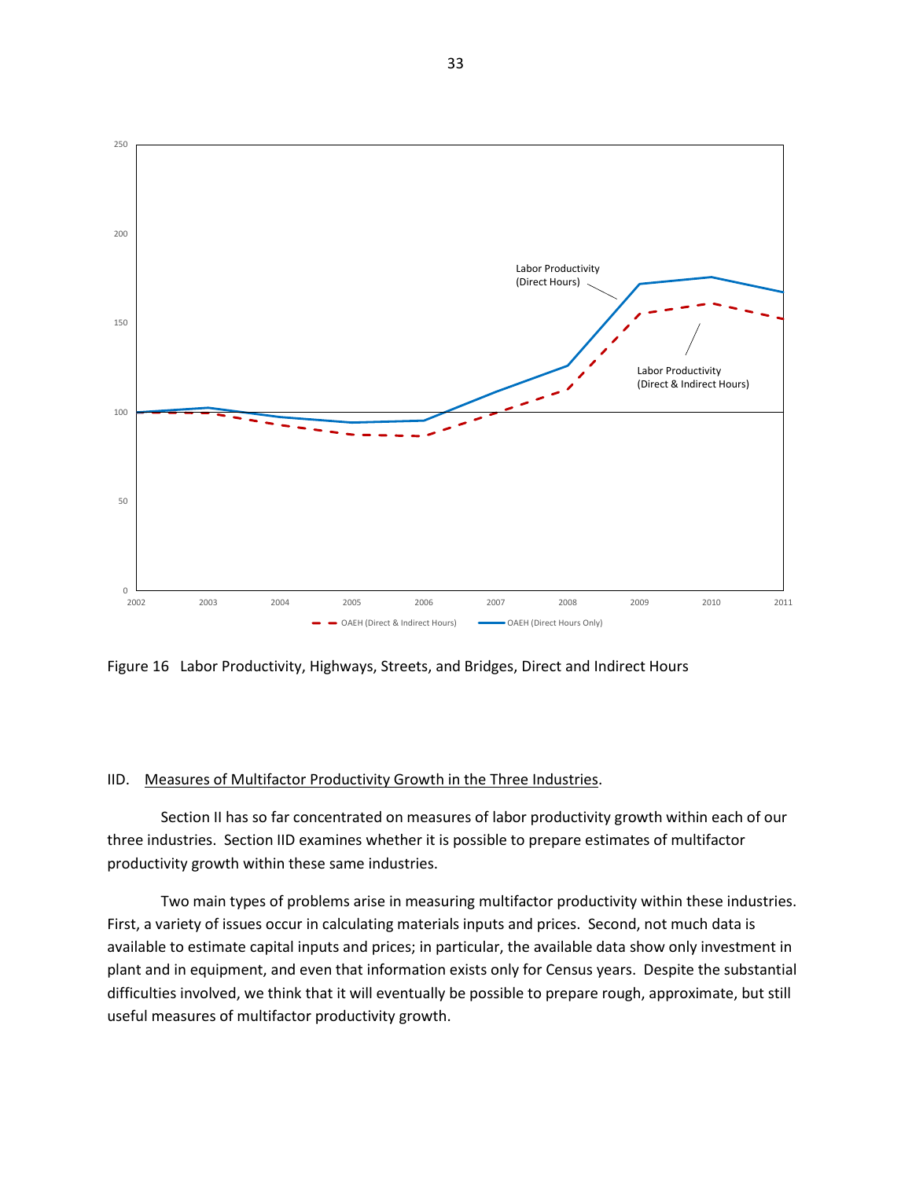Figure 16 Labor Productivity, Highways, Streets, and Bridges, Direct and Indirect Hours

IID. Measures of Multifactor Productivity Growth in the Three Industries.

Section II has so far concentrated on measures of labor productivity growth within each of our three industries. Section IID examines whether it is possible to prepare estimates of multifactor productivity growth within these same industries.

Two main types of problems arise in measuring multifactor productivity within these industries. First, a variety of issues occur in calculating materials inputs and prices. Second, not much data is available to estimate capital inputs and prices; in particular, the available data show only investment in plant and in equipment, and even that information exists only for Census years. Despite the substantial difficulties involved, we think that it will eventually be possible to prepare rough, approximate, but still useful measures of multifactor productivity growth.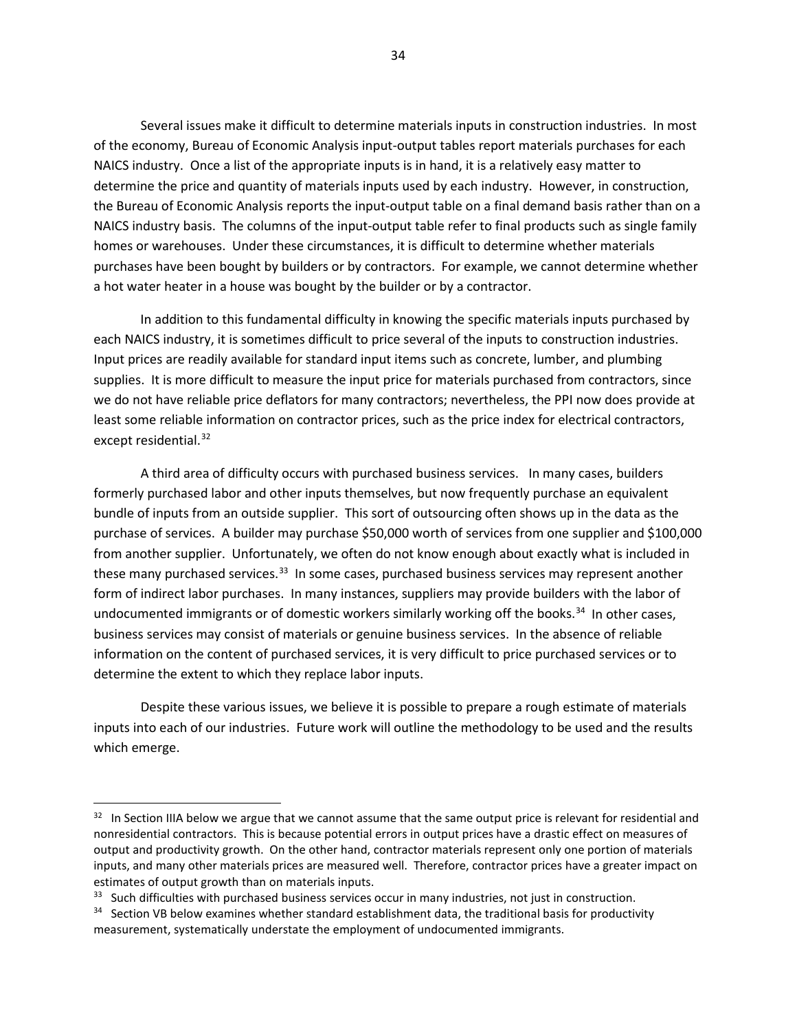Several issues make it difficult to determine materials inputs in construction industries. In most of the economy, Bureau of Economic Analysis input-output tables report materials purchases for each NAICS industry. Once a list of the appropriate inputs is in hand, it is a relatively easy matter to determine the price and quantity of materials inputs used by each industry. However, in construction, the Bureau of Economic Analysis reports the input-output table on a final demand basis rather than on a NAICS industry basis. The columns of the input-output table refer to final products such as single family homes or warehouses. Under these circumstances, it is difficult to determine whether materials purchases have been bought by builders or by contractors. For example, we cannot determine whether a hot water heater in a house was bought by the builder or by a contractor.

In addition to this fundamental difficulty in knowing the specific materials inputs purchased by each NAICS industry, it is sometimes difficult to price several of the inputs to construction industries. Input prices are readily available for standard input items such as concrete, lumber, and plumbing supplies. It is more difficult to measure the input price for materials purchased from contractors, since we do not have reliable price deflators for many contractors; nevertheless, the PPI now does provide at least some reliable information on contractor prices, such as the price index for electrical contractors, except residential.[32]

A third area of difficulty occurs with purchased business services. In many cases, builders formerly purchased labor and other inputs themselves, but now frequently purchase an equivalent bundle of inputs from an outside supplier. This sort of outsourcing often shows up in the data as the purchase of services. A builder may purchase $50,000 worth of services from one supplier and $100,000 from another supplier. Unfortunately, we often do not know enough about exactly what is included in these many purchased services.[33] In some cases, purchased business services may represent another form of indirect labor purchases. In many instances, suppliers may provide builders with the labor of undocumented immigrants or of domestic workers similarly working off the books.[34] In other cases, business services may consist of materials or genuine business services. In the absence of reliable information on the content of purchased services, it is very difficult to price purchased services or to determine the extent to which they replace labor inputs.

Despite these various issues, we believe it is possible to prepare a rough estimate of materials inputs into each of our industries. Future work will outline the methodology to be used and the results which emerge.

---

[32] In Section IIIA below we argue that we cannot assume that the same output price is relevant for residential and nonresidential contractors. This is because potential errors in output prices have a drastic effect on measures of output and productivity growth. On the other hand, contractor materials represent only one portion of materials inputs, and many other materials prices are measured well. Therefore, contractor prices have a greater impact on estimates of output growth than on materials inputs.

[33] Such difficulties with purchased business services occur in many industries, not just in construction.

[34] Section VB below examines whether standard establishment data, the traditional basis for productivity measurement, systematically understate the employment of undocumented immigrants.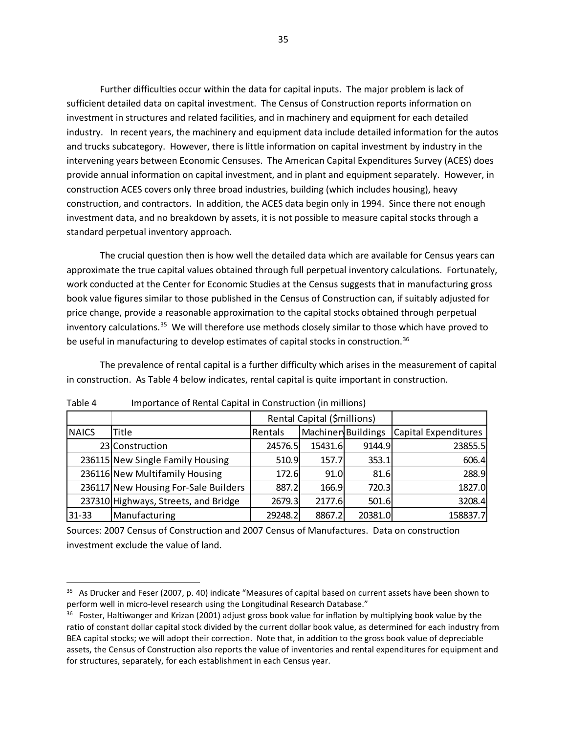Further difficulties occur within the data for capital inputs. The major problem is lack of sufficient detailed data on capital investment. The Census of Construction reports information on investment in structures and related facilities, and in machinery and equipment for each detailed industry. In recent years, the machinery and equipment data include detailed information for the autos and trucks subcategory. However, there is little information on capital investment by industry in the intervening years between Economic Censuses. The American Capital Expenditures Survey (ACES) does provide annual information on capital investment, and in plant and equipment separately. However, in construction ACES covers only three broad industries, building (which includes housing), heavy construction, and contractors. In addition, the ACES data begin only in 1994. Since there not enough investment data, and no breakdown by assets, it is not possible to measure capital stocks through a standard perpetual inventory approach.

The crucial question then is how well the detailed data which are available for Census years can approximate the true capital values obtained through full perpetual inventory calculations. Fortunately, work conducted at the Center for Economic Studies at the Census suggests that in manufacturing gross book value figures similar to those published in the Census of Construction can, if suitably adjusted for price change, provide a reasonable approximation to the capital stocks obtained through perpetual inventory calculations.[35] We will therefore use methods closely similar to those which have proved to be useful in manufacturing to develop estimates of capital stocks in construction.[36]

The prevalence of rental capital is a further difficulty which arises in the measurement of capital in construction. As Table 4 below indicates, rental capital is quite important in construction.

Table 4 Importance of Rental Capital in Construction (in millions)

| | | Rental Capital ($millions) | | | |
|---|---|---|---|---|---|
| NAICS | Title | Rentals | Machinery | Buildings | Capital Expenditures |
| 23 | Construction | 24576.5 | 15431.6 | 9144.9 | 23855.5 |
| 236115 | New Single Family Housing | 510.9 | 157.7 | 353.1 | 606.4 |
| 236116 | New Multifamily Housing | 172.6 | 91.0 | 81.6 | 288.9 |
| 236117 | New Housing For-Sale Builders | 887.2 | 166.9 | 720.3 | 1827.0 |
| 237310 | Highways, Streets, and Bridge | 2679.3 | 2177.6 | 501.6 | 3208.4 |
| 31-33 | Manufacturing | 29248.2 | 8867.2 | 20381.0 | 158837.7 |

Sources: 2007 Census of Construction and 2007 Census of Manufactures. Data on construction investment exclude the value of land.

[35] As Drucker and Feser (2007, p. 40) indicate "Measures of capital based on current assets have been shown to perform well in micro-level research using the Longitudinal Research Database."

[36] Foster, Haltiwanger and Krizan (2001) adjust gross book value for inflation by multiplying book value by the ratio of constant dollar capital stock divided by the current dollar book value, as determined for each industry from BEA capital stocks; we will adopt their correction. Note that, in addition to the gross book value of depreciable assets, the Census of Construction also reports the value of inventories and rental expenditures for equipment and for structures, separately, for each establishment in each Census year.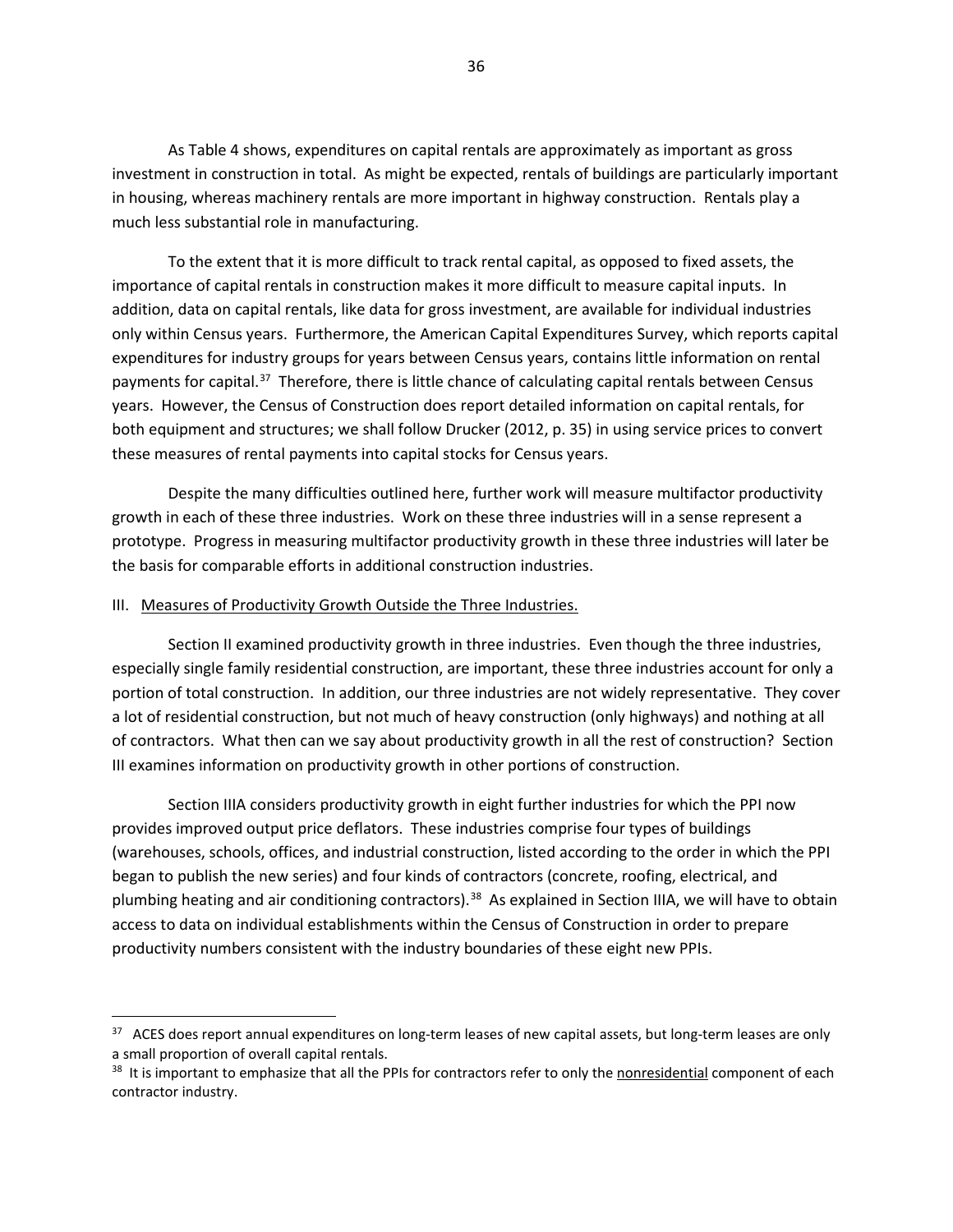As Table 4 shows, expenditures on capital rentals are approximately as important as gross investment in construction in total. As might be expected, rentals of buildings are particularly important in housing, whereas machinery rentals are more important in highway construction. Rentals play a much less substantial role in manufacturing.

To the extent that it is more difficult to track rental capital, as opposed to fixed assets, the importance of capital rentals in construction makes it more difficult to measure capital inputs. In addition, data on capital rentals, like data for gross investment, are available for individual industries only within Census years. Furthermore, the American Capital Expenditures Survey, which reports capital expenditures for industry groups for years between Census years, contains little information on rental payments for capital.[37] Therefore, there is little chance of calculating capital rentals between Census years. However, the Census of Construction does report detailed information on capital rentals, for both equipment and structures; we shall follow Drucker (2012, p. 35) in using service prices to convert these measures of rental payments into capital stocks for Census years.

Despite the many difficulties outlined here, further work will measure multifactor productivity growth in each of these three industries. Work on these three industries will in a sense represent a prototype. Progress in measuring multifactor productivity growth in these three industries will later be the basis for comparable efforts in additional construction industries.

## III. Measures of Productivity Growth Outside the Three Industries.

Section II examined productivity growth in three industries. Even though the three industries, especially single family residential construction, are important, these three industries account for only a portion of total construction. In addition, our three industries are not widely representative. They cover a lot of residential construction, but not much of heavy construction (only highways) and nothing at all of contractors. What then can we say about productivity growth in all the rest of construction? Section III examines information on productivity growth in other portions of construction.

Section IIIA considers productivity growth in eight further industries for which the PPI now provides improved output price deflators. These industries comprise four types of buildings (warehouses, schools, offices, and industrial construction, listed according to the order in which the PPI began to publish the new series) and four kinds of contractors (concrete, roofing, electrical, and plumbing heating and air conditioning contractors).[38] As explained in Section IIIA, we will have to obtain access to data on individual establishments within the Census of Construction in order to prepare productivity numbers consistent with the industry boundaries of these eight new PPIs.

---

[37] ACES does report annual expenditures on long-term leases of new capital assets, but long-term leases are only a small proportion of overall capital rentals.

[38] It is important to emphasize that all the PPIs for contractors refer to only the nonresidential component of each contractor industry.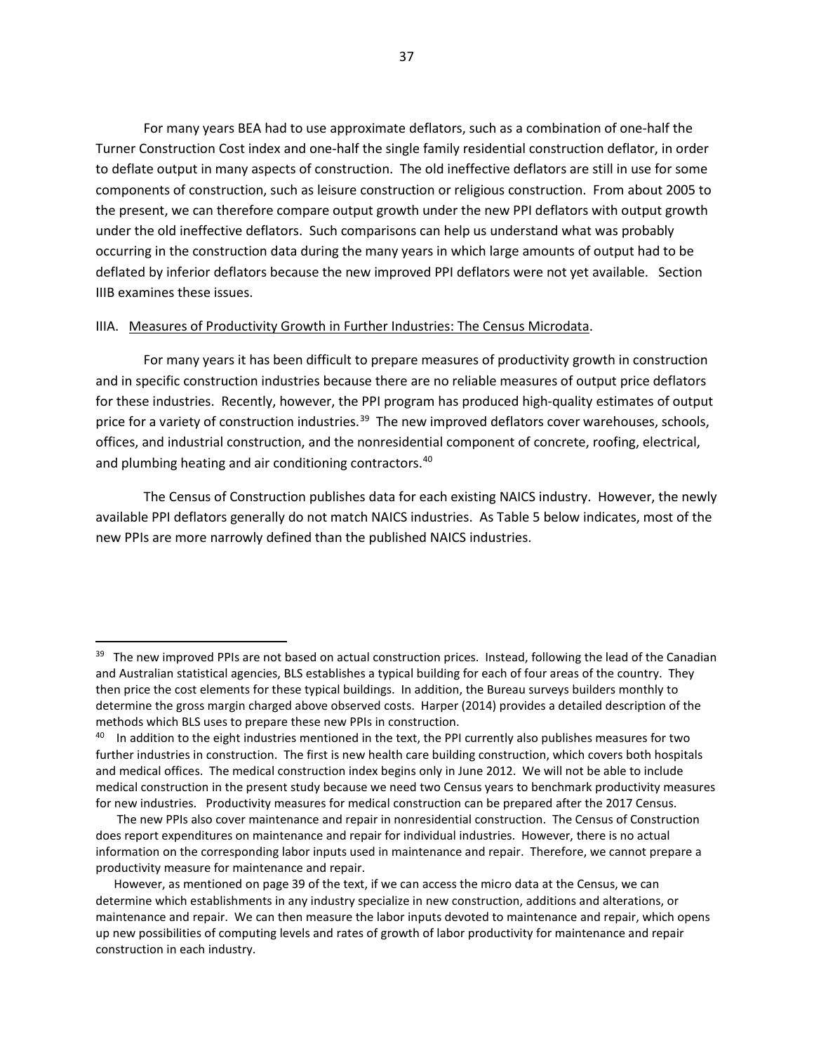For many years BEA had to use approximate deflators, such as a combination of one-half the Turner Construction Cost index and one-half the single family residential construction deflator, in order to deflate output in many aspects of construction. The old ineffective deflators are still in use for some components of construction, such as leisure construction or religious construction. From about 2005 to the present, we can therefore compare output growth under the new PPI deflators with output growth under the old ineffective deflators. Such comparisons can help us understand what was probably occurring in the construction data during the many years in which large amounts of output had to be deflated by inferior deflators because the new improved PPI deflators were not yet available. Section IIIB examines these issues.

IIIA. Measures of Productivity Growth in Further Industries: The Census Microdata.

For many years it has been difficult to prepare measures of productivity growth in construction and in specific construction industries because there are no reliable measures of output price deflators for these industries. Recently, however, the PPI program has produced high-quality estimates of output price for a variety of construction industries.[39] The new improved deflators cover warehouses, schools, offices, and industrial construction, and the nonresidential component of concrete, roofing, electrical, and plumbing heating and air conditioning contractors.[40]

The Census of Construction publishes data for each existing NAICS industry. However, the newly available PPI deflators generally do not match NAICS industries. As Table 5 below indicates, most of the new PPIs are more narrowly defined than the published NAICS industries.

---

[39] The new improved PPIs are not based on actual construction prices. Instead, following the lead of the Canadian and Australian statistical agencies, BLS establishes a typical building for each of four areas of the country. They then price the cost elements for these typical buildings. In addition, the Bureau surveys builders monthly to determine the gross margin charged above observed costs. Harper (2014) provides a detailed description of the methods which BLS uses to prepare these new PPIs in construction.

[40] In addition to the eight industries mentioned in the text, the PPI currently also publishes measures for two further industries in construction. The first is new health care building construction, which covers both hospitals and medical offices. The medical construction index begins only in June 2012. We will not be able to include medical construction in the present study because we need two Census years to benchmark productivity measures for new industries. Productivity measures for medical construction can be prepared after the 2017 Census.

The new PPIs also cover maintenance and repair in nonresidential construction. The Census of Construction does report expenditures on maintenance and repair for individual industries. However, there is no actual information on the corresponding labor inputs used in maintenance and repair. Therefore, we cannot prepare a productivity measure for maintenance and repair.

However, as mentioned on page 39 of the text, if we can access the micro data at the Census, we can determine which establishments in any industry specialize in new construction, additions and alterations, or maintenance and repair. We can then measure the labor inputs devoted to maintenance and repair, which opens up new possibilities of computing levels and rates of growth of labor productivity for maintenance and repair construction in each industry.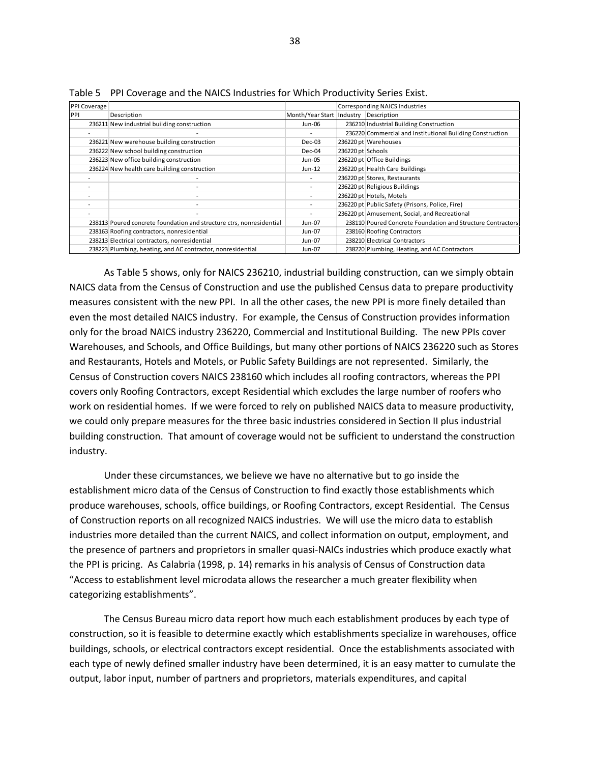Table 5 PPI Coverage and the NAICS Industries for Which Productivity Series Exist.

| PPI Coverage | | | Corresponding NAICS Industries | |
|---|---|---|---|---|
| PPI | Description | Month/Year Start | Industry | Description |
| 236211 | New industrial building construction | Jun-06 | 236210 | Industrial Building Construction |
| - | - | - | 236220 | Commercial and Institutional Building Construction |
| 236221 | New warehouse building construction | Dec-03 | 236220 pt | Warehouses |
| 236222 | New school building construction | Dec-04 | 236220 pt | Schools |
| 236223 | New office building construction | Jun-05 | 236220 pt | Office Buildings |
| 236224 | New health care building construction | Jun-12 | 236220 pt | Health Care Buildings |
| - | - | - | 236220 pt | Stores, Restaurants |
| - | - | - | 236220 pt | Religious Buildings |
| - | - | - | 236220 pt | Hotels, Motels |
| - | - | - | 236220 pt | Public Safety (Prisons, Police, Fire) |
| - | - | - | 236220 pt | Amusement, Social, and Recreational |
| 238113 | Poured concrete foundation and structure ctrs, nonresidential | Jun-07 | 238110 | Poured Concrete Foundation and Structure Contractors |
| 238163 | Roofing contractors, nonresidential | Jun-07 | 238160 | Roofing Contractors |
| 238213 | Electrical contractors, nonresidential | Jun-07 | 238210 | Electrical Contractors |
| 238223 | Plumbing, heating, and AC contractor, nonresidential | Jun-07 | 238220 | Plumbing, Heating, and AC Contractors |

As Table 5 shows, only for NAICS 236210, industrial building construction, can we simply obtain NAICS data from the Census of Construction and use the published Census data to prepare productivity measures consistent with the new PPI. In all the other cases, the new PPI is more finely detailed than even the most detailed NAICS industry. For example, the Census of Construction provides information only for the broad NAICS industry 236220, Commercial and Institutional Building. The new PPIs cover Warehouses, and Schools, and Office Buildings, but many other portions of NAICS 236220 such as Stores and Restaurants, Hotels and Motels, or Public Safety Buildings are not represented. Similarly, the Census of Construction covers NAICS 238160 which includes all roofing contractors, whereas the PPI covers only Roofing Contractors, except Residential which excludes the large number of roofers who work on residential homes. If we were forced to rely on published NAICS data to measure productivity, we could only prepare measures for the three basic industries considered in Section II plus industrial building construction. That amount of coverage would not be sufficient to understand the construction industry.

Under these circumstances, we believe we have no alternative but to go inside the establishment micro data of the Census of Construction to find exactly those establishments which produce warehouses, schools, office buildings, or Roofing Contractors, except Residential. The Census of Construction reports on all recognized NAICS industries. We will use the micro data to establish industries more detailed than the current NAICS, and collect information on output, employment, and the presence of partners and proprietors in smaller quasi-NAICs industries which produce exactly what the PPI is pricing. As Calabria (1998, p. 14) remarks in his analysis of Census of Construction data "Access to establishment level microdata allows the researcher a much greater flexibility when categorizing establishments".

The Census Bureau micro data report how much each establishment produces by each type of construction, so it is feasible to determine exactly which establishments specialize in warehouses, office buildings, schools, or electrical contractors except residential. Once the establishments associated with each type of newly defined smaller industry have been determined, it is an easy matter to cumulate the output, labor input, number of partners and proprietors, materials expenditures, and capital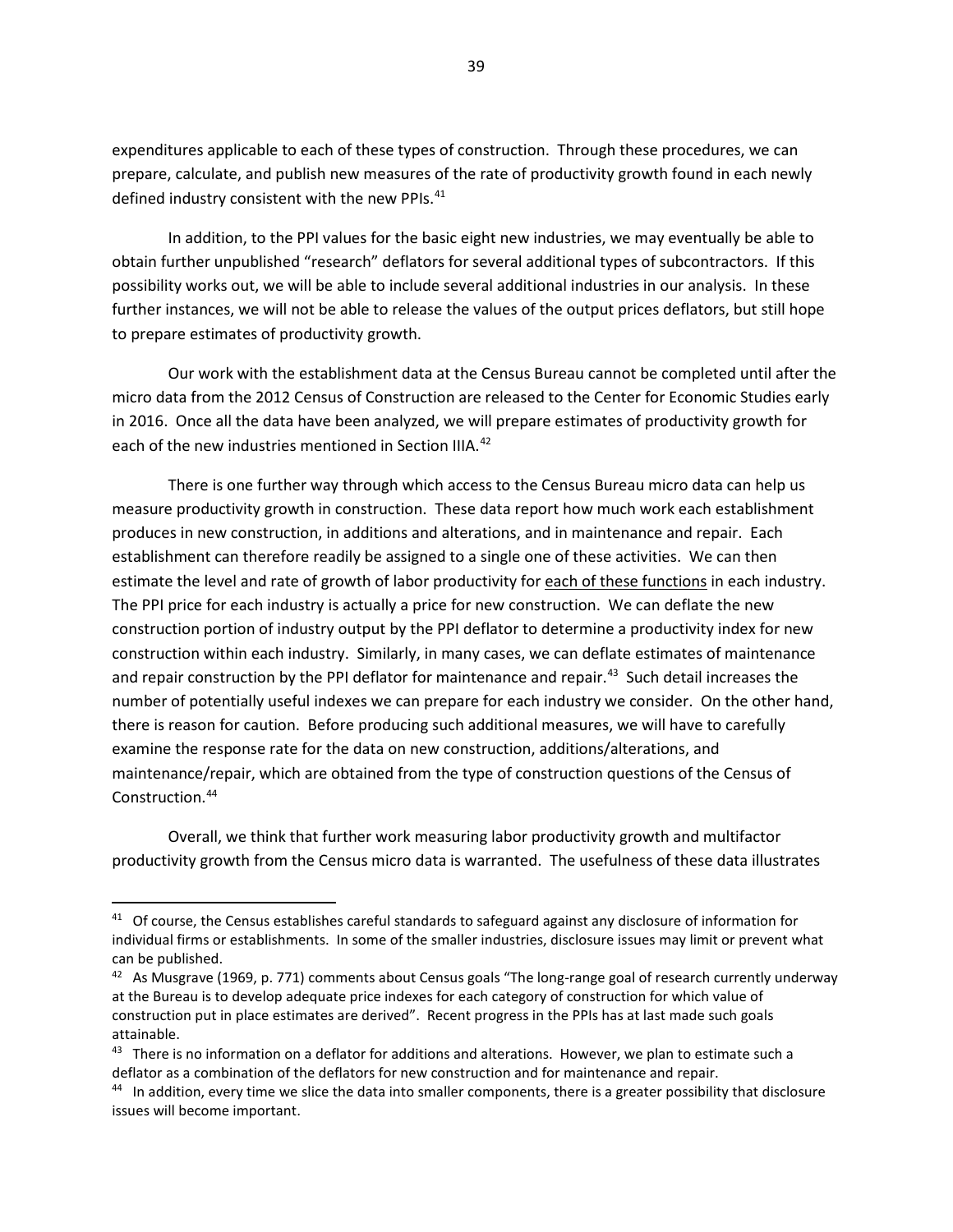expenditures applicable to each of these types of construction. Through these procedures, we can prepare, calculate, and publish new measures of the rate of productivity growth found in each newly defined industry consistent with the new PPIs.[41]

In addition, to the PPI values for the basic eight new industries, we may eventually be able to obtain further unpublished "research" deflators for several additional types of subcontractors. If this possibility works out, we will be able to include several additional industries in our analysis. In these further instances, we will not be able to release the values of the output prices deflators, but still hope to prepare estimates of productivity growth.

Our work with the establishment data at the Census Bureau cannot be completed until after the micro data from the 2012 Census of Construction are released to the Center for Economic Studies early in 2016. Once all the data have been analyzed, we will prepare estimates of productivity growth for each of the new industries mentioned in Section IIIA.[42]

There is one further way through which access to the Census Bureau micro data can help us measure productivity growth in construction. These data report how much work each establishment produces in new construction, in additions and alterations, and in maintenance and repair. Each establishment can therefore readily be assigned to a single one of these activities. We can then estimate the level and rate of growth of labor productivity for <u>each of these functions</u> in each industry. The PPI price for each industry is actually a price for new construction. We can deflate the new construction portion of industry output by the PPI deflator to determine a productivity index for new construction within each industry. Similarly, in many cases, we can deflate estimates of maintenance and repair construction by the PPI deflator for maintenance and repair.[43] Such detail increases the number of potentially useful indexes we can prepare for each industry we consider. On the other hand, there is reason for caution. Before producing such additional measures, we will have to carefully examine the response rate for the data on new construction, additions/alterations, and maintenance/repair, which are obtained from the type of construction questions of the Census of Construction.[44]

Overall, we think that further work measuring labor productivity growth and multifactor productivity growth from the Census micro data is warranted. The usefulness of these data illustrates

---

[41] Of course, the Census establishes careful standards to safeguard against any disclosure of information for individual firms or establishments. In some of the smaller industries, disclosure issues may limit or prevent what can be published.

[42] As Musgrave (1969, p. 771) comments about Census goals "The long-range goal of research currently underway at the Bureau is to develop adequate price indexes for each category of construction for which value of construction put in place estimates are derived". Recent progress in the PPIs has at last made such goals attainable.

[43] There is no information on a deflator for additions and alterations. However, we plan to estimate such a deflator as a combination of the deflators for new construction and for maintenance and repair.

[44] In addition, every time we slice the data into smaller components, there is a greater possibility that disclosure issues will become important.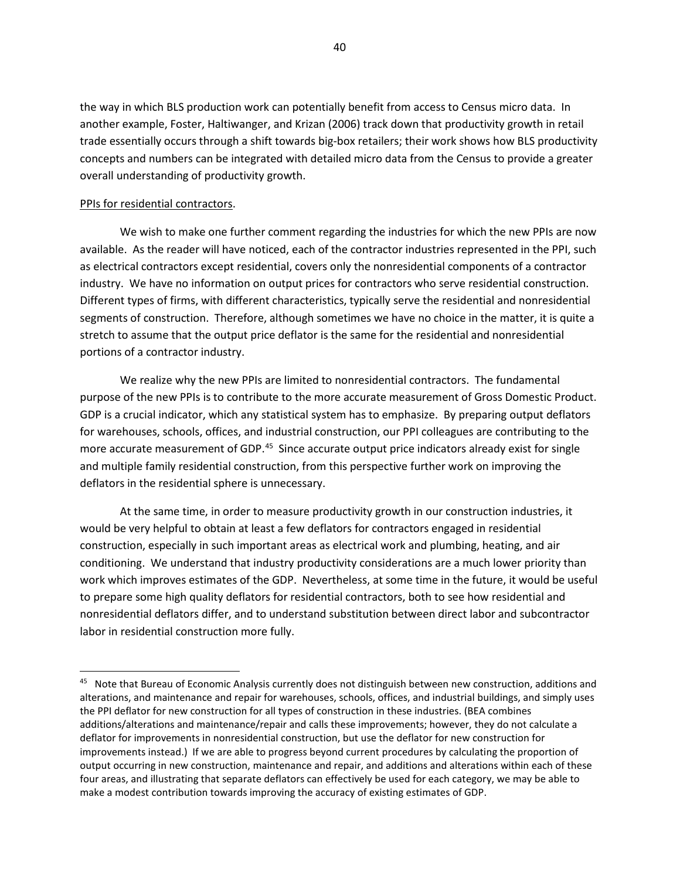the way in which BLS production work can potentially benefit from access to Census micro data. In another example, Foster, Haltiwanger, and Krizan (2006) track down that productivity growth in retail trade essentially occurs through a shift towards big-box retailers; their work shows how BLS productivity concepts and numbers can be integrated with detailed micro data from the Census to provide a greater overall understanding of productivity growth.

PPIs for residential contractors.

We wish to make one further comment regarding the industries for which the new PPIs are now available. As the reader will have noticed, each of the contractor industries represented in the PPI, such as electrical contractors except residential, covers only the nonresidential components of a contractor industry. We have no information on output prices for contractors who serve residential construction. Different types of firms, with different characteristics, typically serve the residential and nonresidential segments of construction. Therefore, although sometimes we have no choice in the matter, it is quite a stretch to assume that the output price deflator is the same for the residential and nonresidential portions of a contractor industry.

We realize why the new PPIs are limited to nonresidential contractors. The fundamental purpose of the new PPIs is to contribute to the more accurate measurement of Gross Domestic Product. GDP is a crucial indicator, which any statistical system has to emphasize. By preparing output deflators for warehouses, schools, offices, and industrial construction, our PPI colleagues are contributing to the more accurate measurement of GDP.[45] Since accurate output price indicators already exist for single and multiple family residential construction, from this perspective further work on improving the deflators in the residential sphere is unnecessary.

At the same time, in order to measure productivity growth in our construction industries, it would be very helpful to obtain at least a few deflators for contractors engaged in residential construction, especially in such important areas as electrical work and plumbing, heating, and air conditioning. We understand that industry productivity considerations are a much lower priority than work which improves estimates of the GDP. Nevertheless, at some time in the future, it would be useful to prepare some high quality deflators for residential contractors, both to see how residential and nonresidential deflators differ, and to understand substitution between direct labor and subcontractor labor in residential construction more fully.

---

[45] Note that Bureau of Economic Analysis currently does not distinguish between new construction, additions and alterations, and maintenance and repair for warehouses, schools, offices, and industrial buildings, and simply uses the PPI deflator for new construction for all types of construction in these industries. (BEA combines additions/alterations and maintenance/repair and calls these improvements; however, they do not calculate a deflator for improvements in nonresidential construction, but use the deflator for new construction for improvements instead.) If we are able to progress beyond current procedures by calculating the proportion of output occurring in new construction, maintenance and repair, and additions and alterations within each of these four areas, and illustrating that separate deflators can effectively be used for each category, we may be able to make a modest contribution towards improving the accuracy of existing estimates of GDP.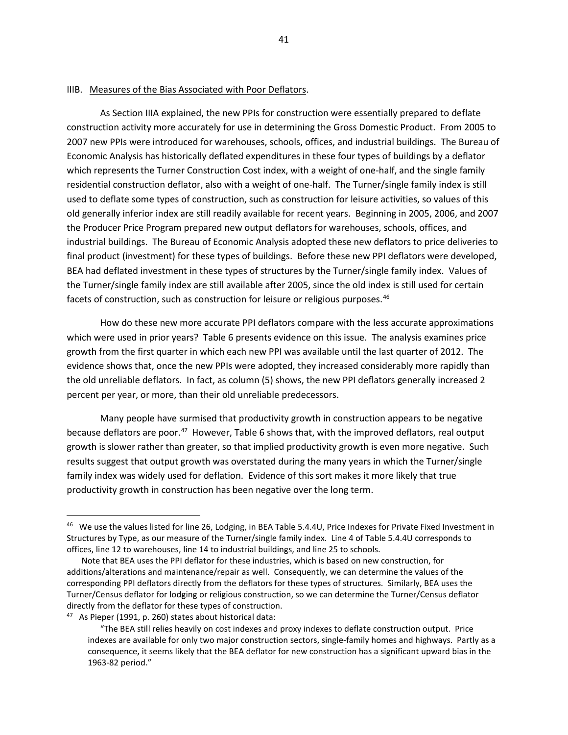IIIB. Measures of the Bias Associated with Poor Deflators.

As Section IIIA explained, the new PPIs for construction were essentially prepared to deflate construction activity more accurately for use in determining the Gross Domestic Product. From 2005 to 2007 new PPIs were introduced for warehouses, schools, offices, and industrial buildings. The Bureau of Economic Analysis has historically deflated expenditures in these four types of buildings by a deflator which represents the Turner Construction Cost index, with a weight of one-half, and the single family residential construction deflator, also with a weight of one-half. The Turner/single family index is still used to deflate some types of construction, such as construction for leisure activities, so values of this old generally inferior index are still readily available for recent years. Beginning in 2005, 2006, and 2007 the Producer Price Program prepared new output deflators for warehouses, schools, offices, and industrial buildings. The Bureau of Economic Analysis adopted these new deflators to price deliveries to final product (investment) for these types of buildings. Before these new PPI deflators were developed, BEA had deflated investment in these types of structures by the Turner/single family index. Values of the Turner/single family index are still available after 2005, since the old index is still used for certain facets of construction, such as construction for leisure or religious purposes.[46]

How do these new more accurate PPI deflators compare with the less accurate approximations which were used in prior years? Table 6 presents evidence on this issue. The analysis examines price growth from the first quarter in which each new PPI was available until the last quarter of 2012. The evidence shows that, once the new PPIs were adopted, they increased considerably more rapidly than the old unreliable deflators. In fact, as column (5) shows, the new PPI deflators generally increased 2 percent per year, or more, than their old unreliable predecessors.

Many people have surmised that productivity growth in construction appears to be negative because deflators are poor.[47] However, Table 6 shows that, with the improved deflators, real output growth is slower rather than greater, so that implied productivity growth is even more negative. Such results suggest that output growth was overstated during the many years in which the Turner/single family index was widely used for deflation. Evidence of this sort makes it more likely that true productivity growth in construction has been negative over the long term.

---

[46] We use the values listed for line 26, Lodging, in BEA Table 5.4.4U, Price Indexes for Private Fixed Investment in Structures by Type, as our measure of the Turner/single family index. Line 4 of Table 5.4.4U corresponds to offices, line 12 to warehouses, line 14 to industrial buildings, and line 25 to schools.

Note that BEA uses the PPI deflator for these industries, which is based on new construction, for additions/alterations and maintenance/repair as well. Consequently, we can determine the values of the corresponding PPI deflators directly from the deflators for these types of structures. Similarly, BEA uses the Turner/Census deflator for lodging or religious construction, so we can determine the Turner/Census deflator directly from the deflator for these types of construction.

[47] As Pieper (1991, p. 260) states about historical data:

> "The BEA still relies heavily on cost indexes and proxy indexes to deflate construction output. Price indexes are available for only two major construction sectors, single-family homes and highways. Partly as a consequence, it seems likely that the BEA deflator for new construction has a significant upward bias in the 1963-82 period."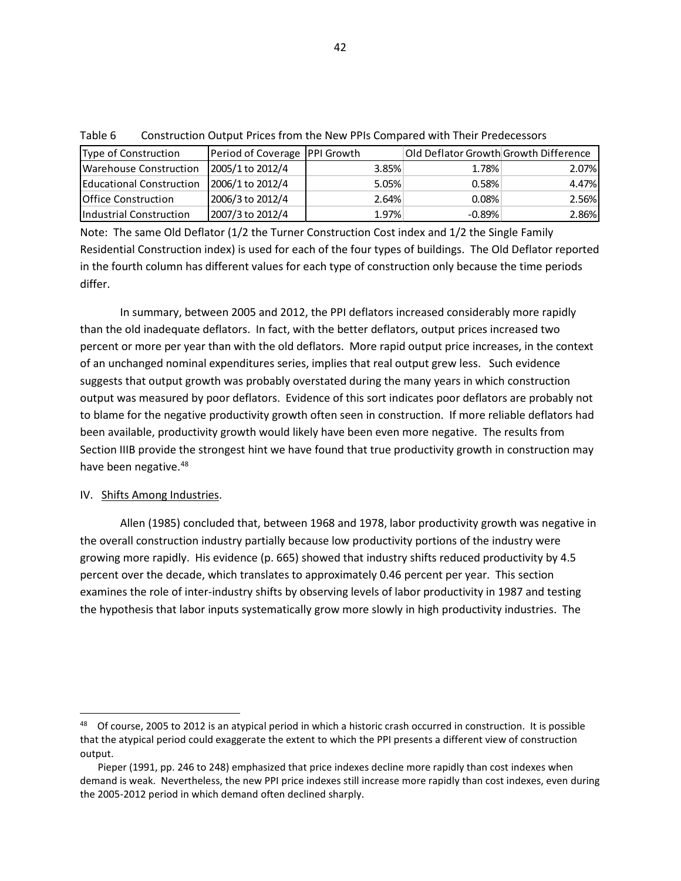Table 6 Construction Output Prices from the New PPIs Compared with Their Predecessors

| Type of Construction | Period of Coverage | PPI Growth | Old Deflator Growth | Growth Difference |
|---|---|---|---|---|
| Warehouse Construction | 2005/1 to 2012/4 | 3.85% | 1.78% | 2.07% |
| Educational Construction | 2006/1 to 2012/4 | 5.05% | 0.58% | 4.47% |
| Office Construction | 2006/3 to 2012/4 | 2.64% | 0.08% | 2.56% |
| Industrial Construction | 2007/3 to 2012/4 | 1.97% | -0.89% | 2.86% |

Note: The same Old Deflator (1/2 the Turner Construction Cost index and 1/2 the Single Family Residential Construction index) is used for each of the four types of buildings. The Old Deflator reported in the fourth column has different values for each type of construction only because the time periods differ.

In summary, between 2005 and 2012, the PPI deflators increased considerably more rapidly than the old inadequate deflators. In fact, with the better deflators, output prices increased two percent or more per year than with the old deflators. More rapid output price increases, in the context of an unchanged nominal expenditures series, implies that real output grew less. Such evidence suggests that output growth was probably overstated during the many years in which construction output was measured by poor deflators. Evidence of this sort indicates poor deflators are probably not to blame for the negative productivity growth often seen in construction. If more reliable deflators had been available, productivity growth would likely have been even more negative. The results from Section IIIB provide the strongest hint we have found that true productivity growth in construction may have been negative.[48]

## IV. Shifts Among Industries.

Allen (1985) concluded that, between 1968 and 1978, labor productivity growth was negative in the overall construction industry partially because low productivity portions of the industry were growing more rapidly. His evidence (p. 665) showed that industry shifts reduced productivity by 4.5 percent over the decade, which translates to approximately 0.46 percent per year. This section examines the role of inter-industry shifts by observing levels of labor productivity in 1987 and testing the hypothesis that labor inputs systematically grow more slowly in high productivity industries. The

[48] Of course, 2005 to 2012 is an atypical period in which a historic crash occurred in construction. It is possible that the atypical period could exaggerate the extent to which the PPI presents a different view of construction output.

Pieper (1991, pp. 246 to 248) emphasized that price indexes decline more rapidly than cost indexes when demand is weak. Nevertheless, the new PPI price indexes still increase more rapidly than cost indexes, even during the 2005-2012 period in which demand often declined sharply.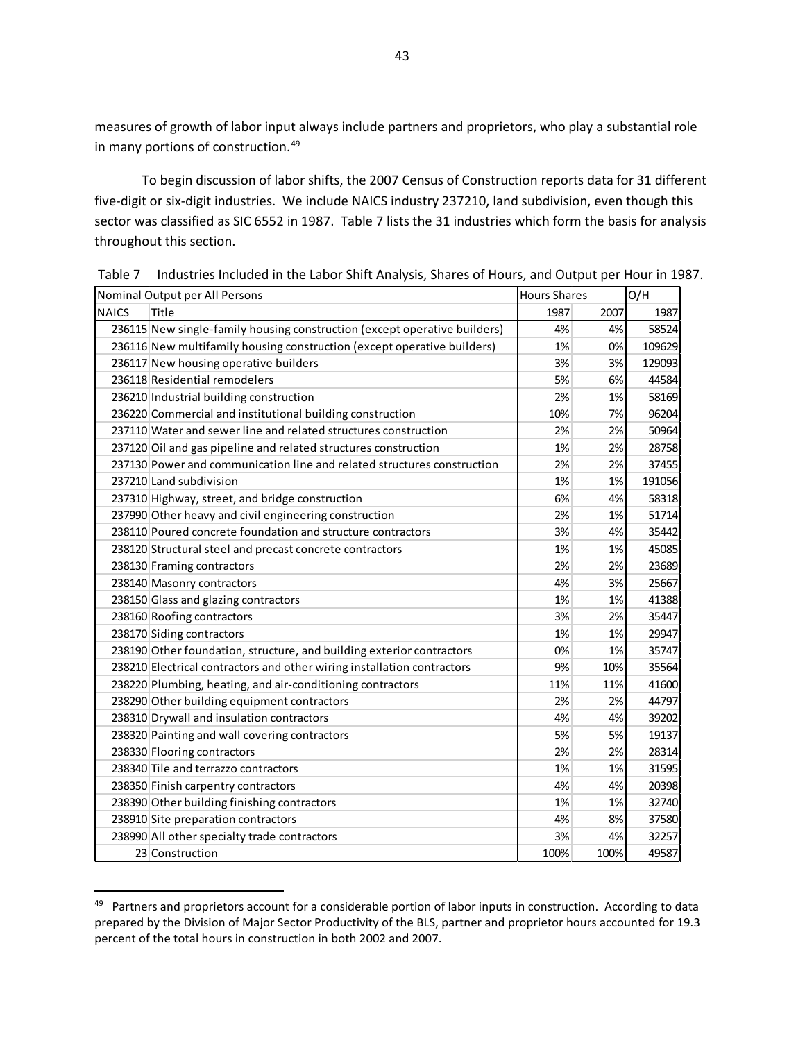measures of growth of labor input always include partners and proprietors, who play a substantial role in many portions of construction.[49]

To begin discussion of labor shifts, the 2007 Census of Construction reports data for 31 different five-digit or six-digit industries. We include NAICS industry 237210, land subdivision, even though this sector was classified as SIC 6552 in 1987. Table 7 lists the 31 industries which form the basis for analysis throughout this section.

Table 7 Industries Included in the Labor Shift Analysis, Shares of Hours, and Output per Hour in 1987.

| Nominal Output per All Persons | | Hours Shares | | O/H |
|---|---|---|---|---|
| NAICS | Title | 1987 | 2007 | 1987 |
| 236115 | New single-family housing construction (except operative builders) | 4% | 4% | 58524 |
| 236116 | New multifamily housing construction (except operative builders) | 1% | 0% | 109629 |
| 236117 | New housing operative builders | 3% | 3% | 129093 |
| 236118 | Residential remodelers | 5% | 6% | 44584 |
| 236210 | Industrial building construction | 2% | 1% | 58169 |
| 236220 | Commercial and institutional building construction | 10% | 7% | 96204 |
| 237110 | Water and sewer line and related structures construction | 2% | 2% | 50964 |
| 237120 | Oil and gas pipeline and related structures construction | 1% | 2% | 28758 |
| 237130 | Power and communication line and related structures construction | 2% | 2% | 37455 |
| 237210 | Land subdivision | 1% | 1% | 191056 |
| 237310 | Highway, street, and bridge construction | 6% | 4% | 58318 |
| 237990 | Other heavy and civil engineering construction | 2% | 1% | 51714 |
| 238110 | Poured concrete foundation and structure contractors | 3% | 4% | 35442 |
| 238120 | Structural steel and precast concrete contractors | 1% | 1% | 45085 |
| 238130 | Framing contractors | 2% | 2% | 23689 |
| 238140 | Masonry contractors | 4% | 3% | 25667 |
| 238150 | Glass and glazing contractors | 1% | 1% | 41388 |
| 238160 | Roofing contractors | 3% | 2% | 35447 |
| 238170 | Siding contractors | 1% | 1% | 29947 |
| 238190 | Other foundation, structure, and building exterior contractors | 0% | 1% | 35747 |
| 238210 | Electrical contractors and other wiring installation contractors | 9% | 10% | 35564 |
| 238220 | Plumbing, heating, and air-conditioning contractors | 11% | 11% | 41600 |
| 238290 | Other building equipment contractors | 2% | 2% | 44797 |
| 238310 | Drywall and insulation contractors | 4% | 4% | 39202 |
| 238320 | Painting and wall covering contractors | 5% | 5% | 19137 |
| 238330 | Flooring contractors | 2% | 2% | 28314 |
| 238340 | Tile and terrazzo contractors | 1% | 1% | 31595 |
| 238350 | Finish carpentry contractors | 4% | 4% | 20398 |
| 238390 | Other building finishing contractors | 1% | 1% | 32740 |
| 238910 | Site preparation contractors | 4% | 8% | 37580 |
| 238990 | All other specialty trade contractors | 3% | 4% | 32257 |
| 23 | Construction | 100% | 100% | 49587 |

---

[49] Partners and proprietors account for a considerable portion of labor inputs in construction. According to data prepared by the Division of Major Sector Productivity of the BLS, partner and proprietor hours accounted for 19.3 percent of the total hours in construction in both 2002 and 2007.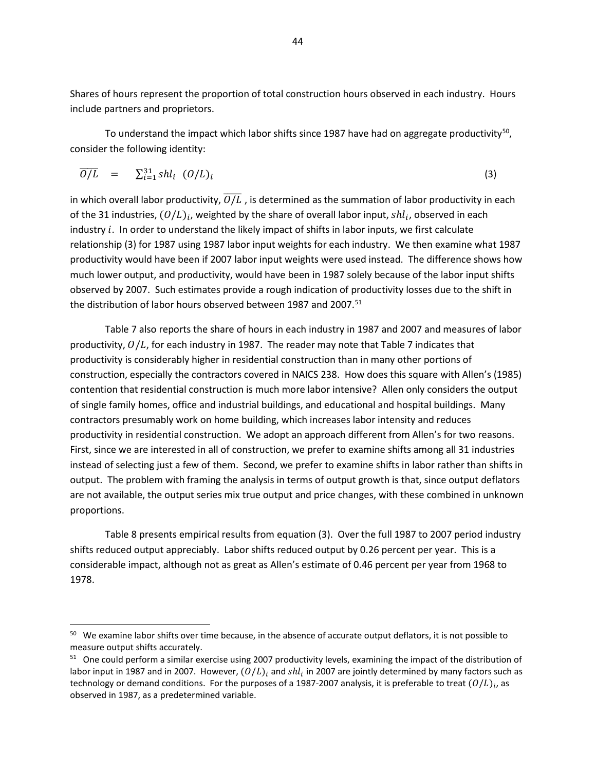Shares of hours represent the proportion of total construction hours observed in each industry. Hours include partners and proprietors.

To understand the impact which labor shifts since 1987 have had on aggregate productivity[50], consider the following identity:

$$\overline{O/L} \quad = \quad \sum_{i=1}^{31} shl_i \;\; (O/L)_i \qquad (3)$$

in which overall labor productivity, $\overline{O/L}$, is determined as the summation of labor productivity in each of the 31 industries, $(O/L)_i$, weighted by the share of overall labor input, $shl_i$, observed in each industry $i$. In order to understand the likely impact of shifts in labor inputs, we first calculate relationship (3) for 1987 using 1987 labor input weights for each industry. We then examine what 1987 productivity would have been if 2007 labor input weights were used instead. The difference shows how much lower output, and productivity, would have been in 1987 solely because of the labor input shifts observed by 2007. Such estimates provide a rough indication of productivity losses due to the shift in the distribution of labor hours observed between 1987 and 2007.[51]

Table 7 also reports the share of hours in each industry in 1987 and 2007 and measures of labor productivity, $O/L$, for each industry in 1987. The reader may note that Table 7 indicates that productivity is considerably higher in residential construction than in many other portions of construction, especially the contractors covered in NAICS 238. How does this square with Allen's (1985) contention that residential construction is much more labor intensive? Allen only considers the output of single family homes, office and industrial buildings, and educational and hospital buildings. Many contractors presumably work on home building, which increases labor intensity and reduces productivity in residential construction. We adopt an approach different from Allen's for two reasons. First, since we are interested in all of construction, we prefer to examine shifts among all 31 industries instead of selecting just a few of them. Second, we prefer to examine shifts in labor rather than shifts in output. The problem with framing the analysis in terms of output growth is that, since output deflators are not available, the output series mix true output and price changes, with these combined in unknown proportions.

Table 8 presents empirical results from equation (3). Over the full 1987 to 2007 period industry shifts reduced output appreciably. Labor shifts reduced output by 0.26 percent per year. This is a considerable impact, although not as great as Allen's estimate of 0.46 percent per year from 1968 to 1978.

---

[50] We examine labor shifts over time because, in the absence of accurate output deflators, it is not possible to measure output shifts accurately.

[51] One could perform a similar exercise using 2007 productivity levels, examining the impact of the distribution of labor input in 1987 and in 2007. However, $(O/L)_i$ and $shl_i$ in 2007 are jointly determined by many factors such as technology or demand conditions. For the purposes of a 1987-2007 analysis, it is preferable to treat $(O/L)_i$, as observed in 1987, as a predetermined variable.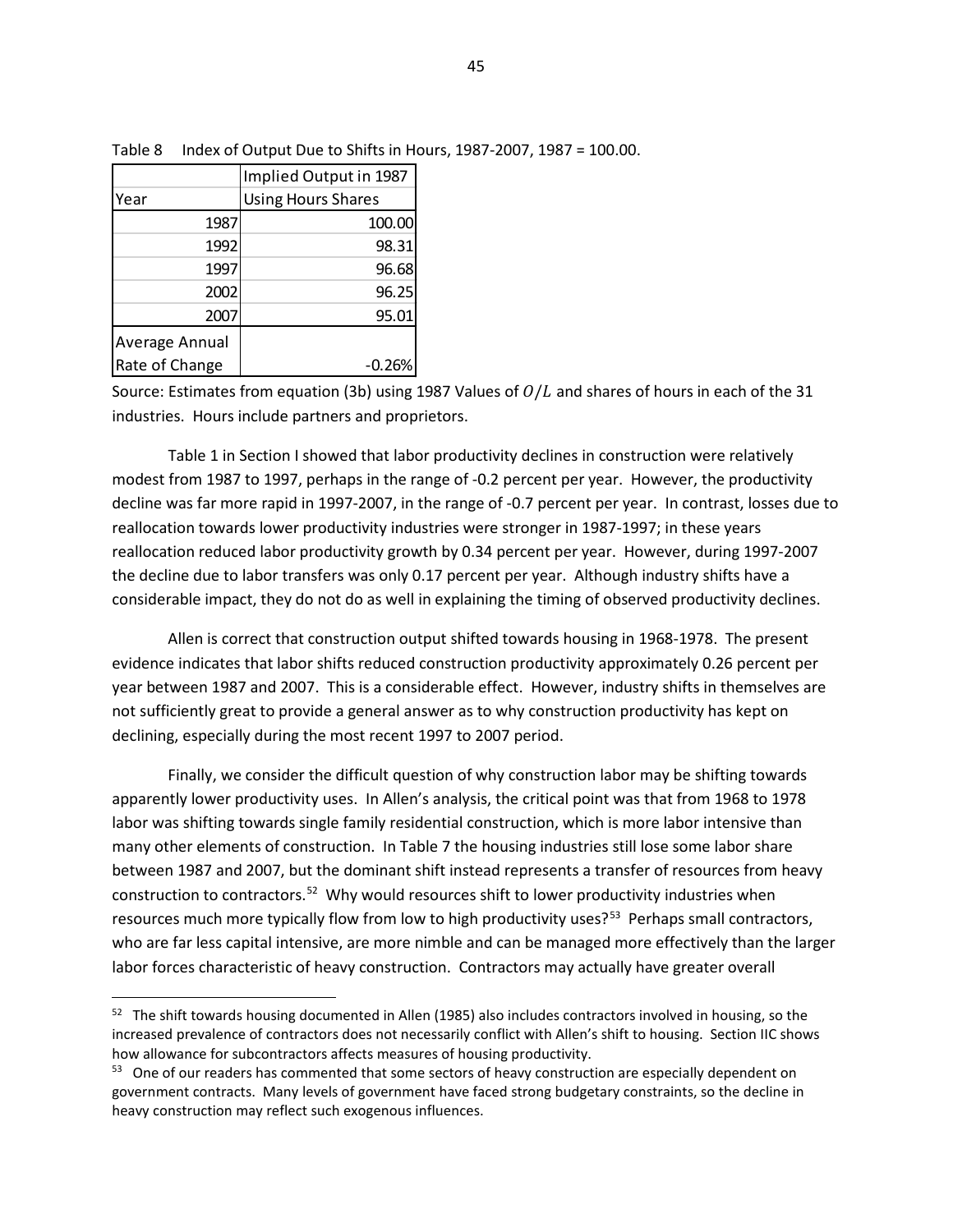Table 8 Index of Output Due to Shifts in Hours, 1987-2007, 1987 = 100.00.

| Year | Implied Output in 1987 Using Hours Shares |
|---|---|
| 1987 | 100.00 |
| 1992 | 98.31 |
| 1997 | 96.68 |
| 2002 | 96.25 |
| 2007 | 95.01 |
| Average Annual Rate of Change | -0.26% |

Source: Estimates from equation (3b) using 1987 Values of $O/L$ and shares of hours in each of the 31 industries. Hours include partners and proprietors.

Table 1 in Section I showed that labor productivity declines in construction were relatively modest from 1987 to 1997, perhaps in the range of -0.2 percent per year. However, the productivity decline was far more rapid in 1997-2007, in the range of -0.7 percent per year. In contrast, losses due to reallocation towards lower productivity industries were stronger in 1987-1997; in these years reallocation reduced labor productivity growth by 0.34 percent per year. However, during 1997-2007 the decline due to labor transfers was only 0.17 percent per year. Although industry shifts have a considerable impact, they do not do as well in explaining the timing of observed productivity declines.

Allen is correct that construction output shifted towards housing in 1968-1978. The present evidence indicates that labor shifts reduced construction productivity approximately 0.26 percent per year between 1987 and 2007. This is a considerable effect. However, industry shifts in themselves are not sufficiently great to provide a general answer as to why construction productivity has kept on declining, especially during the most recent 1997 to 2007 period.

Finally, we consider the difficult question of why construction labor may be shifting towards apparently lower productivity uses. In Allen's analysis, the critical point was that from 1968 to 1978 labor was shifting towards single family residential construction, which is more labor intensive than many other elements of construction. In Table 7 the housing industries still lose some labor share between 1987 and 2007, but the dominant shift instead represents a transfer of resources from heavy construction to contractors.[52] Why would resources shift to lower productivity industries when resources much more typically flow from low to high productivity uses?[53] Perhaps small contractors, who are far less capital intensive, are more nimble and can be managed more effectively than the larger labor forces characteristic of heavy construction. Contractors may actually have greater overall

[52] The shift towards housing documented in Allen (1985) also includes contractors involved in housing, so the increased prevalence of contractors does not necessarily conflict with Allen's shift to housing. Section IIC shows how allowance for subcontractors affects measures of housing productivity.

[53] One of our readers has commented that some sectors of heavy construction are especially dependent on government contracts. Many levels of government have faced strong budgetary constraints, so the decline in heavy construction may reflect such exogenous influences.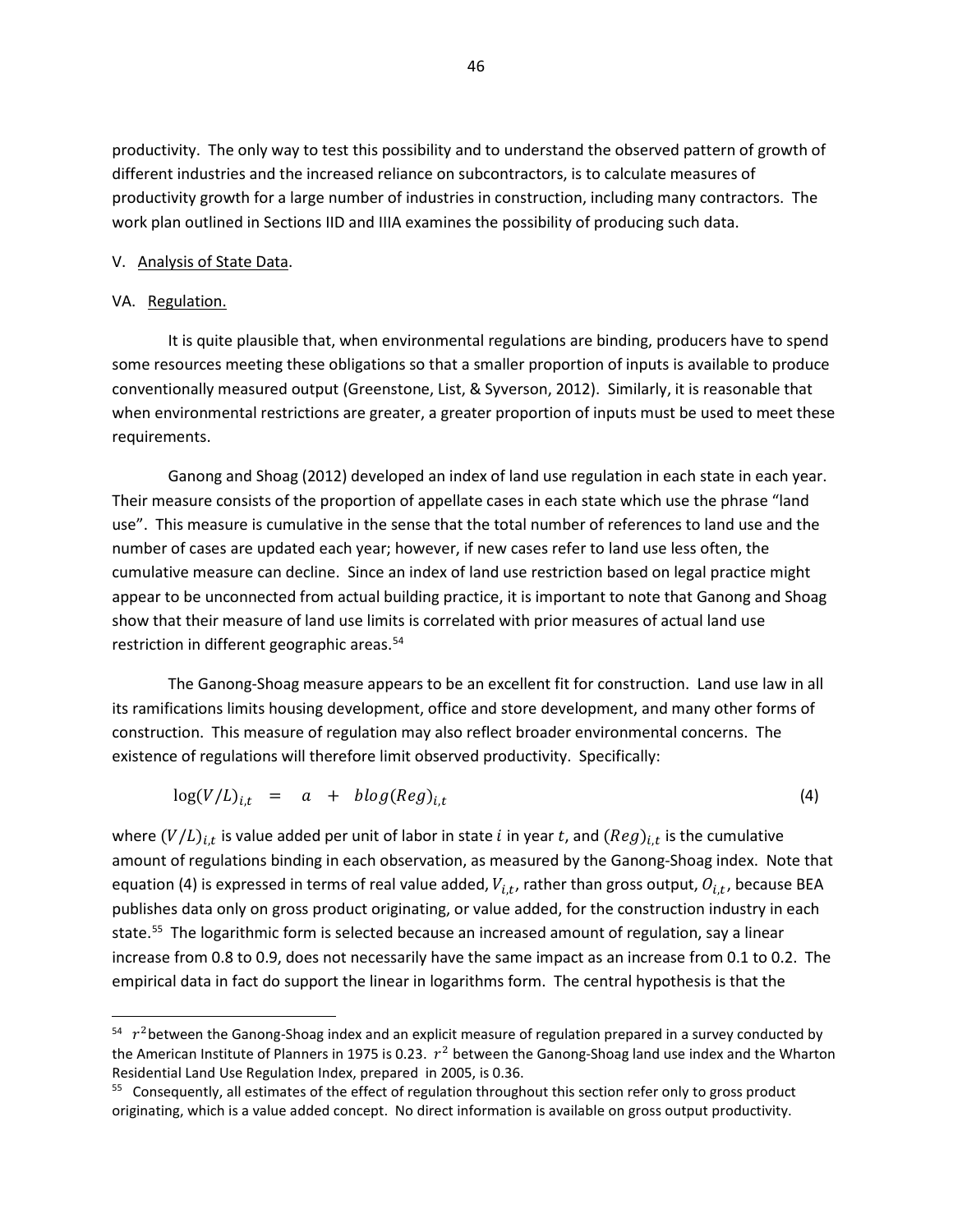productivity. The only way to test this possibility and to understand the observed pattern of growth of different industries and the increased reliance on subcontractors, is to calculate measures of productivity growth for a large number of industries in construction, including many contractors. The work plan outlined in Sections IID and IIIA examines the possibility of producing such data.

## V. Analysis of State Data.

### VA. Regulation.

It is quite plausible that, when environmental regulations are binding, producers have to spend some resources meeting these obligations so that a smaller proportion of inputs is available to produce conventionally measured output (Greenstone, List, & Syverson, 2012). Similarly, it is reasonable that when environmental restrictions are greater, a greater proportion of inputs must be used to meet these requirements.

Ganong and Shoag (2012) developed an index of land use regulation in each state in each year. Their measure consists of the proportion of appellate cases in each state which use the phrase "land use". This measure is cumulative in the sense that the total number of references to land use and the number of cases are updated each year; however, if new cases refer to land use less often, the cumulative measure can decline. Since an index of land use restriction based on legal practice might appear to be unconnected from actual building practice, it is important to note that Ganong and Shoag show that their measure of land use limits is correlated with prior measures of actual land use restriction in different geographic areas.[54]

The Ganong-Shoag measure appears to be an excellent fit for construction. Land use law in all its ramifications limits housing development, office and store development, and many other forms of construction. This measure of regulation may also reflect broader environmental concerns. The existence of regulations will therefore limit observed productivity. Specifically:

$$\log(V/L)_{i,t} \quad = \quad a \quad + \quad b log(Reg)_{i,t} \tag{4}$$

where $(V/L)_{i,t}$ is value added per unit of labor in state $i$ in year $t$, and $(Reg)_{i,t}$ is the cumulative amount of regulations binding in each observation, as measured by the Ganong-Shoag index. Note that equation (4) is expressed in terms of real value added, $V_{i,t}$, rather than gross output, $O_{i,t}$, because BEA publishes data only on gross product originating, or value added, for the construction industry in each state.[55] The logarithmic form is selected because an increased amount of regulation, say a linear increase from 0.8 to 0.9, does not necessarily have the same impact as an increase from 0.1 to 0.2. The empirical data in fact do support the linear in logarithms form. The central hypothesis is that the

---

[54] $r^2$ between the Ganong-Shoag index and an explicit measure of regulation prepared in a survey conducted by the American Institute of Planners in 1975 is 0.23. $r^2$ between the Ganong-Shoag land use index and the Wharton Residential Land Use Regulation Index, prepared in 2005, is 0.36.

[55] Consequently, all estimates of the effect of regulation throughout this section refer only to gross product originating, which is a value added concept. No direct information is available on gross output productivity.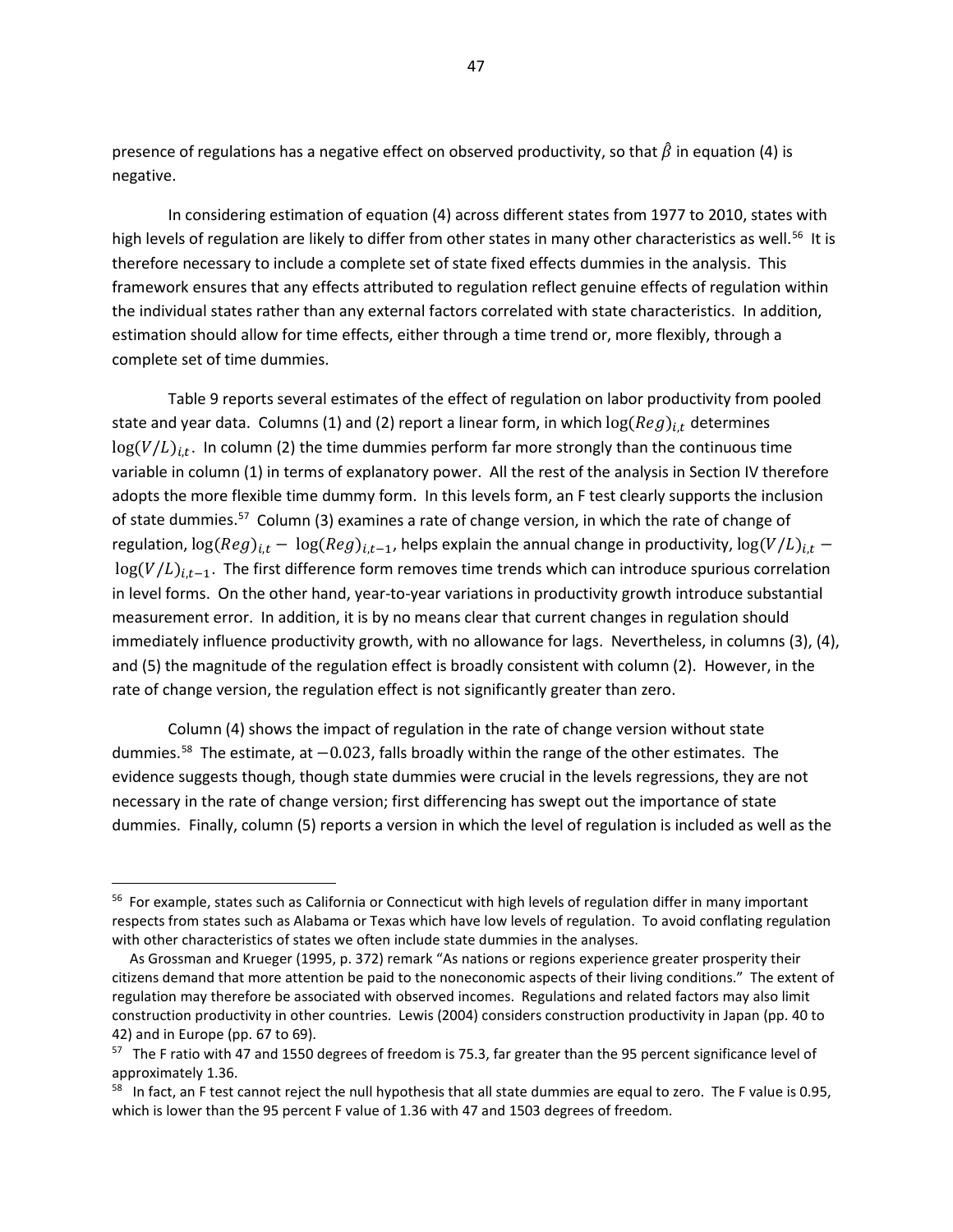presence of regulations has a negative effect on observed productivity, so that $\hat{\beta}$ in equation (4) is negative.

In considering estimation of equation (4) across different states from 1977 to 2010, states with high levels of regulation are likely to differ from other states in many other characteristics as well.[56] It is therefore necessary to include a complete set of state fixed effects dummies in the analysis. This framework ensures that any effects attributed to regulation reflect genuine effects of regulation within the individual states rather than any external factors correlated with state characteristics. In addition, estimation should allow for time effects, either through a time trend or, more flexibly, through a complete set of time dummies.

Table 9 reports several estimates of the effect of regulation on labor productivity from pooled state and year data. Columns (1) and (2) report a linear form, in which $\log(Reg)_{i,t}$ determines $\log(V/L)_{i,t}$. In column (2) the time dummies perform far more strongly than the continuous time variable in column (1) in terms of explanatory power. All the rest of the analysis in Section IV therefore adopts the more flexible time dummy form. In this levels form, an F test clearly supports the inclusion of state dummies.[57] Column (3) examines a rate of change version, in which the rate of change of regulation, $\log(Reg)_{i,t} - \log(Reg)_{i,t-1}$, helps explain the annual change in productivity, $\log(V/L)_{i,t} - \log(V/L)_{i,t-1}$. The first difference form removes time trends which can introduce spurious correlation in level forms. On the other hand, year-to-year variations in productivity growth introduce substantial measurement error. In addition, it is by no means clear that current changes in regulation should immediately influence productivity growth, with no allowance for lags. Nevertheless, in columns (3), (4), and (5) the magnitude of the regulation effect is broadly consistent with column (2). However, in the rate of change version, the regulation effect is not significantly greater than zero.

Column (4) shows the impact of regulation in the rate of change version without state dummies.[58] The estimate, at $-0.023$, falls broadly within the range of the other estimates. The evidence suggests though, though state dummies were crucial in the levels regressions, they are not necessary in the rate of change version; first differencing has swept out the importance of state dummies. Finally, column (5) reports a version in which the level of regulation is included as well as the

---

[56] For example, states such as California or Connecticut with high levels of regulation differ in many important respects from states such as Alabama or Texas which have low levels of regulation. To avoid conflating regulation with other characteristics of states we often include state dummies in the analyses.

As Grossman and Krueger (1995, p. 372) remark "As nations or regions experience greater prosperity their citizens demand that more attention be paid to the noneconomic aspects of their living conditions." The extent of regulation may therefore be associated with observed incomes. Regulations and related factors may also limit construction productivity in other countries. Lewis (2004) considers construction productivity in Japan (pp. 40 to 42) and in Europe (pp. 67 to 69).

[57] The F ratio with 47 and 1550 degrees of freedom is 75.3, far greater than the 95 percent significance level of approximately 1.36.

[58] In fact, an F test cannot reject the null hypothesis that all state dummies are equal to zero. The F value is 0.95, which is lower than the 95 percent F value of 1.36 with 47 and 1503 degrees of freedom.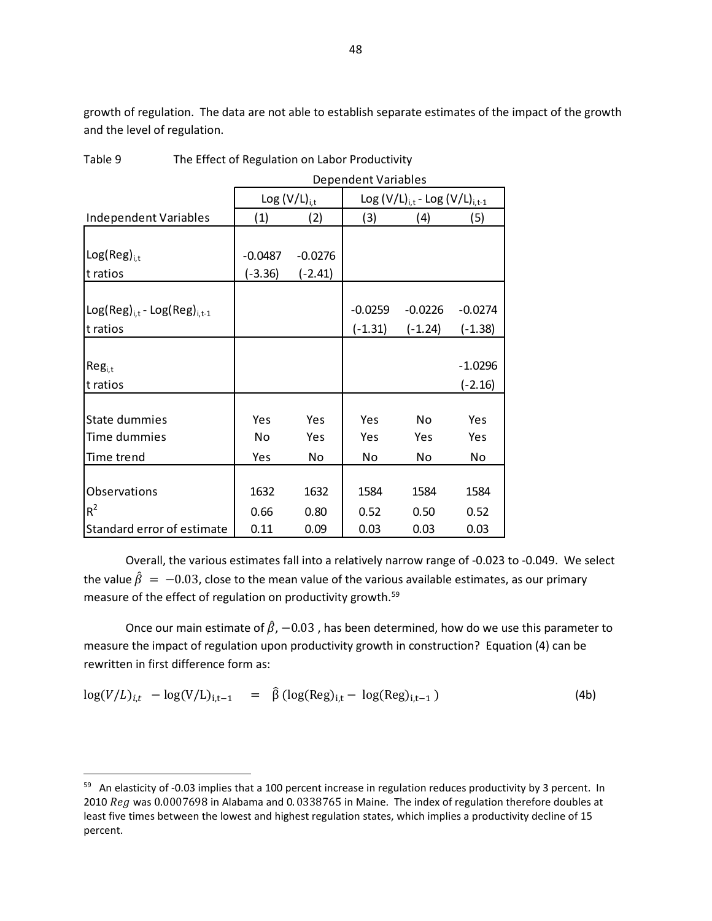growth of regulation. The data are not able to establish separate estimates of the impact of the growth and the level of regulation.

Table 9 The Effect of Regulation on Labor Productivity

| | Dependent Variables | | | | |
|---|---|---|---|---|---|
| | $\text{Log}(V/L)_{i,t}$ | | $\text{Log}(V/L)_{i,t} - \text{Log}(V/L)_{i,t-1}$ | | |
| Independent Variables | (1) | (2) | (3) | (4) | (5) |
| $\text{Log}(\text{Reg})_{i,t}$ | -0.0487 | -0.0276 | | | |
| t ratios | (-3.36) | (-2.41) | | | |
| $\text{Log}(\text{Reg})_{i,t} - \text{Log}(\text{Reg})_{i,t-1}$ | | | -0.0259 | -0.0226 | -0.0274 |
| t ratios | | | (-1.31) | (-1.24) | (-1.38) |
| $\text{Reg}_{i,t}$ | | | | | -1.0296 |
| t ratios | | | | | (-2.16) |
| State dummies | Yes | Yes | Yes | No | Yes |
| Time dummies | No | Yes | Yes | Yes | Yes |
| Time trend | Yes | No | No | No | No |
| Observations | 1632 | 1632 | 1584 | 1584 | 1584 |
| $R^2$ | 0.66 | 0.80 | 0.52 | 0.50 | 0.52 |
| Standard error of estimate | 0.11 | 0.09 | 0.03 | 0.03 | 0.03 |

Overall, the various estimates fall into a relatively narrow range of -0.023 to -0.049. We select the value $\hat{\beta} = -0.03$, close to the mean value of the various available estimates, as our primary measure of the effect of regulation on productivity growth.[59]

Once our main estimate of $\hat{\beta}$, $-0.03$ , has been determined, how do we use this parameter to measure the impact of regulation upon productivity growth in construction? Equation (4) can be rewritten in first difference form as:

$$\log(V/L)_{i,t} - \log(V/L)_{i,t-1} = \hat{\beta}\,(\log(\text{Reg})_{i,t} - \log(\text{Reg})_{i,t-1}) \qquad \text{(4b)}$$

[59] An elasticity of -0.03 implies that a 100 percent increase in regulation reduces productivity by 3 percent. In 2010 $Reg$ was 0.0007698 in Alabama and 0.0338765 in Maine. The index of regulation therefore doubles at least five times between the lowest and highest regulation states, which implies a productivity decline of 15 percent.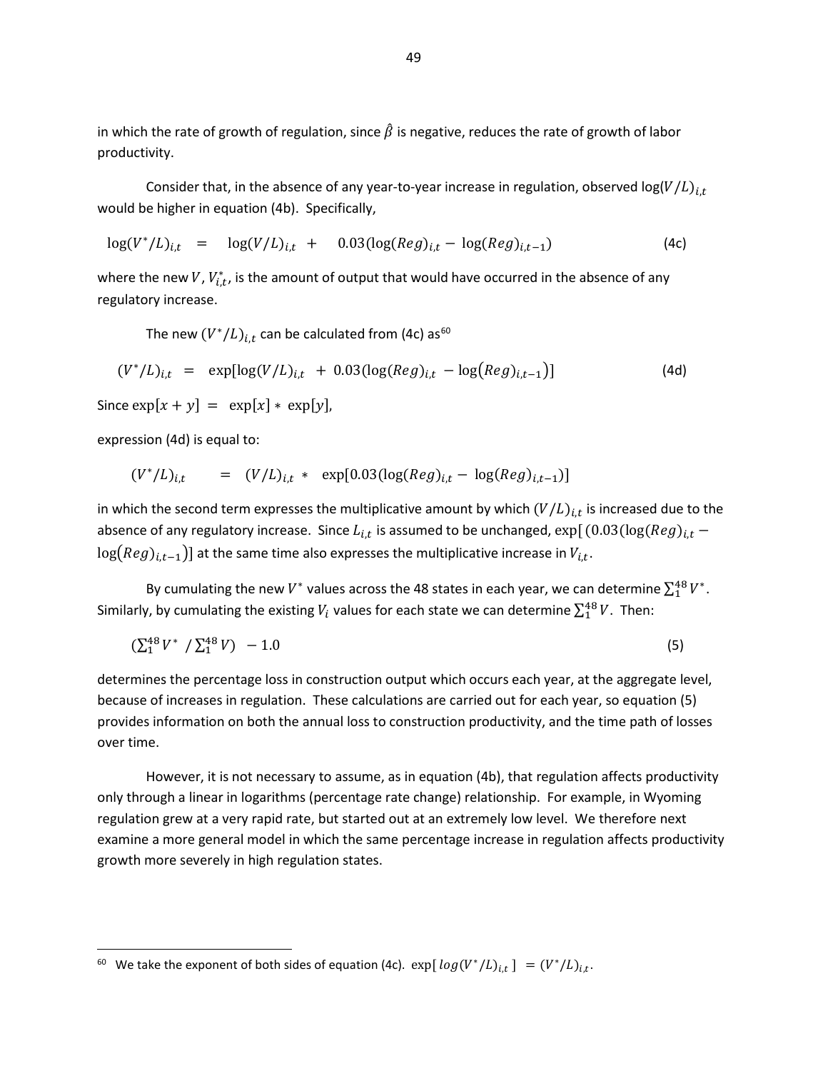in which the rate of growth of regulation, since $\hat{\beta}$ is negative, reduces the rate of growth of labor productivity.

Consider that, in the absence of any year-to-year increase in regulation, observed $\log(V/L)_{i,t}$ would be higher in equation (4b). Specifically,

$$\log(V^*/L)_{i,t} \quad = \quad \log(V/L)_{i,t} \ + \quad 0.03(\log(Reg)_{i,t} - \log(Reg)_{i,t-1}) \qquad \text{(4c)}$$

where the new $V$, $V^*_{i,t}$, is the amount of output that would have occurred in the absence of any regulatory increase.

The new $(V^*/L)_{i,t}$ can be calculated from (4c) as[60]

$$(V^*/L)_{i,t} \ = \ \exp[\log(V/L)_{i,t} \ + \ 0.03(\log(Reg)_{i,t} - \log(Reg)_{i,t-1})] \qquad \text{(4d)}$$

Since $\exp[x + y] \ = \ \exp[x] * \exp[y]$,

expression (4d) is equal to:

$$(V^*/L)_{i,t} \qquad = \ (V/L)_{i,t} \ * \ \exp[0.03(\log(Reg)_{i,t} - \log(Reg)_{i,t-1})]$$

in which the second term expresses the multiplicative amount by which $(V/L)_{i,t}$ is increased due to the absence of any regulatory increase. Since $L_{i,t}$ is assumed to be unchanged, $\exp[(0.03(\log(Reg)_{i,t} - \log(Reg)_{i,t-1})]$ at the same time also expresses the multiplicative increase in $V_{i,t}$.

By cumulating the new $V^*$ values across the 48 states in each year, we can determine $\sum_1^{48} V^*$. Similarly, by cumulating the existing $V_i$ values for each state we can determine $\sum_1^{48} V$. Then:

$$(\textstyle\sum_1^{48} V^* \ / \sum_1^{48} V) \ - 1.0 \qquad \text{(5)}$$

determines the percentage loss in construction output which occurs each year, at the aggregate level, because of increases in regulation. These calculations are carried out for each year, so equation (5) provides information on both the annual loss to construction productivity, and the time path of losses over time.

However, it is not necessary to assume, as in equation (4b), that regulation affects productivity only through a linear in logarithms (percentage rate change) relationship. For example, in Wyoming regulation grew at a very rapid rate, but started out at an extremely low level. We therefore next examine a more general model in which the same percentage increase in regulation affects productivity growth more severely in high regulation states.

---

[60] We take the exponent of both sides of equation (4c). $\exp[\,log(V^*/L)_{i,t}\,] \ = (V^*/L)_{i,t}$.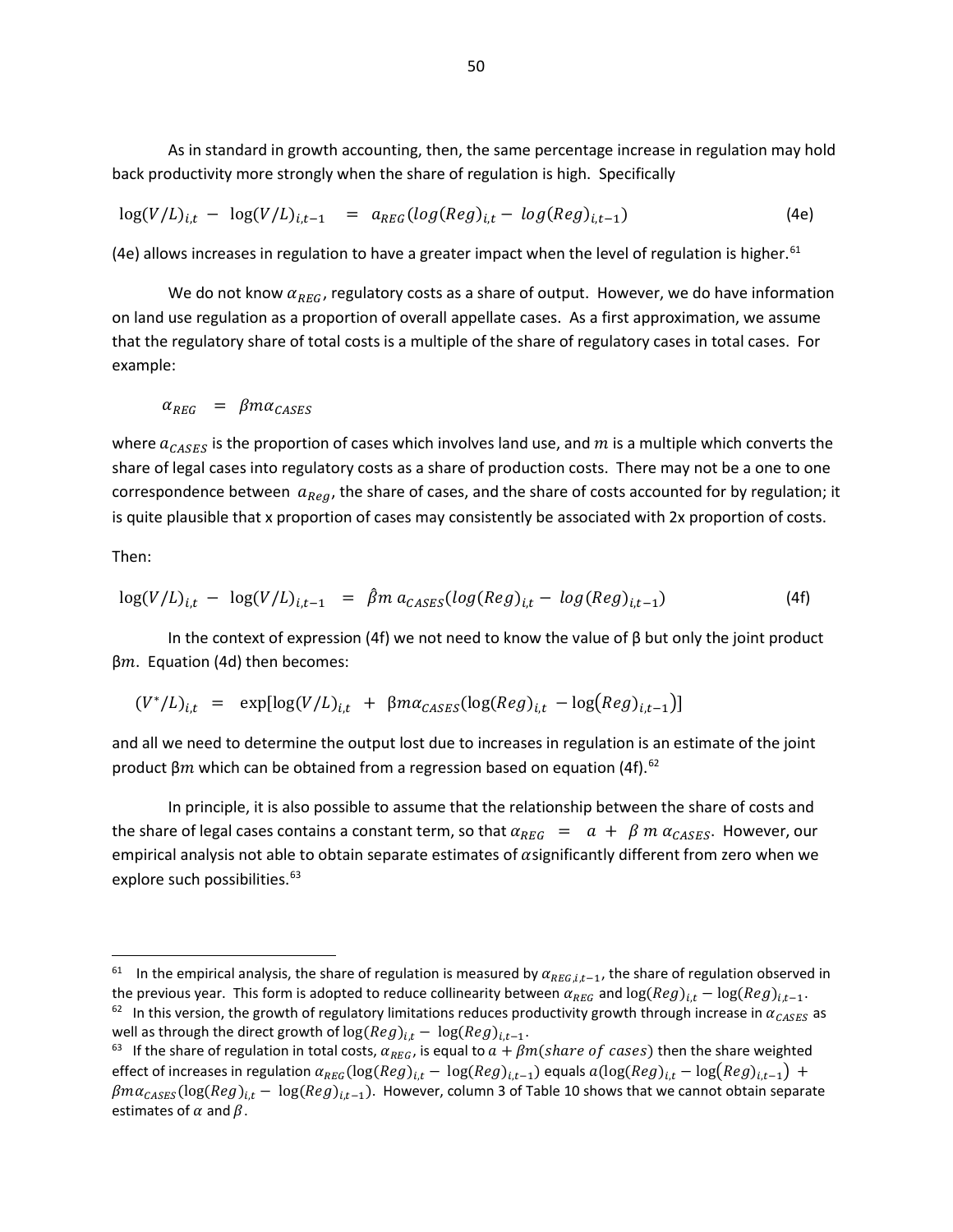As in standard in growth accounting, then, the same percentage increase in regulation may hold back productivity more strongly when the share of regulation is high. Specifically

$$\log(V/L)_{i,t} - \log(V/L)_{i,t-1} = a_{REG}(log(Reg)_{i,t} - log(Reg)_{i,t-1}) \quad (4e)$$

(4e) allows increases in regulation to have a greater impact when the level of regulation is higher.[61]

We do not know $\alpha_{REG}$, regulatory costs as a share of output. However, we do have information on land use regulation as a proportion of overall appellate cases. As a first approximation, we assume that the regulatory share of total costs is a multiple of the share of regulatory cases in total cases. For example:

$$\alpha_{REG} = \beta m \alpha_{CASES}$$

where $a_{CASES}$ is the proportion of cases which involves land use, and $m$ is a multiple which converts the share of legal cases into regulatory costs as a share of production costs. There may not be a one to one correspondence between $a_{Reg}$, the share of cases, and the share of costs accounted for by regulation; it is quite plausible that x proportion of cases may consistently be associated with 2x proportion of costs.

Then:

$$\log(V/L)_{i,t} - \log(V/L)_{i,t-1} = \hat{\beta} m \, a_{CASES}(log(Reg)_{i,t} - log(Reg)_{i,t-1}) \quad (4f)$$

In the context of expression (4f) we not need to know the value of β but only the joint product β$m$. Equation (4d) then becomes:

$$(V^*/L)_{i,t} = \exp[\log(V/L)_{i,t} + \beta m \alpha_{CASES}(\log(Reg)_{i,t} - \log(Reg)_{i,t-1})]$$

and all we need to determine the output lost due to increases in regulation is an estimate of the joint product β$m$ which can be obtained from a regression based on equation (4f).[62]

In principle, it is also possible to assume that the relationship between the share of costs and the share of legal cases contains a constant term, so that $\alpha_{REG} = a + \beta \, m \, \alpha_{CASES}$. However, our empirical analysis not able to obtain separate estimates of $\alpha$significantly different from zero when we explore such possibilities.[63]

---

[61] In the empirical analysis, the share of regulation is measured by $\alpha_{REG,i,t-1}$, the share of regulation observed in the previous year. This form is adopted to reduce collinearity between $\alpha_{REG}$ and $\log(Reg)_{i,t} - \log(Reg)_{i,t-1}$.

[62] In this version, the growth of regulatory limitations reduces productivity growth through increase in $\alpha_{CASES}$ as well as through the direct growth of $\log(Reg)_{i,t} - \log(Reg)_{i,t-1}$.

[63] If the share of regulation in total costs, $\alpha_{REG}$, is equal to $a + \beta m(share\ of\ cases)$ then the share weighted effect of increases in regulation $\alpha_{REG}(\log(Reg)_{i,t} - \log(Reg)_{i,t-1})$ equals $a(\log(Reg)_{i,t} - \log(Reg)_{i,t-1}) + \beta m \alpha_{CASES}(\log(Reg)_{i,t} - \log(Reg)_{i,t-1})$. However, column 3 of Table 10 shows that we cannot obtain separate estimates of $\alpha$ and $\beta$.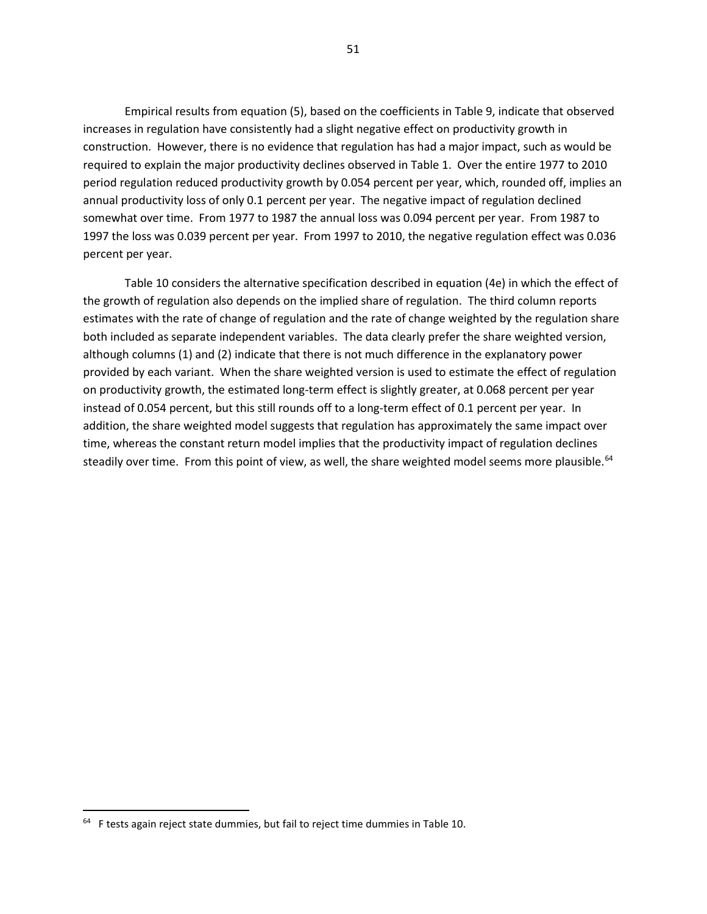Empirical results from equation (5), based on the coefficients in Table 9, indicate that observed increases in regulation have consistently had a slight negative effect on productivity growth in construction. However, there is no evidence that regulation has had a major impact, such as would be required to explain the major productivity declines observed in Table 1. Over the entire 1977 to 2010 period regulation reduced productivity growth by 0.054 percent per year, which, rounded off, implies an annual productivity loss of only 0.1 percent per year. The negative impact of regulation declined somewhat over time. From 1977 to 1987 the annual loss was 0.094 percent per year. From 1987 to 1997 the loss was 0.039 percent per year. From 1997 to 2010, the negative regulation effect was 0.036 percent per year.

Table 10 considers the alternative specification described in equation (4e) in which the effect of the growth of regulation also depends on the implied share of regulation. The third column reports estimates with the rate of change of regulation and the rate of change weighted by the regulation share both included as separate independent variables. The data clearly prefer the share weighted version, although columns (1) and (2) indicate that there is not much difference in the explanatory power provided by each variant. When the share weighted version is used to estimate the effect of regulation on productivity growth, the estimated long-term effect is slightly greater, at 0.068 percent per year instead of 0.054 percent, but this still rounds off to a long-term effect of 0.1 percent per year. In addition, the share weighted model suggests that regulation has approximately the same impact over time, whereas the constant return model implies that the productivity impact of regulation declines steadily over time. From this point of view, as well, the share weighted model seems more plausible.[64]

---

[64] F tests again reject state dummies, but fail to reject time dummies in Table 10.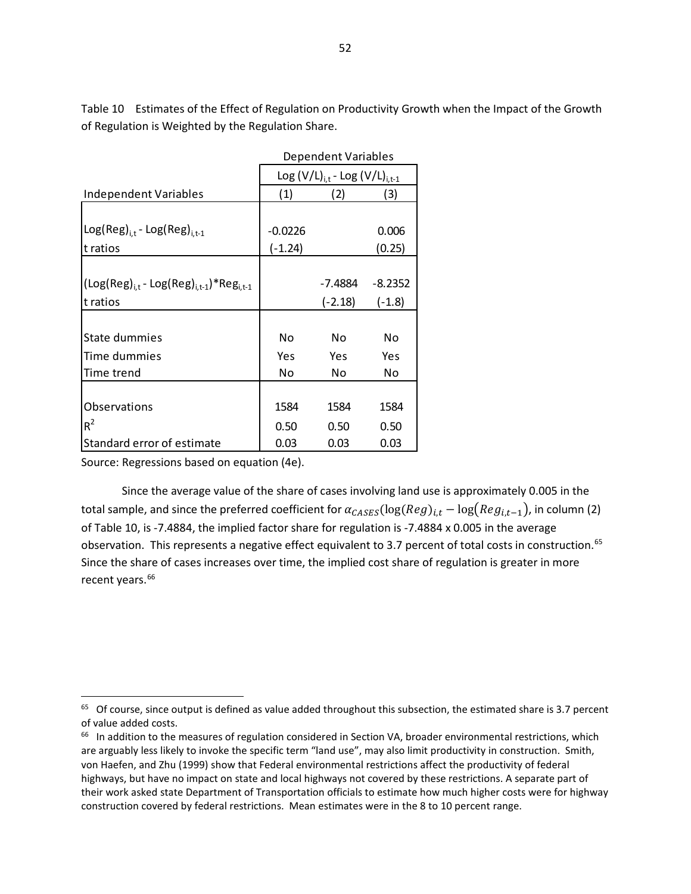Table 10 Estimates of the Effect of Regulation on Productivity Growth when the Impact of the Growth of Regulation is Weighted by the Regulation Share.

| | Dependent Variables | | |
|---|---|---|---|
| | $\text{Log}(V/L)_{i,t} - \text{Log}(V/L)_{i,t-1}$ | | |
| Independent Variables | (1) | (2) | (3) |
| $\text{Log}(\text{Reg})_{i,t} - \text{Log}(\text{Reg})_{i,t-1}$ | -0.0226 | | 0.006 |
| t ratios | (-1.24) | | (0.25) |
| $(\text{Log}(\text{Reg})_{i,t} - \text{Log}(\text{Reg})_{i,t-1})*\text{Reg}_{i,t-1}$ | | -7.4884 | -8.2352 |
| t ratios | | (-2.18) | (-1.8) |
| State dummies | No | No | No |
| Time dummies | Yes | Yes | Yes |
| Time trend | No | No | No |
| Observations | 1584 | 1584 | 1584 |
| $R^2$ | 0.50 | 0.50 | 0.50 |
| Standard error of estimate | 0.03 | 0.03 | 0.03 |

Source: Regressions based on equation (4e).

Since the average value of the share of cases involving land use is approximately 0.005 in the total sample, and since the preferred coefficient for $\alpha_{CASES}(\log(Reg)_{i,t} - \log(Reg_{i,t-1})$, in column (2) of Table 10, is -7.4884, the implied factor share for regulation is -7.4884 x 0.005 in the average observation. This represents a negative effect equivalent to 3.7 percent of total costs in construction.[65] Since the share of cases increases over time, the implied cost share of regulation is greater in more recent years.[66]

[65] Of course, since output is defined as value added throughout this subsection, the estimated share is 3.7 percent of value added costs.

[66] In addition to the measures of regulation considered in Section VA, broader environmental restrictions, which are arguably less likely to invoke the specific term "land use", may also limit productivity in construction. Smith, von Haefen, and Zhu (1999) show that Federal environmental restrictions affect the productivity of federal highways, but have no impact on state and local highways not covered by these restrictions. A separate part of their work asked state Department of Transportation officials to estimate how much higher costs were for highway construction covered by federal restrictions. Mean estimates were in the 8 to 10 percent range.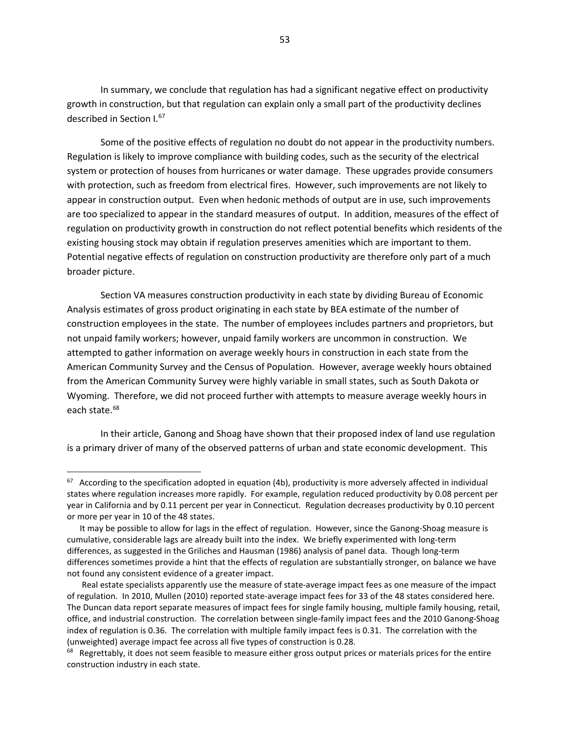In summary, we conclude that regulation has had a significant negative effect on productivity growth in construction, but that regulation can explain only a small part of the productivity declines described in Section I.[67]

Some of the positive effects of regulation no doubt do not appear in the productivity numbers. Regulation is likely to improve compliance with building codes, such as the security of the electrical system or protection of houses from hurricanes or water damage. These upgrades provide consumers with protection, such as freedom from electrical fires. However, such improvements are not likely to appear in construction output. Even when hedonic methods of output are in use, such improvements are too specialized to appear in the standard measures of output. In addition, measures of the effect of regulation on productivity growth in construction do not reflect potential benefits which residents of the existing housing stock may obtain if regulation preserves amenities which are important to them. Potential negative effects of regulation on construction productivity are therefore only part of a much broader picture.

Section VA measures construction productivity in each state by dividing Bureau of Economic Analysis estimates of gross product originating in each state by BEA estimate of the number of construction employees in the state. The number of employees includes partners and proprietors, but not unpaid family workers; however, unpaid family workers are uncommon in construction. We attempted to gather information on average weekly hours in construction in each state from the American Community Survey and the Census of Population. However, average weekly hours obtained from the American Community Survey were highly variable in small states, such as South Dakota or Wyoming. Therefore, we did not proceed further with attempts to measure average weekly hours in each state.[68]

In their article, Ganong and Shoag have shown that their proposed index of land use regulation is a primary driver of many of the observed patterns of urban and state economic development. This

---

[67] According to the specification adopted in equation (4b), productivity is more adversely affected in individual states where regulation increases more rapidly. For example, regulation reduced productivity by 0.08 percent per year in California and by 0.11 percent per year in Connecticut. Regulation decreases productivity by 0.10 percent or more per year in 10 of the 48 states.

It may be possible to allow for lags in the effect of regulation. However, since the Ganong-Shoag measure is cumulative, considerable lags are already built into the index. We briefly experimented with long-term differences, as suggested in the Griliches and Hausman (1986) analysis of panel data. Though long-term differences sometimes provide a hint that the effects of regulation are substantially stronger, on balance we have not found any consistent evidence of a greater impact.

Real estate specialists apparently use the measure of state-average impact fees as one measure of the impact of regulation. In 2010, Mullen (2010) reported state-average impact fees for 33 of the 48 states considered here. The Duncan data report separate measures of impact fees for single family housing, multiple family housing, retail, office, and industrial construction. The correlation between single-family impact fees and the 2010 Ganong-Shoag index of regulation is 0.36. The correlation with multiple family impact fees is 0.31. The correlation with the (unweighted) average impact fee across all five types of construction is 0.28.

[68] Regrettably, it does not seem feasible to measure either gross output prices or materials prices for the entire construction industry in each state.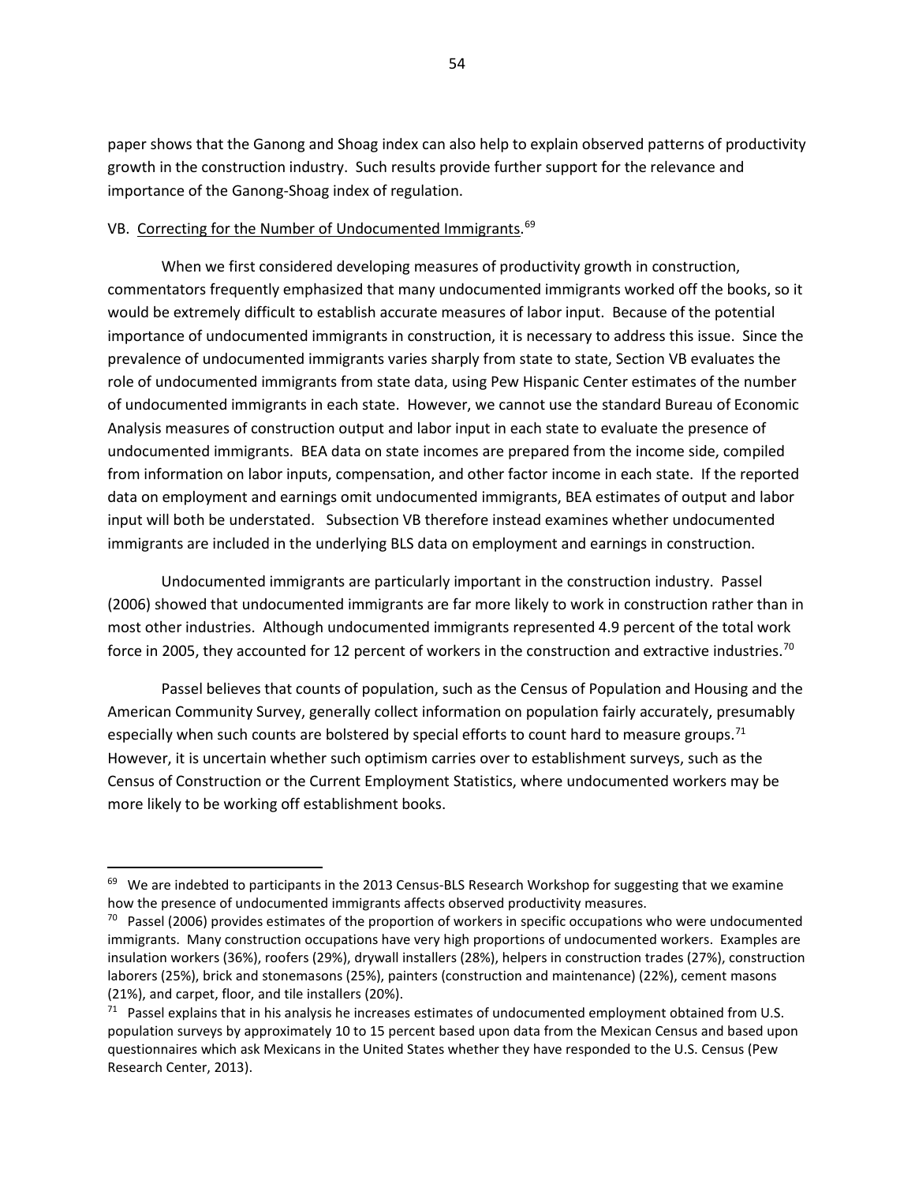paper shows that the Ganong and Shoag index can also help to explain observed patterns of productivity growth in the construction industry. Such results provide further support for the relevance and importance of the Ganong-Shoag index of regulation.

### VB. Correcting for the Number of Undocumented Immigrants.[69]

When we first considered developing measures of productivity growth in construction, commentators frequently emphasized that many undocumented immigrants worked off the books, so it would be extremely difficult to establish accurate measures of labor input. Because of the potential importance of undocumented immigrants in construction, it is necessary to address this issue. Since the prevalence of undocumented immigrants varies sharply from state to state, Section VB evaluates the role of undocumented immigrants from state data, using Pew Hispanic Center estimates of the number of undocumented immigrants in each state. However, we cannot use the standard Bureau of Economic Analysis measures of construction output and labor input in each state to evaluate the presence of undocumented immigrants. BEA data on state incomes are prepared from the income side, compiled from information on labor inputs, compensation, and other factor income in each state. If the reported data on employment and earnings omit undocumented immigrants, BEA estimates of output and labor input will both be understated. Subsection VB therefore instead examines whether undocumented immigrants are included in the underlying BLS data on employment and earnings in construction.

Undocumented immigrants are particularly important in the construction industry. Passel (2006) showed that undocumented immigrants are far more likely to work in construction rather than in most other industries. Although undocumented immigrants represented 4.9 percent of the total work force in 2005, they accounted for 12 percent of workers in the construction and extractive industries.[70]

Passel believes that counts of population, such as the Census of Population and Housing and the American Community Survey, generally collect information on population fairly accurately, presumably especially when such counts are bolstered by special efforts to count hard to measure groups.[71] However, it is uncertain whether such optimism carries over to establishment surveys, such as the Census of Construction or the Current Employment Statistics, where undocumented workers may be more likely to be working off establishment books.

---

[69] We are indebted to participants in the 2013 Census-BLS Research Workshop for suggesting that we examine how the presence of undocumented immigrants affects observed productivity measures.

[70] Passel (2006) provides estimates of the proportion of workers in specific occupations who were undocumented immigrants. Many construction occupations have very high proportions of undocumented workers. Examples are insulation workers (36%), roofers (29%), drywall installers (28%), helpers in construction trades (27%), construction laborers (25%), brick and stonemasons (25%), painters (construction and maintenance) (22%), cement masons (21%), and carpet, floor, and tile installers (20%).

[71] Passel explains that in his analysis he increases estimates of undocumented employment obtained from U.S. population surveys by approximately 10 to 15 percent based upon data from the Mexican Census and based upon questionnaires which ask Mexicans in the United States whether they have responded to the U.S. Census (Pew Research Center, 2013).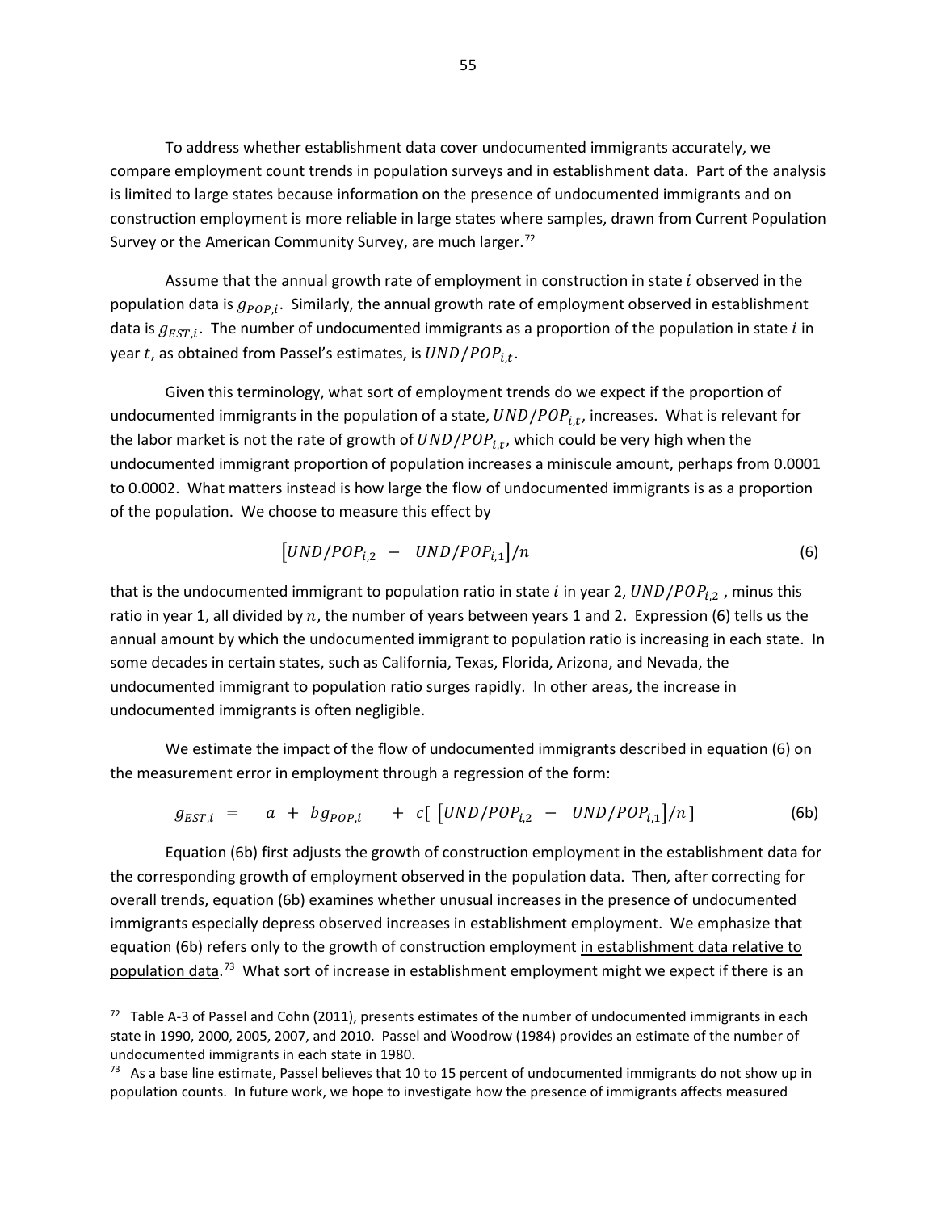To address whether establishment data cover undocumented immigrants accurately, we compare employment count trends in population surveys and in establishment data. Part of the analysis is limited to large states because information on the presence of undocumented immigrants and on construction employment is more reliable in large states where samples, drawn from Current Population Survey or the American Community Survey, are much larger.[72]

Assume that the annual growth rate of employment in construction in state $i$ observed in the population data is $g_{POP,i}$. Similarly, the annual growth rate of employment observed in establishment data is $g_{EST,i}$. The number of undocumented immigrants as a proportion of the population in state $i$ in year $t$, as obtained from Passel's estimates, is $UND/POP_{i,t}$.

Given this terminology, what sort of employment trends do we expect if the proportion of undocumented immigrants in the population of a state, $UND/POP_{i,t}$, increases. What is relevant for the labor market is not the rate of growth of $UND/POP_{i,t}$, which could be very high when the undocumented immigrant proportion of population increases a miniscule amount, perhaps from 0.0001 to 0.0002. What matters instead is how large the flow of undocumented immigrants is as a proportion of the population. We choose to measure this effect by

$$\left[UND/POP_{i,2} \; - \; UND/POP_{i,1}\right]/n \tag{6}$$

that is the undocumented immigrant to population ratio in state $i$ in year 2, $UND/POP_{i,2}$ , minus this ratio in year 1, all divided by $n$, the number of years between years 1 and 2. Expression (6) tells us the annual amount by which the undocumented immigrant to population ratio is increasing in each state. In some decades in certain states, such as California, Texas, Florida, Arizona, and Nevada, the undocumented immigrant to population ratio surges rapidly. In other areas, the increase in undocumented immigrants is often negligible.

We estimate the impact of the flow of undocumented immigrants described in equation (6) on the measurement error in employment through a regression of the form:

$$g_{EST,i} \; = \quad a \; + \; b g_{POP,i} \quad + \; c\left[\; \left[UND/POP_{i,2} \; - \; UND/POP_{i,1}\right]/n \;\right] \tag{6b}$$

Equation (6b) first adjusts the growth of construction employment in the establishment data for the corresponding growth of employment observed in the population data. Then, after correcting for overall trends, equation (6b) examines whether unusual increases in the presence of undocumented immigrants especially depress observed increases in establishment employment. We emphasize that equation (6b) refers only to the growth of construction employment <u>in establishment data relative to population data</u>.[73] What sort of increase in establishment employment might we expect if there is an

[72] Table A-3 of Passel and Cohn (2011), presents estimates of the number of undocumented immigrants in each state in 1990, 2000, 2005, 2007, and 2010. Passel and Woodrow (1984) provides an estimate of the number of undocumented immigrants in each state in 1980.

[73] As a base line estimate, Passel believes that 10 to 15 percent of undocumented immigrants do not show up in population counts. In future work, we hope to investigate how the presence of immigrants affects measured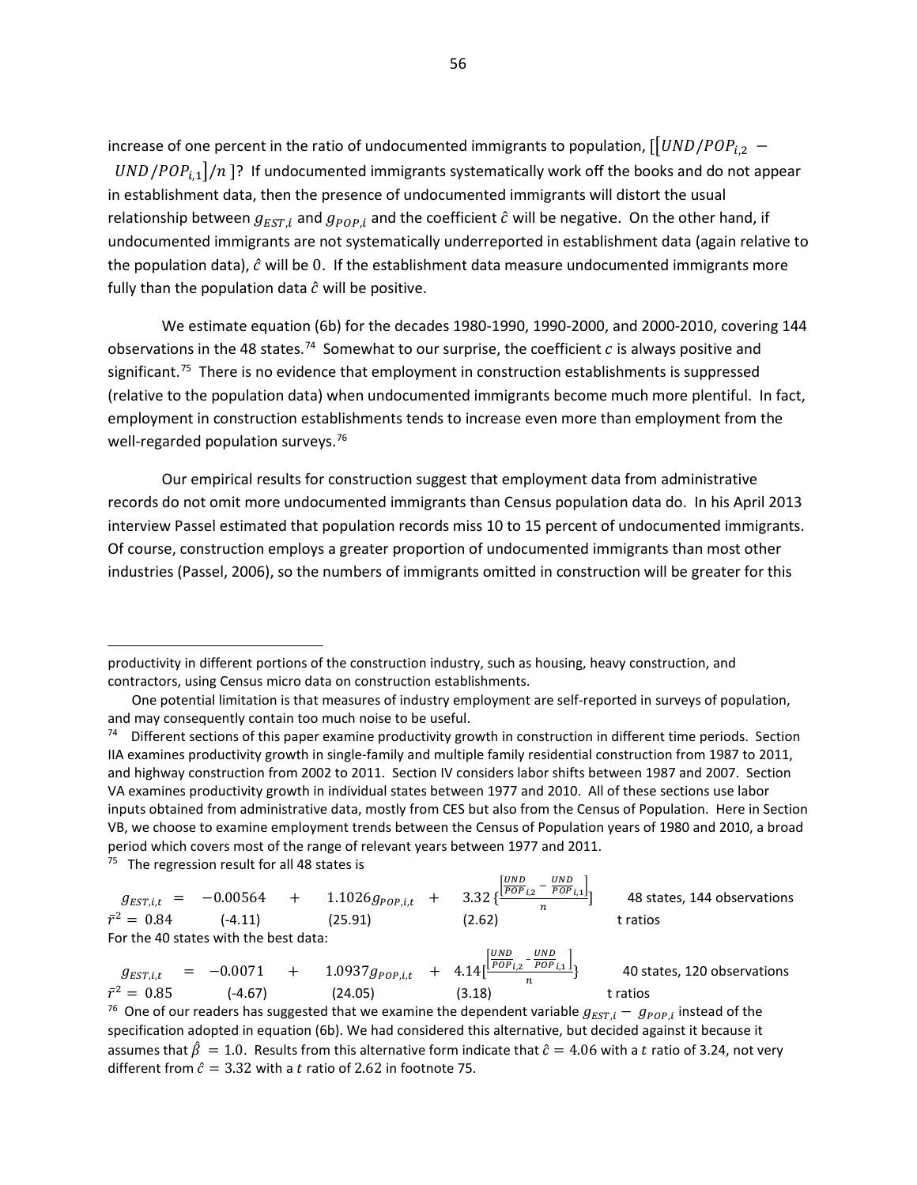increase of one percent in the ratio of undocumented immigrants to population, $[[UND/POP_{i,2} - UND/POP_{i,1}]/n]$? If undocumented immigrants systematically work off the books and do not appear in establishment data, then the presence of undocumented immigrants will distort the usual relationship between $g_{EST,i}$ and $g_{POP,i}$ and the coefficient $\hat{c}$ will be negative. On the other hand, if undocumented immigrants are not systematically underreported in establishment data (again relative to the population data), $\hat{c}$ will be 0. If the establishment data measure undocumented immigrants more fully than the population data $\hat{c}$ will be positive.

We estimate equation (6b) for the decades 1980-1990, 1990-2000, and 2000-2010, covering 144 observations in the 48 states.[74] Somewhat to our surprise, the coefficient $c$ is always positive and significant.[75] There is no evidence that employment in construction establishments is suppressed (relative to the population data) when undocumented immigrants become much more plentiful. In fact, employment in construction establishments tends to increase even more than employment from the well-regarded population surveys.[76]

Our empirical results for construction suggest that employment data from administrative records do not omit more undocumented immigrants than Census population data do. In his April 2013 interview Passel estimated that population records miss 10 to 15 percent of undocumented immigrants. Of course, construction employs a greater proportion of undocumented immigrants than most other industries (Passel, 2006), so the numbers of immigrants omitted in construction will be greater for this

---

productivity in different portions of the construction industry, such as housing, heavy construction, and contractors, using Census micro data on construction establishments.

One potential limitation is that measures of industry employment are self-reported in surveys of population, and may consequently contain too much noise to be useful.

[74] Different sections of this paper examine productivity growth in construction in different time periods. Section IIA examines productivity growth in single-family and multiple family residential construction from 1987 to 2011, and highway construction from 2002 to 2011. Section IV considers labor shifts between 1987 and 2007. Section VA examines productivity growth in individual states between 1977 and 2010. All of these sections use labor inputs obtained from administrative data, mostly from CES but also from the Census of Population. Here in Section VB, we choose to examine employment trends between the Census of Population years of 1980 and 2010, a broad period which covers most of the range of relevant years between 1977 and 2011.

[75] The regression result for all 48 states is

$$g_{EST,i,t} = \underset{(-4.11)}{-0.00564} + \underset{(25.91)}{1.1026}\, g_{POP,i,t} + \underset{(2.62)}{3.32}\left\{\frac{\left[\frac{UND}{POP}_{i,2} - \frac{UND}{POP}_{i,1}\right]}{n}\right\} \qquad \text{48 states, 144 observations}$$

$\bar{r}^2 = 0.84$ (t ratios in parentheses)

For the 40 states with the best data:

$$g_{EST,i,t} = \underset{(-4.67)}{-0.0071} + \underset{(24.05)}{1.0937}\, g_{POP,i,t} + \underset{(3.18)}{4.14}\left\{\frac{\left[\frac{UND}{POP}_{i,2} - \frac{UND}{POP}_{i,1}\right]}{n}\right\} \qquad \text{40 states, 120 observations}$$

$\bar{r}^2 = 0.85$ (t ratios in parentheses)

[76] One of our readers has suggested that we examine the dependent variable $g_{EST,i} - g_{POP,i}$ instead of the specification adopted in equation (6b). We had considered this alternative, but decided against it because it assumes that $\hat{\beta} = 1.0$. Results from this alternative form indicate that $\hat{c} = 4.06$ with a $t$ ratio of 3.24, not very different from $\hat{c} = 3.32$ with a $t$ ratio of 2.62 in footnote 75.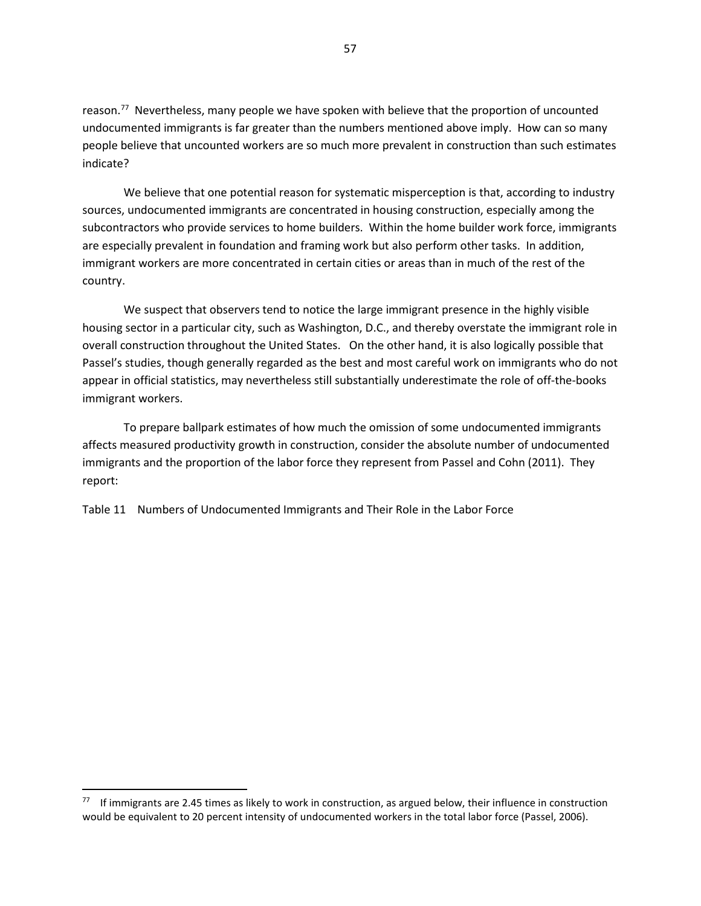reason.[77] Nevertheless, many people we have spoken with believe that the proportion of uncounted undocumented immigrants is far greater than the numbers mentioned above imply. How can so many people believe that uncounted workers are so much more prevalent in construction than such estimates indicate?

We believe that one potential reason for systematic misperception is that, according to industry sources, undocumented immigrants are concentrated in housing construction, especially among the subcontractors who provide services to home builders. Within the home builder work force, immigrants are especially prevalent in foundation and framing work but also perform other tasks. In addition, immigrant workers are more concentrated in certain cities or areas than in much of the rest of the country.

We suspect that observers tend to notice the large immigrant presence in the highly visible housing sector in a particular city, such as Washington, D.C., and thereby overstate the immigrant role in overall construction throughout the United States. On the other hand, it is also logically possible that Passel's studies, though generally regarded as the best and most careful work on immigrants who do not appear in official statistics, may nevertheless still substantially underestimate the role of off-the-books immigrant workers.

To prepare ballpark estimates of how much the omission of some undocumented immigrants affects measured productivity growth in construction, consider the absolute number of undocumented immigrants and the proportion of the labor force they represent from Passel and Cohn (2011). They report:

Table 11 Numbers of Undocumented Immigrants and Their Role in the Labor Force

[77] If immigrants are 2.45 times as likely to work in construction, as argued below, their influence in construction would be equivalent to 20 percent intensity of undocumented workers in the total labor force (Passel, 2006).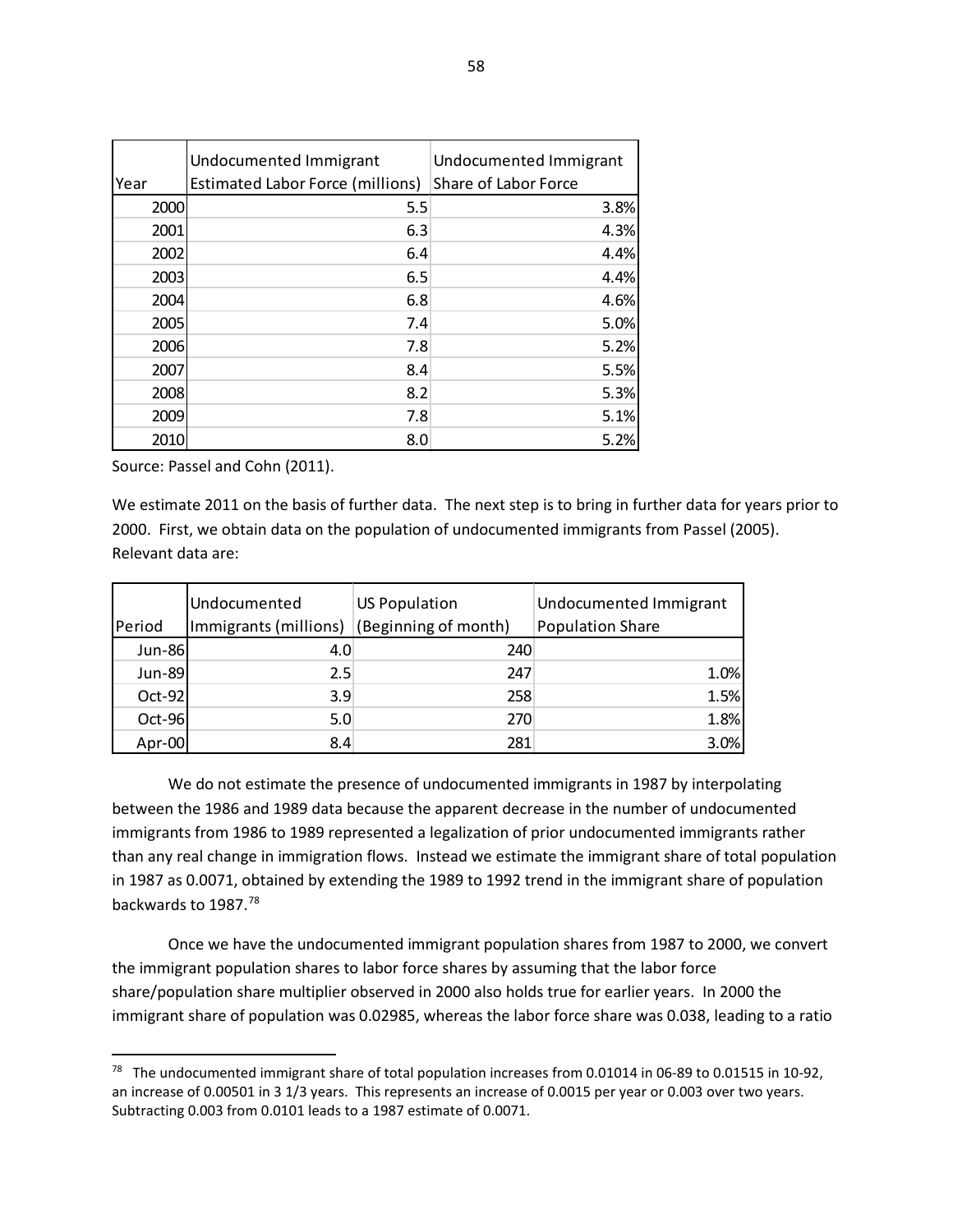| Year | Undocumented Immigrant Estimated Labor Force (millions) | Undocumented Immigrant Share of Labor Force |
|---|---|---|
| 2000 | 5.5 | 3.8% |
| 2001 | 6.3 | 4.3% |
| 2002 | 6.4 | 4.4% |
| 2003 | 6.5 | 4.4% |
| 2004 | 6.8 | 4.6% |
| 2005 | 7.4 | 5.0% |
| 2006 | 7.8 | 5.2% |
| 2007 | 8.4 | 5.5% |
| 2008 | 8.2 | 5.3% |
| 2009 | 7.8 | 5.1% |
| 2010 | 8.0 | 5.2% |

Source: Passel and Cohn (2011).

We estimate 2011 on the basis of further data. The next step is to bring in further data for years prior to 2000. First, we obtain data on the population of undocumented immigrants from Passel (2005). Relevant data are:

| Period | Undocumented Immigrants (millions) | US Population (Beginning of month) | Undocumented Immigrant Population Share |
|---|---|---|---|
| Jun-86 | 4.0 | 240 | |
| Jun-89 | 2.5 | 247 | 1.0% |
| Oct-92 | 3.9 | 258 | 1.5% |
| Oct-96 | 5.0 | 270 | 1.8% |
| Apr-00 | 8.4 | 281 | 3.0% |

We do not estimate the presence of undocumented immigrants in 1987 by interpolating between the 1986 and 1989 data because the apparent decrease in the number of undocumented immigrants from 1986 to 1989 represented a legalization of prior undocumented immigrants rather than any real change in immigration flows. Instead we estimate the immigrant share of total population in 1987 as 0.0071, obtained by extending the 1989 to 1992 trend in the immigrant share of population backwards to 1987.[78]

Once we have the undocumented immigrant population shares from 1987 to 2000, we convert the immigrant population shares to labor force shares by assuming that the labor force share/population share multiplier observed in 2000 also holds true for earlier years. In 2000 the immigrant share of population was 0.02985, whereas the labor force share was 0.038, leading to a ratio

[78] The undocumented immigrant share of total population increases from 0.01014 in 06-89 to 0.01515 in 10-92, an increase of 0.00501 in 3 1/3 years. This represents an increase of 0.0015 per year or 0.003 over two years. Subtracting 0.003 from 0.0101 leads to a 1987 estimate of 0.0071.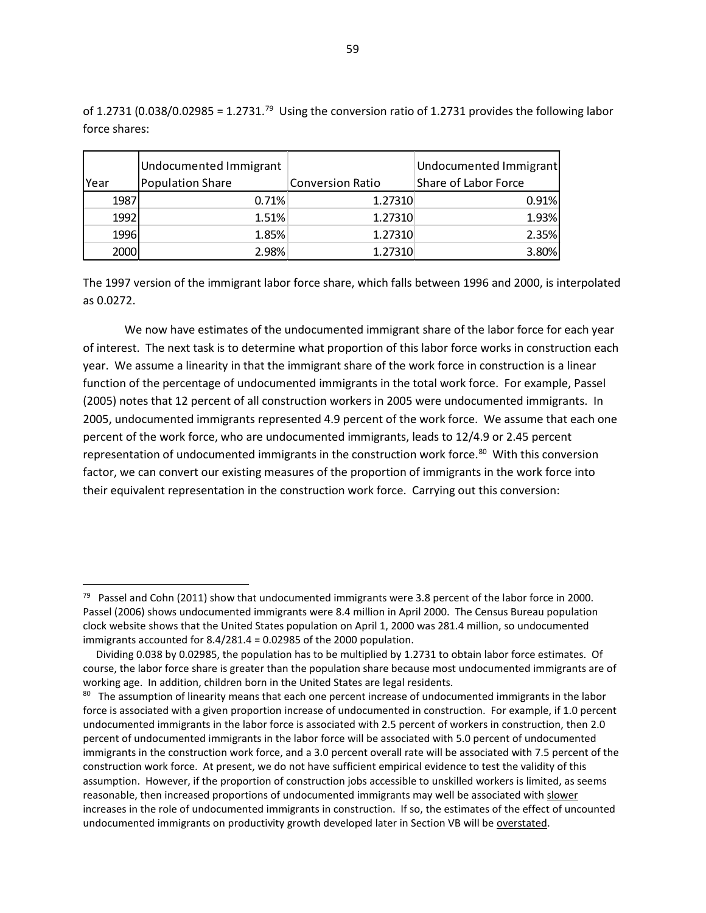of 1.2731 (0.038/0.02985 = 1.2731.[79] Using the conversion ratio of 1.2731 provides the following labor force shares:

| Year | Undocumented Immigrant Population Share | Conversion Ratio | Undocumented Immigrant Share of Labor Force |
|---|---|---|---|
| 1987 | 0.71% | 1.27310 | 0.91% |
| 1992 | 1.51% | 1.27310 | 1.93% |
| 1996 | 1.85% | 1.27310 | 2.35% |
| 2000 | 2.98% | 1.27310 | 3.80% |

The 1997 version of the immigrant labor force share, which falls between 1996 and 2000, is interpolated as 0.0272.

We now have estimates of the undocumented immigrant share of the labor force for each year of interest. The next task is to determine what proportion of this labor force works in construction each year. We assume a linearity in that the immigrant share of the work force in construction is a linear function of the percentage of undocumented immigrants in the total work force. For example, Passel (2005) notes that 12 percent of all construction workers in 2005 were undocumented immigrants. In 2005, undocumented immigrants represented 4.9 percent of the work force. We assume that each one percent of the work force, who are undocumented immigrants, leads to 12/4.9 or 2.45 percent representation of undocumented immigrants in the construction work force.[80] With this conversion factor, we can convert our existing measures of the proportion of immigrants in the work force into their equivalent representation in the construction work force. Carrying out this conversion:

---

[79] Passel and Cohn (2011) show that undocumented immigrants were 3.8 percent of the labor force in 2000. Passel (2006) shows undocumented immigrants were 8.4 million in April 2000. The Census Bureau population clock website shows that the United States population on April 1, 2000 was 281.4 million, so undocumented immigrants accounted for 8.4/281.4 = 0.02985 of the 2000 population.

Dividing 0.038 by 0.02985, the population has to be multiplied by 1.2731 to obtain labor force estimates. Of course, the labor force share is greater than the population share because most undocumented immigrants are of working age. In addition, children born in the United States are legal residents.

[80] The assumption of linearity means that each one percent increase of undocumented immigrants in the labor force is associated with a given proportion increase of undocumented in construction. For example, if 1.0 percent undocumented immigrants in the labor force is associated with 2.5 percent of workers in construction, then 2.0 percent of undocumented immigrants in the labor force will be associated with 5.0 percent of undocumented immigrants in the construction work force, and a 3.0 percent overall rate will be associated with 7.5 percent of the construction work force. At present, we do not have sufficient empirical evidence to test the validity of this assumption. However, if the proportion of construction jobs accessible to unskilled workers is limited, as seems reasonable, then increased proportions of undocumented immigrants may well be associated with slower increases in the role of undocumented immigrants in construction. If so, the estimates of the effect of uncounted undocumented immigrants on productivity growth developed later in Section VB will be overstated.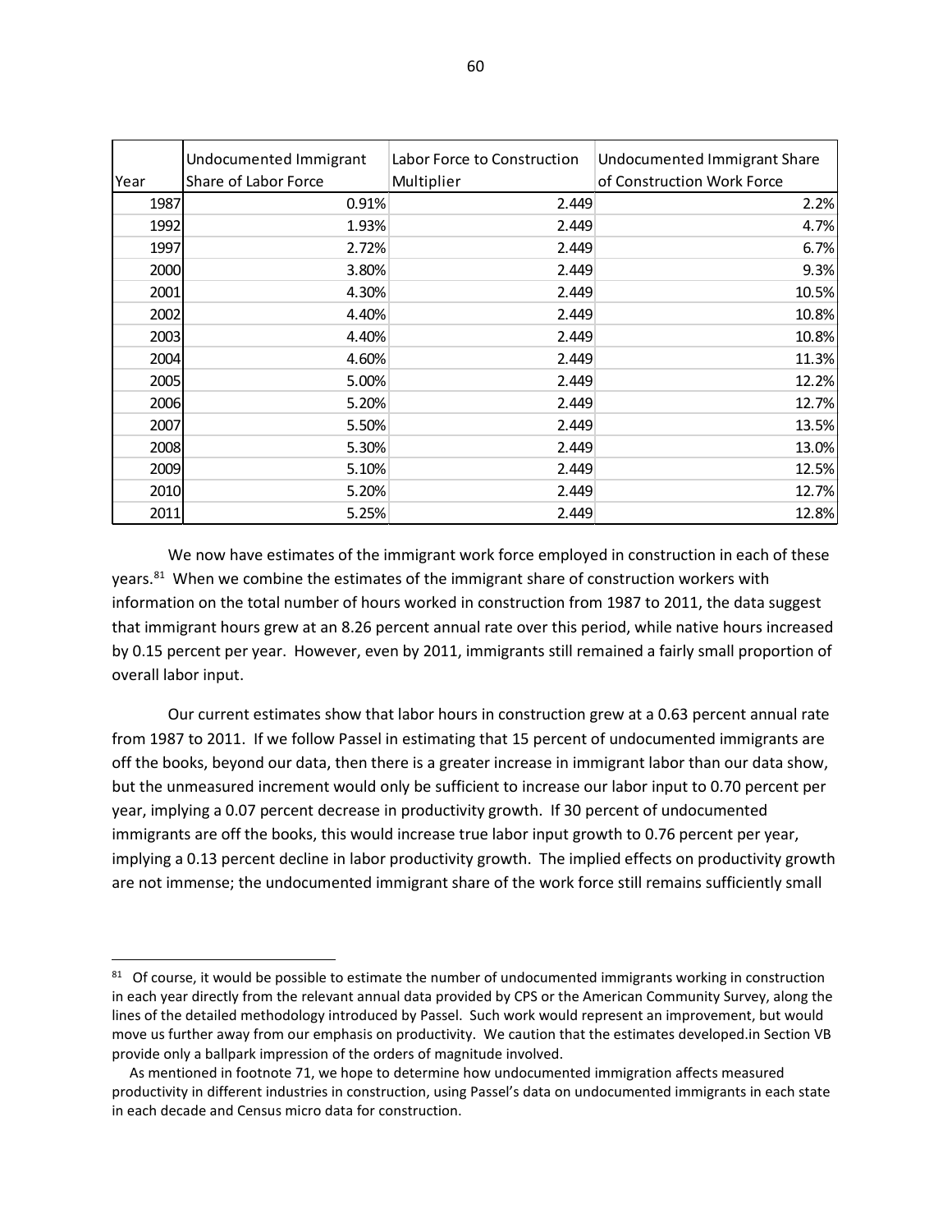| Year | Undocumented Immigrant Share of Labor Force | Labor Force to Construction Multiplier | Undocumented Immigrant Share of Construction Work Force |
|---|---|---|---|
| 1987 | 0.91% | 2.449 | 2.2% |
| 1992 | 1.93% | 2.449 | 4.7% |
| 1997 | 2.72% | 2.449 | 6.7% |
| 2000 | 3.80% | 2.449 | 9.3% |
| 2001 | 4.30% | 2.449 | 10.5% |
| 2002 | 4.40% | 2.449 | 10.8% |
| 2003 | 4.40% | 2.449 | 10.8% |
| 2004 | 4.60% | 2.449 | 11.3% |
| 2005 | 5.00% | 2.449 | 12.2% |
| 2006 | 5.20% | 2.449 | 12.7% |
| 2007 | 5.50% | 2.449 | 13.5% |
| 2008 | 5.30% | 2.449 | 13.0% |
| 2009 | 5.10% | 2.449 | 12.5% |
| 2010 | 5.20% | 2.449 | 12.7% |
| 2011 | 5.25% | 2.449 | 12.8% |

We now have estimates of the immigrant work force employed in construction in each of these years.[81] When we combine the estimates of the immigrant share of construction workers with information on the total number of hours worked in construction from 1987 to 2011, the data suggest that immigrant hours grew at an 8.26 percent annual rate over this period, while native hours increased by 0.15 percent per year. However, even by 2011, immigrants still remained a fairly small proportion of overall labor input.

Our current estimates show that labor hours in construction grew at a 0.63 percent annual rate from 1987 to 2011. If we follow Passel in estimating that 15 percent of undocumented immigrants are off the books, beyond our data, then there is a greater increase in immigrant labor than our data show, but the unmeasured increment would only be sufficient to increase our labor input to 0.70 percent per year, implying a 0.07 percent decrease in productivity growth. If 30 percent of undocumented immigrants are off the books, this would increase true labor input growth to 0.76 percent per year, implying a 0.13 percent decline in labor productivity growth. The implied effects on productivity growth are not immense; the undocumented immigrant share of the work force still remains sufficiently small

[81] Of course, it would be possible to estimate the number of undocumented immigrants working in construction in each year directly from the relevant annual data provided by CPS or the American Community Survey, along the lines of the detailed methodology introduced by Passel. Such work would represent an improvement, but would move us further away from our emphasis on productivity. We caution that the estimates developed.in Section VB provide only a ballpark impression of the orders of magnitude involved.

As mentioned in footnote 71, we hope to determine how undocumented immigration affects measured productivity in different industries in construction, using Passel's data on undocumented immigrants in each state in each decade and Census micro data for construction.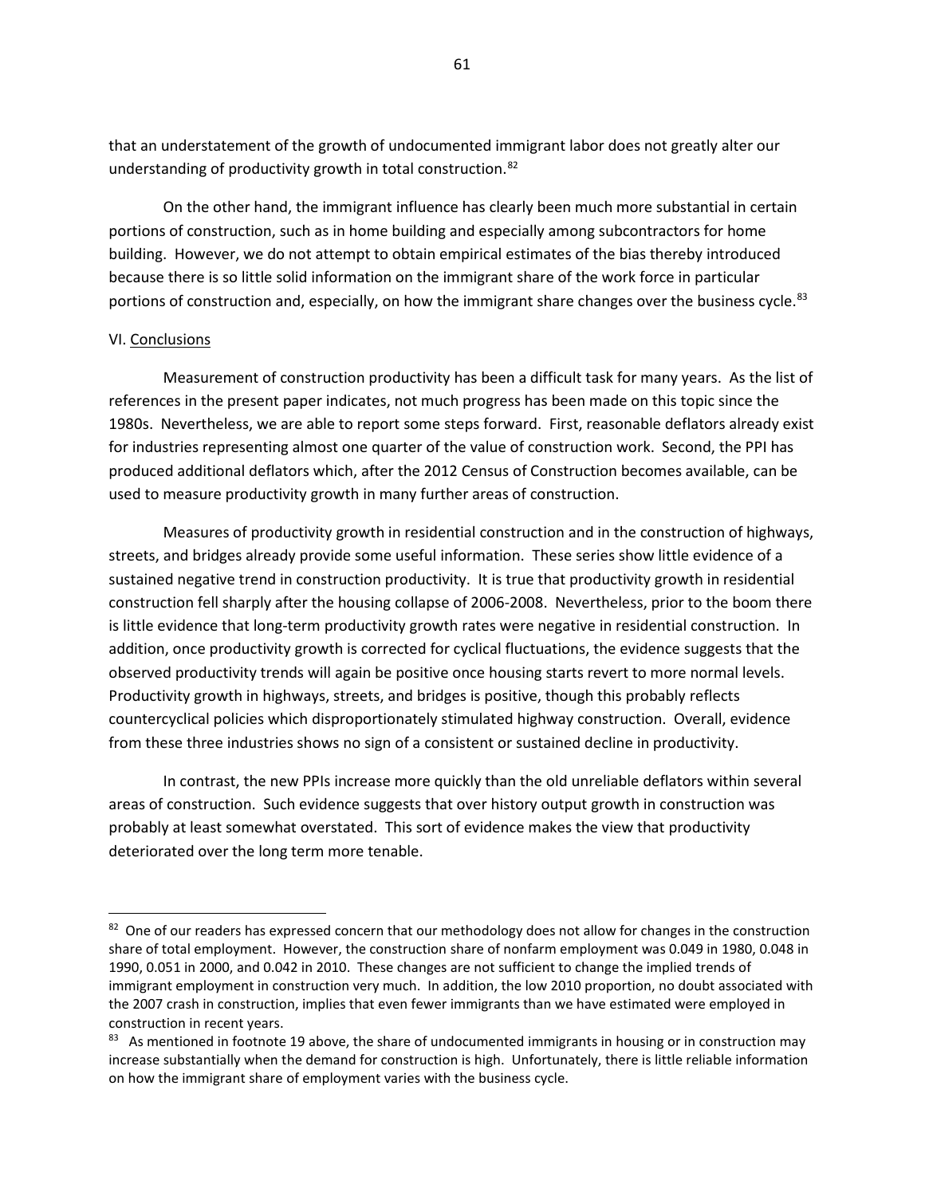that an understatement of the growth of undocumented immigrant labor does not greatly alter our understanding of productivity growth in total construction.[82]

On the other hand, the immigrant influence has clearly been much more substantial in certain portions of construction, such as in home building and especially among subcontractors for home building. However, we do not attempt to obtain empirical estimates of the bias thereby introduced because there is so little solid information on the immigrant share of the work force in particular portions of construction and, especially, on how the immigrant share changes over the business cycle.[83]

## VI. Conclusions

Measurement of construction productivity has been a difficult task for many years. As the list of references in the present paper indicates, not much progress has been made on this topic since the 1980s. Nevertheless, we are able to report some steps forward. First, reasonable deflators already exist for industries representing almost one quarter of the value of construction work. Second, the PPI has produced additional deflators which, after the 2012 Census of Construction becomes available, can be used to measure productivity growth in many further areas of construction.

Measures of productivity growth in residential construction and in the construction of highways, streets, and bridges already provide some useful information. These series show little evidence of a sustained negative trend in construction productivity. It is true that productivity growth in residential construction fell sharply after the housing collapse of 2006-2008. Nevertheless, prior to the boom there is little evidence that long-term productivity growth rates were negative in residential construction. In addition, once productivity growth is corrected for cyclical fluctuations, the evidence suggests that the observed productivity trends will again be positive once housing starts revert to more normal levels. Productivity growth in highways, streets, and bridges is positive, though this probably reflects countercyclical policies which disproportionately stimulated highway construction. Overall, evidence from these three industries shows no sign of a consistent or sustained decline in productivity.

In contrast, the new PPIs increase more quickly than the old unreliable deflators within several areas of construction. Such evidence suggests that over history output growth in construction was probably at least somewhat overstated. This sort of evidence makes the view that productivity deteriorated over the long term more tenable.

---

[82] One of our readers has expressed concern that our methodology does not allow for changes in the construction share of total employment. However, the construction share of nonfarm employment was 0.049 in 1980, 0.048 in 1990, 0.051 in 2000, and 0.042 in 2010. These changes are not sufficient to change the implied trends of immigrant employment in construction very much. In addition, the low 2010 proportion, no doubt associated with the 2007 crash in construction, implies that even fewer immigrants than we have estimated were employed in construction in recent years.

[83] As mentioned in footnote 19 above, the share of undocumented immigrants in housing or in construction may increase substantially when the demand for construction is high. Unfortunately, there is little reliable information on how the immigrant share of employment varies with the business cycle.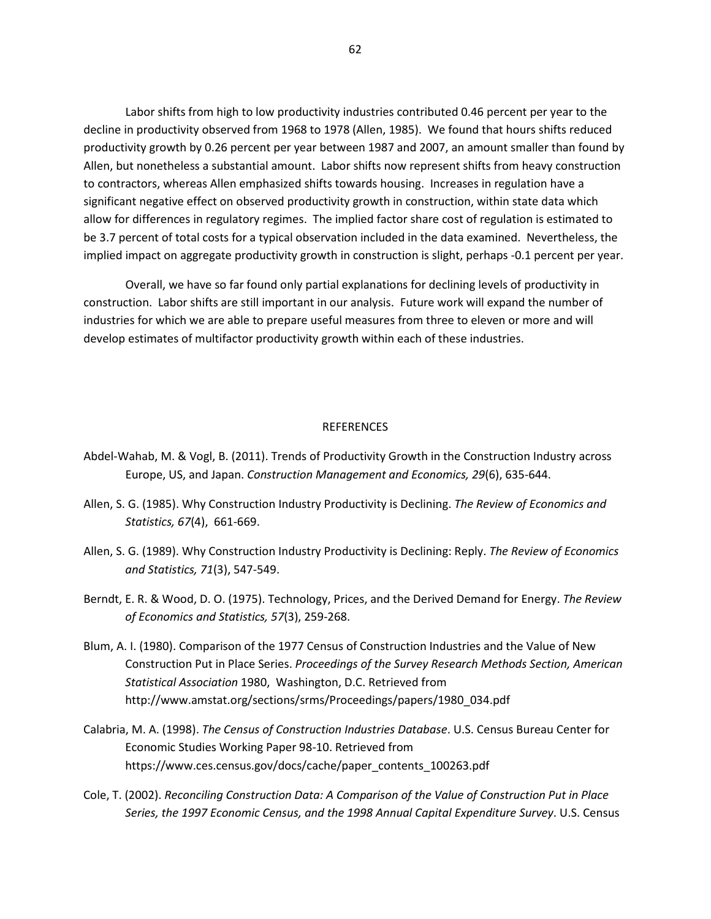Labor shifts from high to low productivity industries contributed 0.46 percent per year to the decline in productivity observed from 1968 to 1978 (Allen, 1985). We found that hours shifts reduced productivity growth by 0.26 percent per year between 1987 and 2007, an amount smaller than found by Allen, but nonetheless a substantial amount. Labor shifts now represent shifts from heavy construction to contractors, whereas Allen emphasized shifts towards housing. Increases in regulation have a significant negative effect on observed productivity growth in construction, within state data which allow for differences in regulatory regimes. The implied factor share cost of regulation is estimated to be 3.7 percent of total costs for a typical observation included in the data examined. Nevertheless, the implied impact on aggregate productivity growth in construction is slight, perhaps -0.1 percent per year.

Overall, we have so far found only partial explanations for declining levels of productivity in construction. Labor shifts are still important in our analysis. Future work will expand the number of industries for which we are able to prepare useful measures from three to eleven or more and will develop estimates of multifactor productivity growth within each of these industries.

## REFERENCES

Abdel-Wahab, M. & Vogl, B. (2011). Trends of Productivity Growth in the Construction Industry across Europe, US, and Japan. *Construction Management and Economics, 29*(6), 635-644.

Allen, S. G. (1985). Why Construction Industry Productivity is Declining. *The Review of Economics and Statistics, 67*(4), 661-669.

Allen, S. G. (1989). Why Construction Industry Productivity is Declining: Reply. *The Review of Economics and Statistics, 71*(3), 547-549.

Berndt, E. R. & Wood, D. O. (1975). Technology, Prices, and the Derived Demand for Energy. *The Review of Economics and Statistics, 57*(3), 259-268.

Blum, A. I. (1980). Comparison of the 1977 Census of Construction Industries and the Value of New Construction Put in Place Series. *Proceedings of the Survey Research Methods Section, American Statistical Association* 1980, Washington, D.C. Retrieved from http://www.amstat.org/sections/srms/Proceedings/papers/1980_034.pdf

Calabria, M. A. (1998). *The Census of Construction Industries Database*. U.S. Census Bureau Center for Economic Studies Working Paper 98-10. Retrieved from https://www.ces.census.gov/docs/cache/paper_contents_100263.pdf

Cole, T. (2002). *Reconciling Construction Data: A Comparison of the Value of Construction Put in Place Series, the 1997 Economic Census, and the 1998 Annual Capital Expenditure Survey*. U.S. Census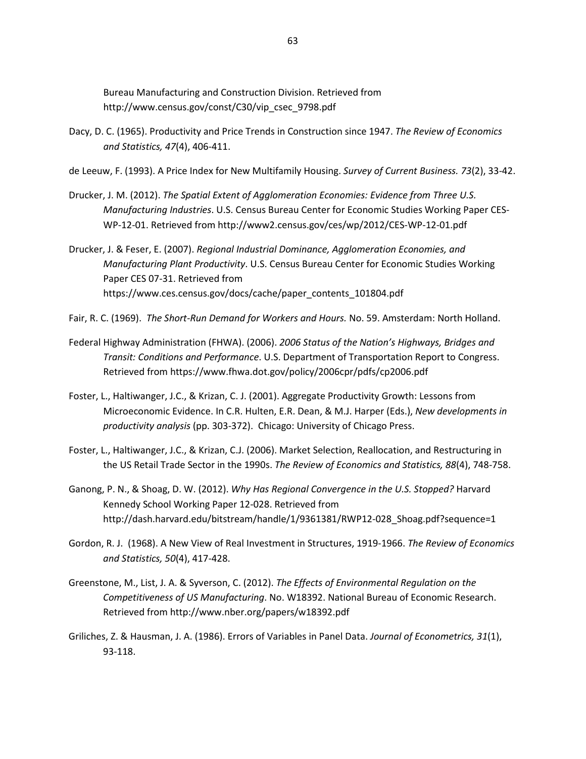Bureau Manufacturing and Construction Division. Retrieved from http://www.census.gov/const/C30/vip_csec_9798.pdf

Dacy, D. C. (1965). Productivity and Price Trends in Construction since 1947. *The Review of Economics and Statistics, 47*(4), 406-411.

de Leeuw, F. (1993). A Price Index for New Multifamily Housing. *Survey of Current Business. 73*(2), 33-42.

Drucker, J. M. (2012). *The Spatial Extent of Agglomeration Economies: Evidence from Three U.S. Manufacturing Industries*. U.S. Census Bureau Center for Economic Studies Working Paper CES-WP-12-01. Retrieved from http://www2.census.gov/ces/wp/2012/CES-WP-12-01.pdf

Drucker, J. & Feser, E. (2007). *Regional Industrial Dominance, Agglomeration Economies, and Manufacturing Plant Productivity*. U.S. Census Bureau Center for Economic Studies Working Paper CES 07-31. Retrieved from https://www.ces.census.gov/docs/cache/paper_contents_101804.pdf

Fair, R. C. (1969). *The Short-Run Demand for Workers and Hours.* No. 59. Amsterdam: North Holland.

Federal Highway Administration (FHWA). (2006). *2006 Status of the Nation's Highways, Bridges and Transit: Conditions and Performance*. U.S. Department of Transportation Report to Congress. Retrieved from https://www.fhwa.dot.gov/policy/2006cpr/pdfs/cp2006.pdf

Foster, L., Haltiwanger, J.C., & Krizan, C. J. (2001). Aggregate Productivity Growth: Lessons from Microeconomic Evidence. In C.R. Hulten, E.R. Dean, & M.J. Harper (Eds.), *New developments in productivity analysis* (pp. 303-372). Chicago: University of Chicago Press.

Foster, L., Haltiwanger, J.C., & Krizan, C.J. (2006). Market Selection, Reallocation, and Restructuring in the US Retail Trade Sector in the 1990s. *The Review of Economics and Statistics, 88*(4), 748-758.

Ganong, P. N., & Shoag, D. W. (2012). *Why Has Regional Convergence in the U.S. Stopped?* Harvard Kennedy School Working Paper 12-028. Retrieved from http://dash.harvard.edu/bitstream/handle/1/9361381/RWP12-028_Shoag.pdf?sequence=1

Gordon, R. J. (1968). A New View of Real Investment in Structures, 1919-1966. *The Review of Economics and Statistics, 50*(4), 417-428.

Greenstone, M., List, J. A. & Syverson, C. (2012). *The Effects of Environmental Regulation on the Competitiveness of US Manufacturing*. No. W18392. National Bureau of Economic Research. Retrieved from http://www.nber.org/papers/w18392.pdf

Griliches, Z. & Hausman, J. A. (1986). Errors of Variables in Panel Data. *Journal of Econometrics, 31*(1), 93-118.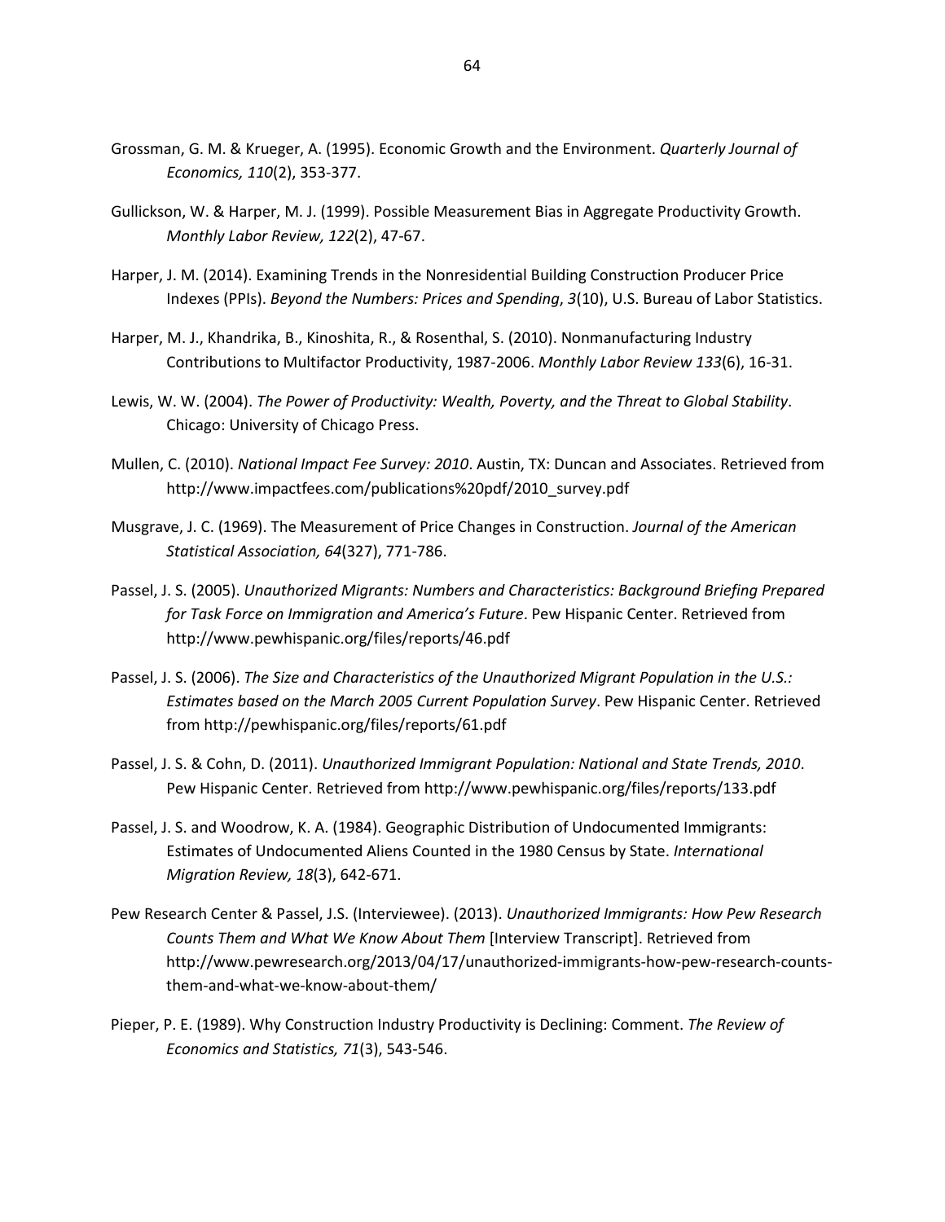Grossman, G. M. & Krueger, A. (1995). Economic Growth and the Environment. *Quarterly Journal of Economics, 110*(2), 353-377.

Gullickson, W. & Harper, M. J. (1999). Possible Measurement Bias in Aggregate Productivity Growth. *Monthly Labor Review, 122*(2), 47-67.

Harper, J. M. (2014). Examining Trends in the Nonresidential Building Construction Producer Price Indexes (PPIs). *Beyond the Numbers: Prices and Spending*, *3*(10), U.S. Bureau of Labor Statistics.

Harper, M. J., Khandrika, B., Kinoshita, R., & Rosenthal, S. (2010). Nonmanufacturing Industry Contributions to Multifactor Productivity, 1987-2006. *Monthly Labor Review 133*(6), 16-31.

Lewis, W. W. (2004). *The Power of Productivity: Wealth, Poverty, and the Threat to Global Stability*. Chicago: University of Chicago Press.

Mullen, C. (2010). *National Impact Fee Survey: 2010*. Austin, TX: Duncan and Associates. Retrieved from http://www.impactfees.com/publications%20pdf/2010_survey.pdf

Musgrave, J. C. (1969). The Measurement of Price Changes in Construction. *Journal of the American Statistical Association, 64*(327), 771-786.

Passel, J. S. (2005). *Unauthorized Migrants: Numbers and Characteristics: Background Briefing Prepared for Task Force on Immigration and America's Future*. Pew Hispanic Center. Retrieved from http://www.pewhispanic.org/files/reports/46.pdf

Passel, J. S. (2006). *The Size and Characteristics of the Unauthorized Migrant Population in the U.S.: Estimates based on the March 2005 Current Population Survey*. Pew Hispanic Center. Retrieved from http://pewhispanic.org/files/reports/61.pdf

Passel, J. S. & Cohn, D. (2011). *Unauthorized Immigrant Population: National and State Trends, 2010*. Pew Hispanic Center. Retrieved from http://www.pewhispanic.org/files/reports/133.pdf

Passel, J. S. and Woodrow, K. A. (1984). Geographic Distribution of Undocumented Immigrants: Estimates of Undocumented Aliens Counted in the 1980 Census by State. *International Migration Review, 18*(3), 642-671.

Pew Research Center & Passel, J.S. (Interviewee). (2013). *Unauthorized Immigrants: How Pew Research Counts Them and What We Know About Them* [Interview Transcript]. Retrieved from http://www.pewresearch.org/2013/04/17/unauthorized-immigrants-how-pew-research-counts-them-and-what-we-know-about-them/

Pieper, P. E. (1989). Why Construction Industry Productivity is Declining: Comment. *The Review of Economics and Statistics, 71*(3), 543-546.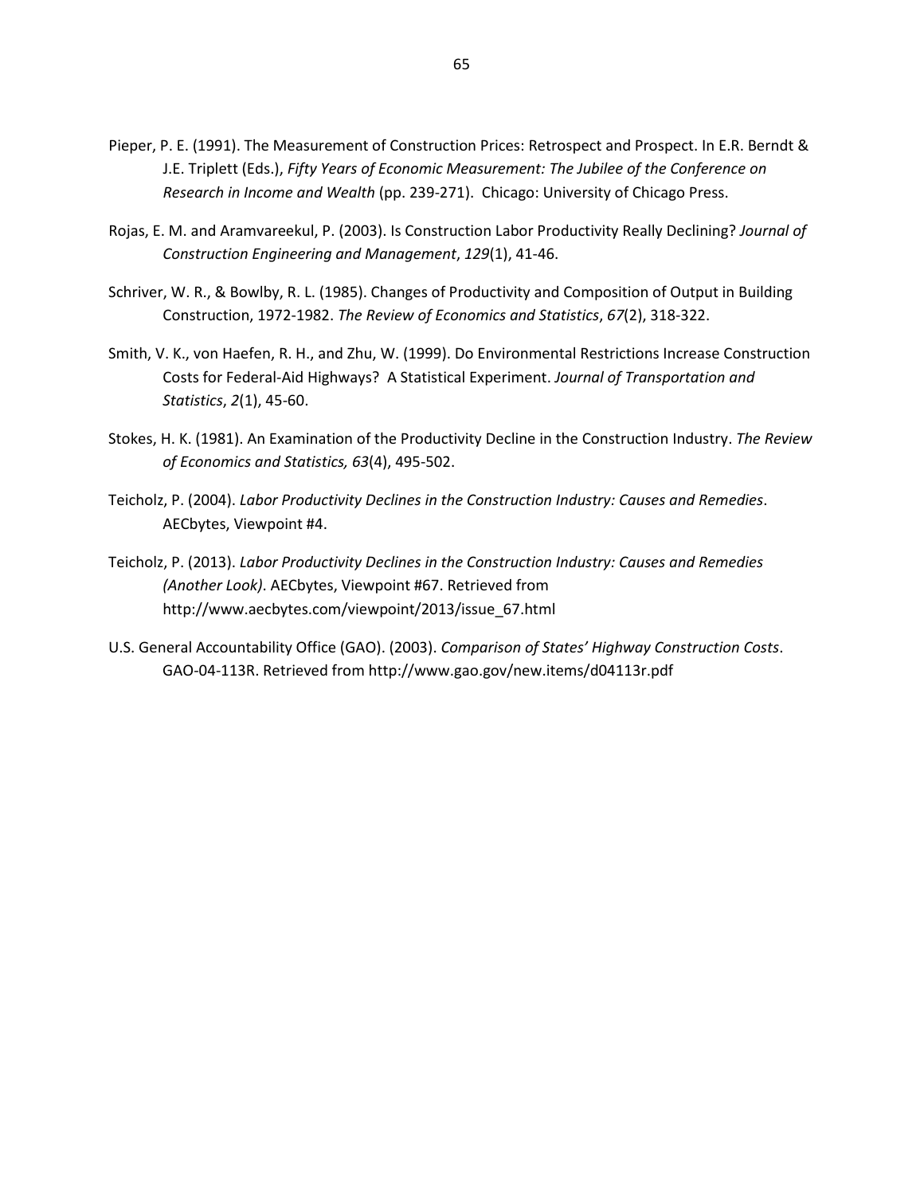Pieper, P. E. (1991). The Measurement of Construction Prices: Retrospect and Prospect. In E.R. Berndt & J.E. Triplett (Eds.), *Fifty Years of Economic Measurement: The Jubilee of the Conference on Research in Income and Wealth* (pp. 239-271). Chicago: University of Chicago Press.

Rojas, E. M. and Aramvareekul, P. (2003). Is Construction Labor Productivity Really Declining? *Journal of Construction Engineering and Management*, *129*(1), 41-46.

Schriver, W. R., & Bowlby, R. L. (1985). Changes of Productivity and Composition of Output in Building Construction, 1972-1982. *The Review of Economics and Statistics*, *67*(2), 318-322.

Smith, V. K., von Haefen, R. H., and Zhu, W. (1999). Do Environmental Restrictions Increase Construction Costs for Federal-Aid Highways? A Statistical Experiment. *Journal of Transportation and Statistics*, *2*(1), 45-60.

Stokes, H. K. (1981). An Examination of the Productivity Decline in the Construction Industry. *The Review of Economics and Statistics, 63*(4), 495-502.

Teicholz, P. (2004). *Labor Productivity Declines in the Construction Industry: Causes and Remedies*. AECbytes, Viewpoint #4.

Teicholz, P. (2013). *Labor Productivity Declines in the Construction Industry: Causes and Remedies (Another Look)*. AECbytes, Viewpoint #67. Retrieved from http://www.aecbytes.com/viewpoint/2013/issue_67.html

U.S. General Accountability Office (GAO). (2003). *Comparison of States' Highway Construction Costs*. GAO-04-113R. Retrieved from http://www.gao.gov/new.items/d04113r.pdf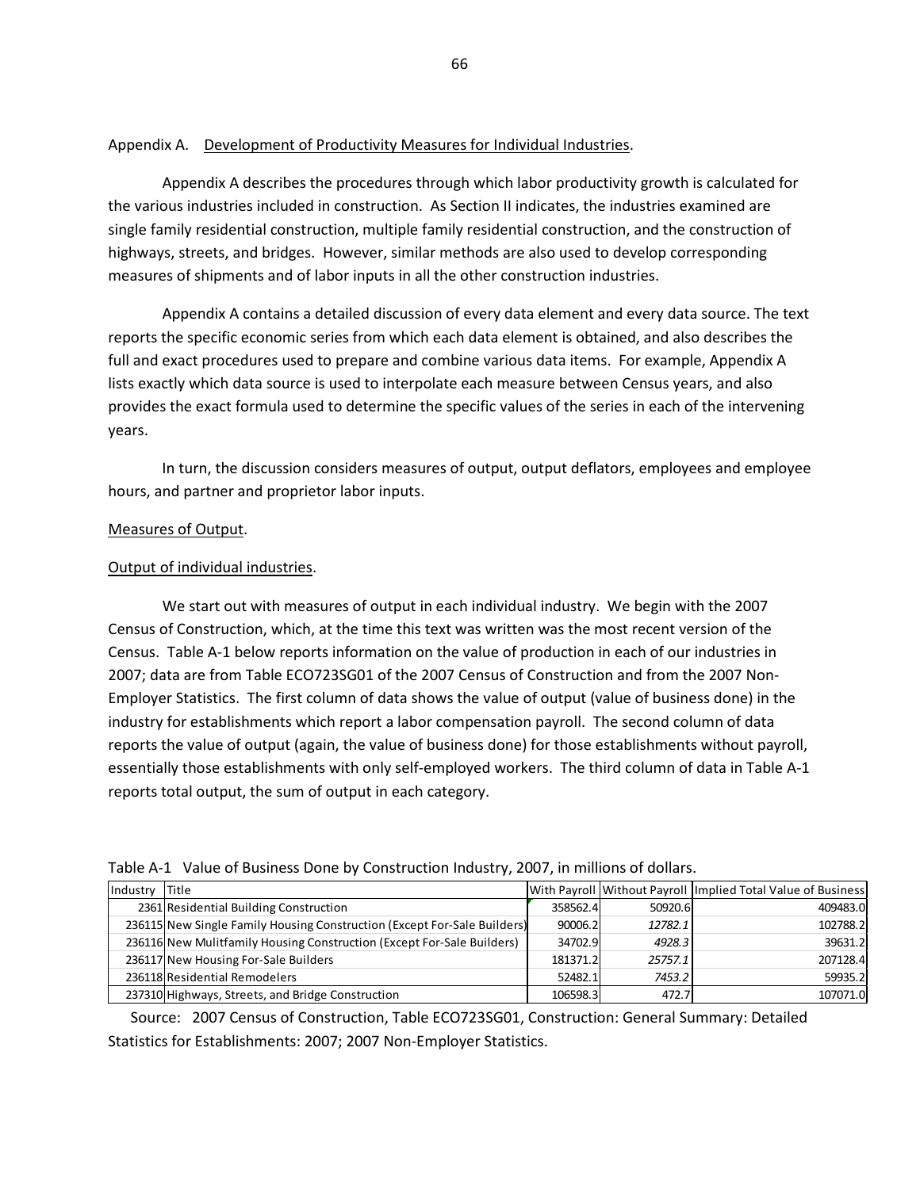Appendix A. Development of Productivity Measures for Individual Industries.

Appendix A describes the procedures through which labor productivity growth is calculated for the various industries included in construction. As Section II indicates, the industries examined are single family residential construction, multiple family residential construction, and the construction of highways, streets, and bridges. However, similar methods are also used to develop corresponding measures of shipments and of labor inputs in all the other construction industries.

Appendix A contains a detailed discussion of every data element and every data source. The text reports the specific economic series from which each data element is obtained, and also describes the full and exact procedures used to prepare and combine various data items. For example, Appendix A lists exactly which data source is used to interpolate each measure between Census years, and also provides the exact formula used to determine the specific values of the series in each of the intervening years.

In turn, the discussion considers measures of output, output deflators, employees and employee hours, and partner and proprietor labor inputs.

Measures of Output.

Output of individual industries.

We start out with measures of output in each individual industry. We begin with the 2007 Census of Construction, which, at the time this text was written was the most recent version of the Census. Table A-1 below reports information on the value of production in each of our industries in 2007; data are from Table ECO723SG01 of the 2007 Census of Construction and from the 2007 Non-Employer Statistics. The first column of data shows the value of output (value of business done) in the industry for establishments which report a labor compensation payroll. The second column of data reports the value of output (again, the value of business done) for those establishments without payroll, essentially those establishments with only self-employed workers. The third column of data in Table A-1 reports total output, the sum of output in each category.

Table A-1 Value of Business Done by Construction Industry, 2007, in millions of dollars.

| Industry | Title | With Payroll | Without Payroll | Implied Total Value of Business |
|---|---|---|---|---|
| 2361 | Residential Building Construction | 358562.4 | 50920.6 | 409483.0 |
| 236115 | New Single Family Housing Construction (Except For-Sale Builders) | 90006.2 | *12782.1* | 102788.2 |
| 236116 | New Mulitfamily Housing Construction (Except For-Sale Builders) | 34702.9 | *4928.3* | 39631.2 |
| 236117 | New Housing For-Sale Builders | 181371.2 | *25757.1* | 207128.4 |
| 236118 | Residential Remodelers | 52482.1 | *7453.2* | 59935.2 |
| 237310 | Highways, Streets, and Bridge Construction | 106598.3 | 472.7 | 107071.0 |

Source: 2007 Census of Construction, Table ECO723SG01, Construction: General Summary: Detailed Statistics for Establishments: 2007; 2007 Non-Employer Statistics.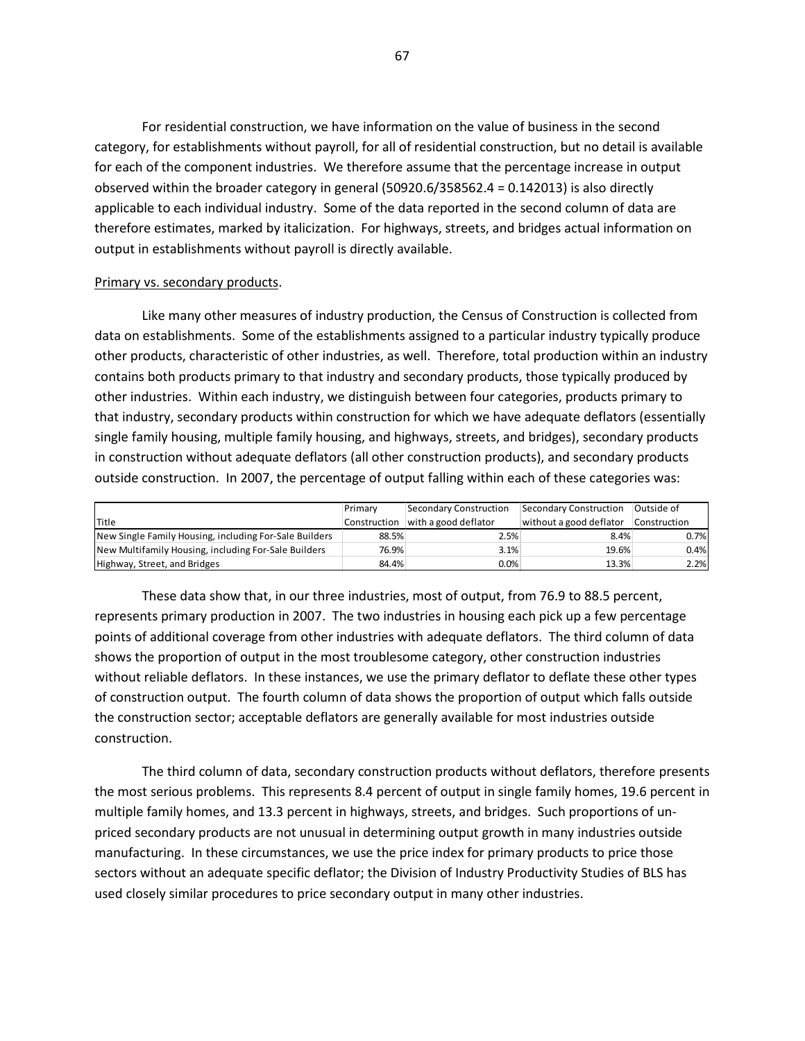For residential construction, we have information on the value of business in the second category, for establishments without payroll, for all of residential construction, but no detail is available for each of the component industries. We therefore assume that the percentage increase in output observed within the broader category in general (50920.6/358562.4 = 0.142013) is also directly applicable to each individual industry. Some of the data reported in the second column of data are therefore estimates, marked by italicization. For highways, streets, and bridges actual information on output in establishments without payroll is directly available.

Primary vs. secondary products.

Like many other measures of industry production, the Census of Construction is collected from data on establishments. Some of the establishments assigned to a particular industry typically produce other products, characteristic of other industries, as well. Therefore, total production within an industry contains both products primary to that industry and secondary products, those typically produced by other industries. Within each industry, we distinguish between four categories, products primary to that industry, secondary products within construction for which we have adequate deflators (essentially single family housing, multiple family housing, and highways, streets, and bridges), secondary products in construction without adequate deflators (all other construction products), and secondary products outside construction. In 2007, the percentage of output falling within each of these categories was:

| Title | Primary Construction | Secondary Construction with a good deflator | Secondary Construction without a good deflator | Outside of Construction |
|---|---|---|---|---|
| New Single Family Housing, including For-Sale Builders | 88.5% | 2.5% | 8.4% | 0.7% |
| New Multifamily Housing, including For-Sale Builders | 76.9% | 3.1% | 19.6% | 0.4% |
| Highway, Street, and Bridges | 84.4% | 0.0% | 13.3% | 2.2% |

These data show that, in our three industries, most of output, from 76.9 to 88.5 percent, represents primary production in 2007. The two industries in housing each pick up a few percentage points of additional coverage from other industries with adequate deflators. The third column of data shows the proportion of output in the most troublesome category, other construction industries without reliable deflators. In these instances, we use the primary deflator to deflate these other types of construction output. The fourth column of data shows the proportion of output which falls outside the construction sector; acceptable deflators are generally available for most industries outside construction.

The third column of data, secondary construction products without deflators, therefore presents the most serious problems. This represents 8.4 percent of output in single family homes, 19.6 percent in multiple family homes, and 13.3 percent in highways, streets, and bridges. Such proportions of un-priced secondary products are not unusual in determining output growth in many industries outside manufacturing. In these circumstances, we use the price index for primary products to price those sectors without an adequate specific deflator; the Division of Industry Productivity Studies of BLS has used closely similar procedures to price secondary output in many other industries.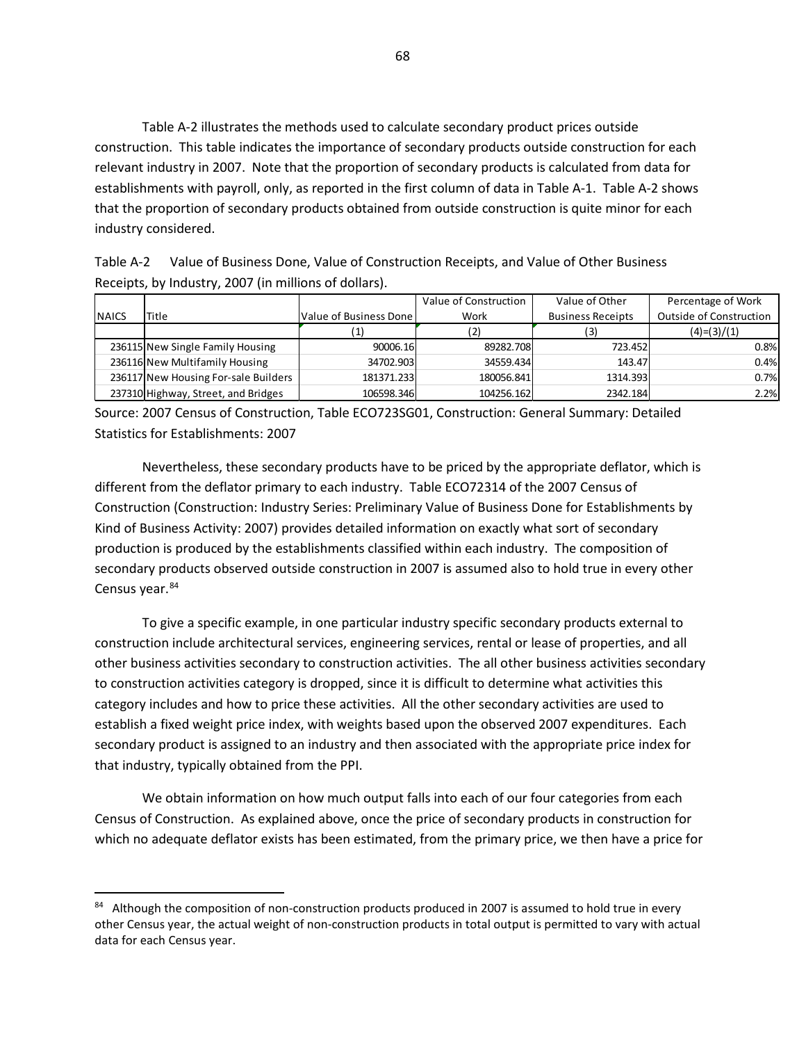Table A-2 illustrates the methods used to calculate secondary product prices outside construction. This table indicates the importance of secondary products outside construction for each relevant industry in 2007. Note that the proportion of secondary products is calculated from data for establishments with payroll, only, as reported in the first column of data in Table A-1. Table A-2 shows that the proportion of secondary products obtained from outside construction is quite minor for each industry considered.

Table A-2 Value of Business Done, Value of Construction Receipts, and Value of Other Business Receipts, by Industry, 2007 (in millions of dollars).

| NAICS | Title | Value of Business Done | Value of Construction Work | Value of Other Business Receipts | Percentage of Work Outside of Construction |
|---|---|---|---|---|---|
| | | (1) | (2) | (3) | (4)=(3)/(1) |
| 236115 | New Single Family Housing | 90006.16 | 89282.708 | 723.452 | 0.8% |
| 236116 | New Multifamily Housing | 34702.903 | 34559.434 | 143.47 | 0.4% |
| 236117 | New Housing For-sale Builders | 181371.233 | 180056.841 | 1314.393 | 0.7% |
| 237310 | Highway, Street, and Bridges | 106598.346 | 104256.162 | 2342.184 | 2.2% |

Source: 2007 Census of Construction, Table ECO723SG01, Construction: General Summary: Detailed Statistics for Establishments: 2007

Nevertheless, these secondary products have to be priced by the appropriate deflator, which is different from the deflator primary to each industry. Table ECO72314 of the 2007 Census of Construction (Construction: Industry Series: Preliminary Value of Business Done for Establishments by Kind of Business Activity: 2007) provides detailed information on exactly what sort of secondary production is produced by the establishments classified within each industry. The composition of secondary products observed outside construction in 2007 is assumed also to hold true in every other Census year.[84]

To give a specific example, in one particular industry specific secondary products external to construction include architectural services, engineering services, rental or lease of properties, and all other business activities secondary to construction activities. The all other business activities secondary to construction activities category is dropped, since it is difficult to determine what activities this category includes and how to price these activities. All the other secondary activities are used to establish a fixed weight price index, with weights based upon the observed 2007 expenditures. Each secondary product is assigned to an industry and then associated with the appropriate price index for that industry, typically obtained from the PPI.

We obtain information on how much output falls into each of our four categories from each Census of Construction. As explained above, once the price of secondary products in construction for which no adequate deflator exists has been estimated, from the primary price, we then have a price for

[84] Although the composition of non-construction products produced in 2007 is assumed to hold true in every other Census year, the actual weight of non-construction products in total output is permitted to vary with actual data for each Census year.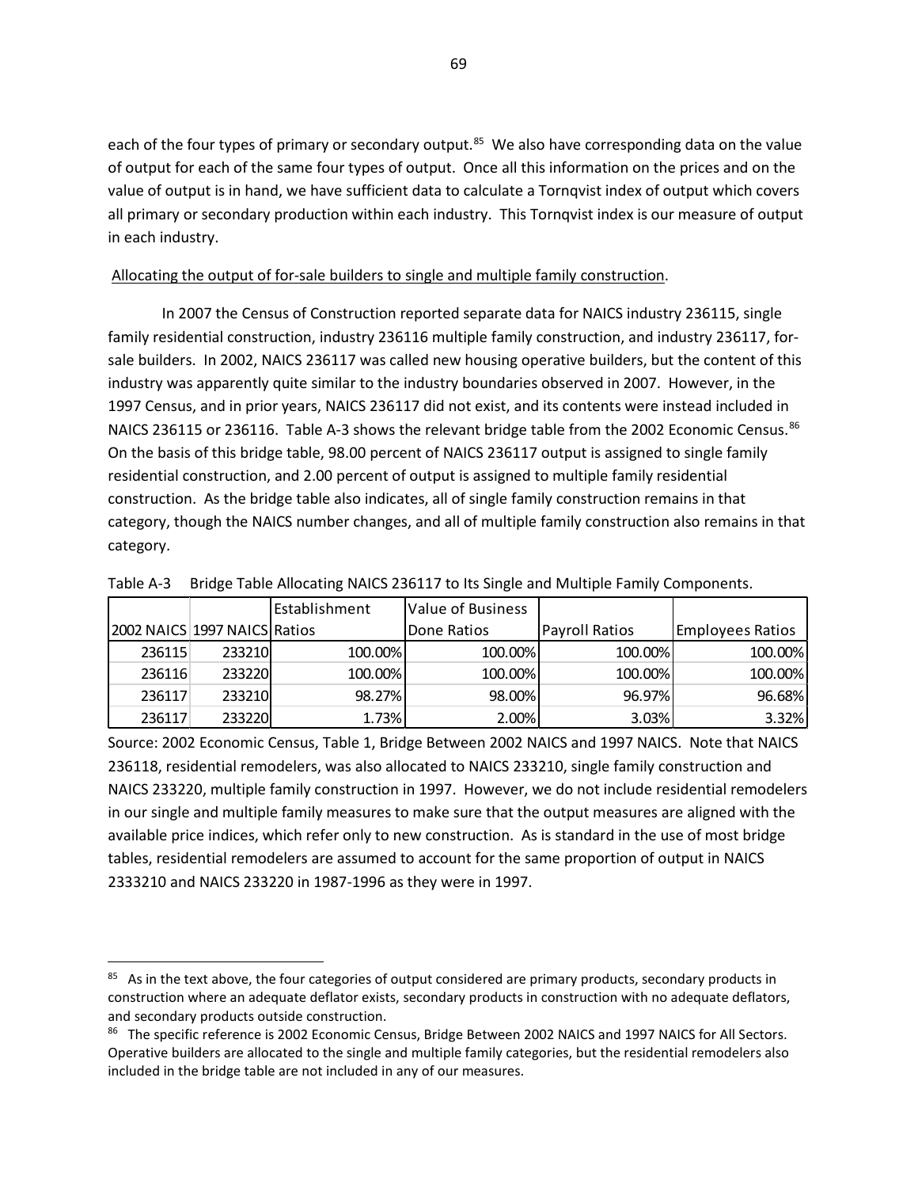each of the four types of primary or secondary output.[85] We also have corresponding data on the value of output for each of the same four types of output. Once all this information on the prices and on the value of output is in hand, we have sufficient data to calculate a Tornqvist index of output which covers all primary or secondary production within each industry. This Tornqvist index is our measure of output in each industry.

Allocating the output of for-sale builders to single and multiple family construction.

In 2007 the Census of Construction reported separate data for NAICS industry 236115, single family residential construction, industry 236116 multiple family construction, and industry 236117, for-sale builders. In 2002, NAICS 236117 was called new housing operative builders, but the content of this industry was apparently quite similar to the industry boundaries observed in 2007. However, in the 1997 Census, and in prior years, NAICS 236117 did not exist, and its contents were instead included in NAICS 236115 or 236116. Table A-3 shows the relevant bridge table from the 2002 Economic Census.[86] On the basis of this bridge table, 98.00 percent of NAICS 236117 output is assigned to single family residential construction, and 2.00 percent of output is assigned to multiple family residential construction. As the bridge table also indicates, all of single family construction remains in that category, though the NAICS number changes, and all of multiple family construction also remains in that category.

Table A-3 Bridge Table Allocating NAICS 236117 to Its Single and Multiple Family Components.

| 2002 NAICS | 1997 NAICS | Establishment Ratios | Value of Business Done Ratios | Payroll Ratios | Employees Ratios |
|---|---|---|---|---|---|
| 236115 | 233210 | 100.00% | 100.00% | 100.00% | 100.00% |
| 236116 | 233220 | 100.00% | 100.00% | 100.00% | 100.00% |
| 236117 | 233210 | 98.27% | 98.00% | 96.97% | 96.68% |
| 236117 | 233220 | 1.73% | 2.00% | 3.03% | 3.32% |

Source: 2002 Economic Census, Table 1, Bridge Between 2002 NAICS and 1997 NAICS. Note that NAICS 236118, residential remodelers, was also allocated to NAICS 233210, single family construction and NAICS 233220, multiple family construction in 1997. However, we do not include residential remodelers in our single and multiple family measures to make sure that the output measures are aligned with the available price indices, which refer only to new construction. As is standard in the use of most bridge tables, residential remodelers are assumed to account for the same proportion of output in NAICS 2333210 and NAICS 233220 in 1987-1996 as they were in 1997.

---

[85] As in the text above, the four categories of output considered are primary products, secondary products in construction where an adequate deflator exists, secondary products in construction with no adequate deflators, and secondary products outside construction.

[86] The specific reference is 2002 Economic Census, Bridge Between 2002 NAICS and 1997 NAICS for All Sectors. Operative builders are allocated to the single and multiple family categories, but the residential remodelers also included in the bridge table are not included in any of our measures.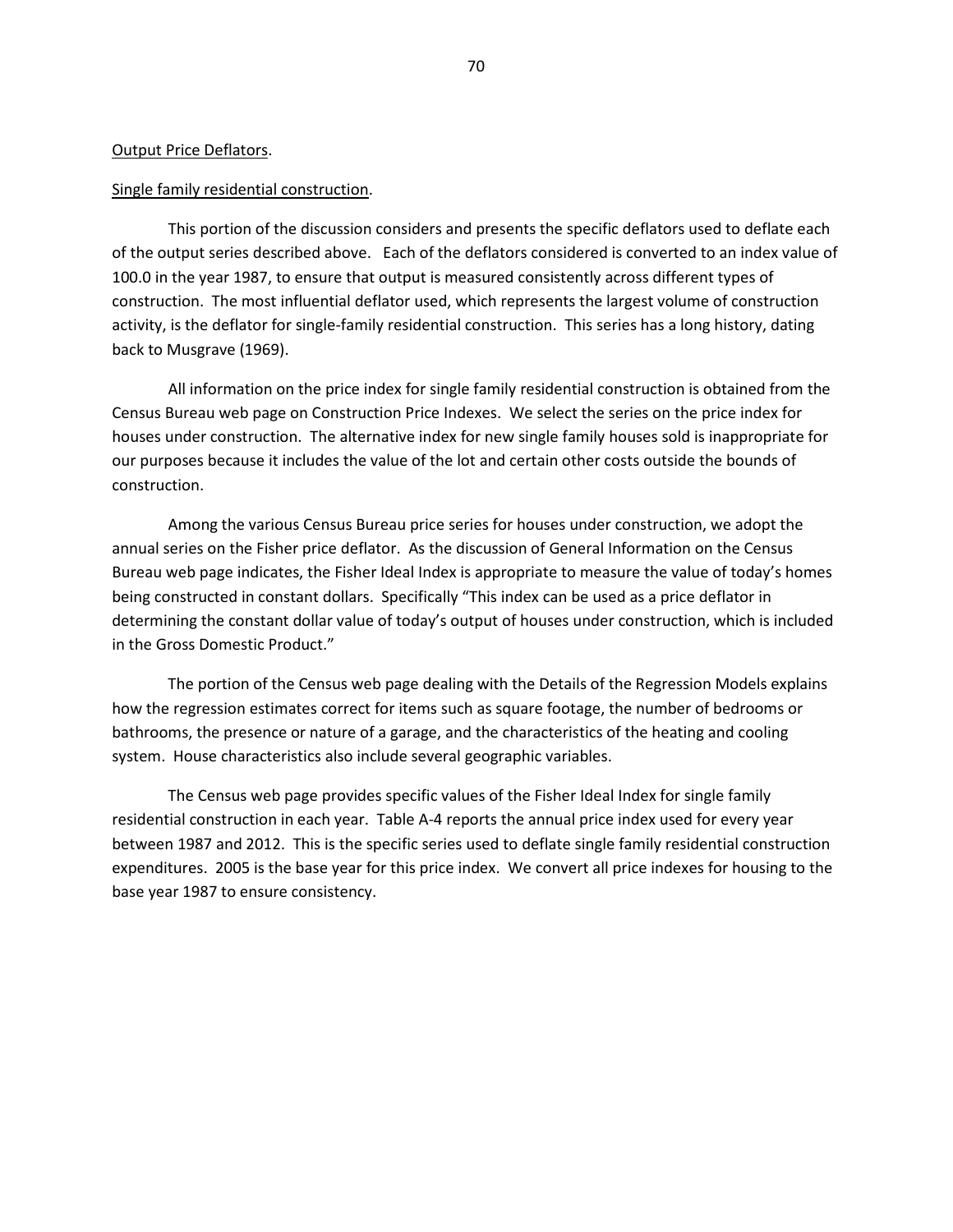## Output Price Deflators.

### Single family residential construction.

This portion of the discussion considers and presents the specific deflators used to deflate each of the output series described above. Each of the deflators considered is converted to an index value of 100.0 in the year 1987, to ensure that output is measured consistently across different types of construction. The most influential deflator used, which represents the largest volume of construction activity, is the deflator for single-family residential construction. This series has a long history, dating back to Musgrave (1969).

All information on the price index for single family residential construction is obtained from the Census Bureau web page on Construction Price Indexes. We select the series on the price index for houses under construction. The alternative index for new single family houses sold is inappropriate for our purposes because it includes the value of the lot and certain other costs outside the bounds of construction.

Among the various Census Bureau price series for houses under construction, we adopt the annual series on the Fisher price deflator. As the discussion of General Information on the Census Bureau web page indicates, the Fisher Ideal Index is appropriate to measure the value of today's homes being constructed in constant dollars. Specifically "This index can be used as a price deflator in determining the constant dollar value of today's output of houses under construction, which is included in the Gross Domestic Product."

The portion of the Census web page dealing with the Details of the Regression Models explains how the regression estimates correct for items such as square footage, the number of bedrooms or bathrooms, the presence or nature of a garage, and the characteristics of the heating and cooling system. House characteristics also include several geographic variables.

The Census web page provides specific values of the Fisher Ideal Index for single family residential construction in each year. Table A-4 reports the annual price index used for every year between 1987 and 2012. This is the specific series used to deflate single family residential construction expenditures. 2005 is the base year for this price index. We convert all price indexes for housing to the base year 1987 to ensure consistency.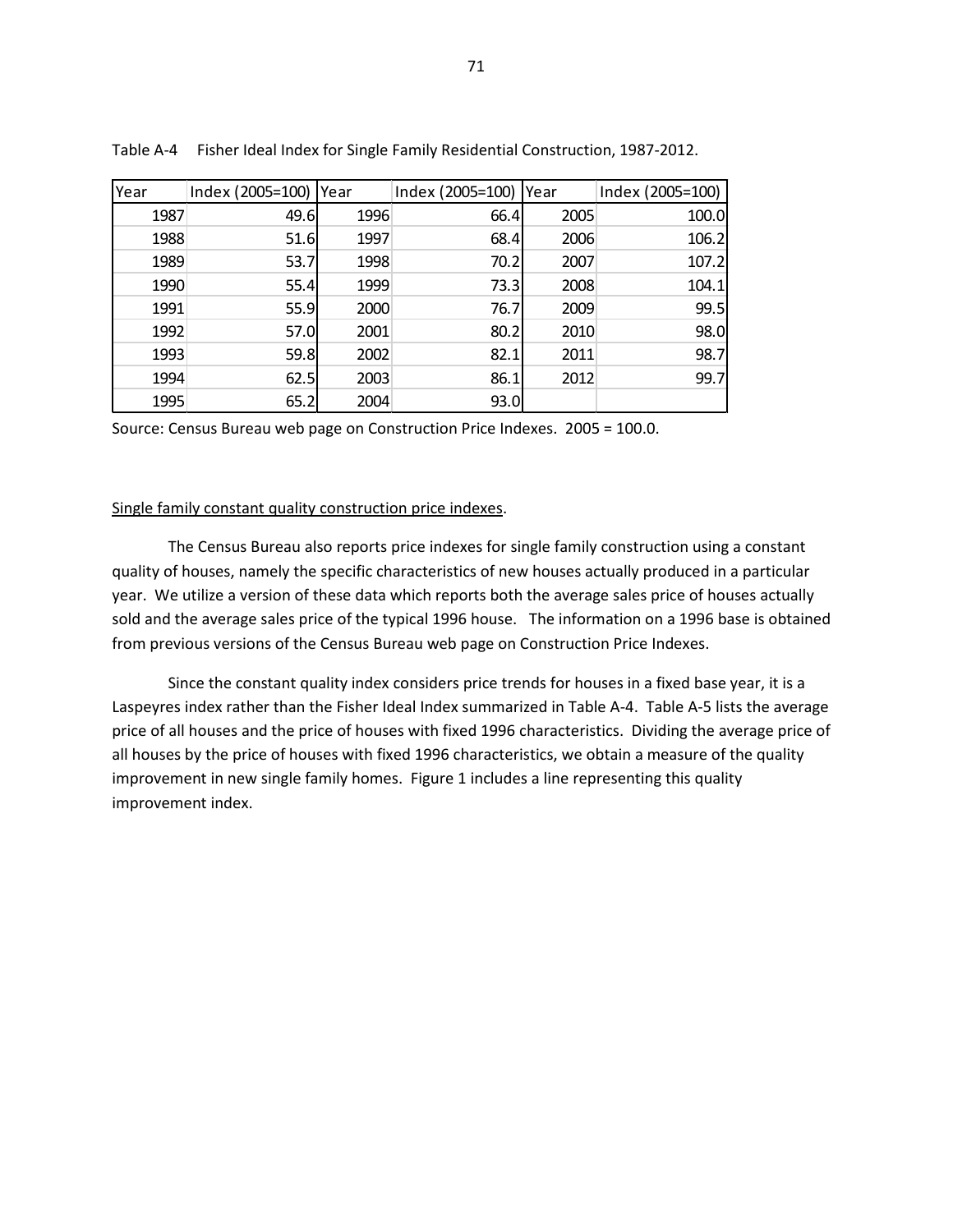Table A-4 Fisher Ideal Index for Single Family Residential Construction, 1987-2012.

| Year | Index (2005=100) | Year | Index (2005=100) | Year | Index (2005=100) |
|---|---|---|---|---|---|
| 1987 | 49.6 | 1996 | 66.4 | 2005 | 100.0 |
| 1988 | 51.6 | 1997 | 68.4 | 2006 | 106.2 |
| 1989 | 53.7 | 1998 | 70.2 | 2007 | 107.2 |
| 1990 | 55.4 | 1999 | 73.3 | 2008 | 104.1 |
| 1991 | 55.9 | 2000 | 76.7 | 2009 | 99.5 |
| 1992 | 57.0 | 2001 | 80.2 | 2010 | 98.0 |
| 1993 | 59.8 | 2002 | 82.1 | 2011 | 98.7 |
| 1994 | 62.5 | 2003 | 86.1 | 2012 | 99.7 |
| 1995 | 65.2 | 2004 | 93.0 | | |

Source: Census Bureau web page on Construction Price Indexes. 2005 = 100.0.

Single family constant quality construction price indexes.

The Census Bureau also reports price indexes for single family construction using a constant quality of houses, namely the specific characteristics of new houses actually produced in a particular year. We utilize a version of these data which reports both the average sales price of houses actually sold and the average sales price of the typical 1996 house. The information on a 1996 base is obtained from previous versions of the Census Bureau web page on Construction Price Indexes.

Since the constant quality index considers price trends for houses in a fixed base year, it is a Laspeyres index rather than the Fisher Ideal Index summarized in Table A-4. Table A-5 lists the average price of all houses and the price of houses with fixed 1996 characteristics. Dividing the average price of all houses by the price of houses with fixed 1996 characteristics, we obtain a measure of the quality improvement in new single family homes. Figure 1 includes a line representing this quality improvement index.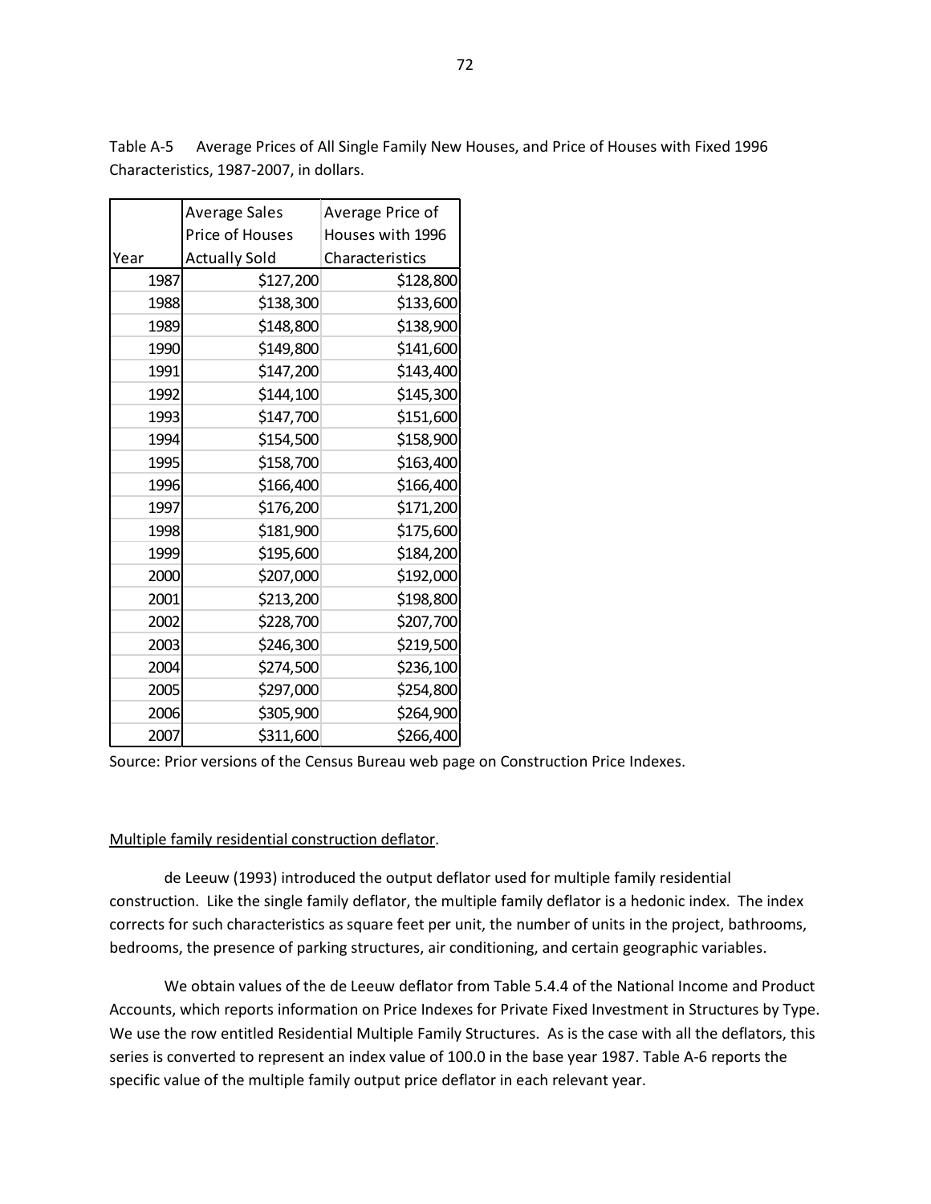Table A-5 Average Prices of All Single Family New Houses, and Price of Houses with Fixed 1996 Characteristics, 1987-2007, in dollars.

| Year | Average Sales Price of Houses Actually Sold | Average Price of Houses with 1996 Characteristics |
|---|---|---|
| 1987 | $127,200 | $128,800 |
| 1988 | $138,300 | $133,600 |
| 1989 | $148,800 | $138,900 |
| 1990 | $149,800 | $141,600 |
| 1991 | $147,200 | $143,400 |
| 1992 | $144,100 | $145,300 |
| 1993 | $147,700 | $151,600 |
| 1994 | $154,500 | $158,900 |
| 1995 | $158,700 | $163,400 |
| 1996 | $166,400 | $166,400 |
| 1997 | $176,200 | $171,200 |
| 1998 | $181,900 | $175,600 |
| 1999 | $195,600 | $184,200 |
| 2000 | $207,000 | $192,000 |
| 2001 | $213,200 | $198,800 |
| 2002 | $228,700 | $207,700 |
| 2003 | $246,300 | $219,500 |
| 2004 | $274,500 | $236,100 |
| 2005 | $297,000 | $254,800 |
| 2006 | $305,900 | $264,900 |
| 2007 | $311,600 | $266,400 |

Source: Prior versions of the Census Bureau web page on Construction Price Indexes.

Multiple family residential construction deflator.

de Leeuw (1993) introduced the output deflator used for multiple family residential construction. Like the single family deflator, the multiple family deflator is a hedonic index. The index corrects for such characteristics as square feet per unit, the number of units in the project, bathrooms, bedrooms, the presence of parking structures, air conditioning, and certain geographic variables.

We obtain values of the de Leeuw deflator from Table 5.4.4 of the National Income and Product Accounts, which reports information on Price Indexes for Private Fixed Investment in Structures by Type. We use the row entitled Residential Multiple Family Structures. As is the case with all the deflators, this series is converted to represent an index value of 100.0 in the base year 1987. Table A-6 reports the specific value of the multiple family output price deflator in each relevant year.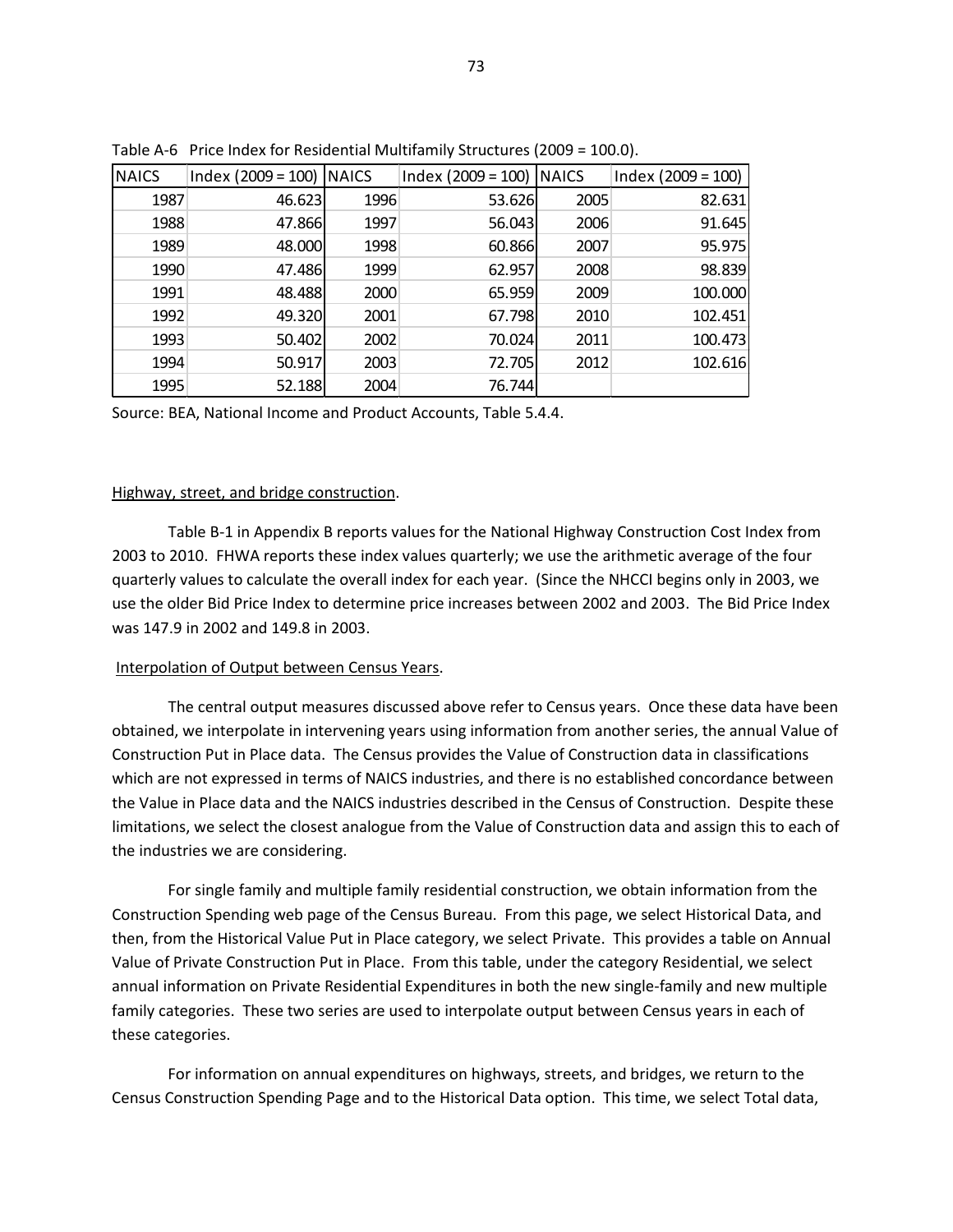Table A-6 Price Index for Residential Multifamily Structures (2009 = 100.0).

| NAICS | Index (2009 = 100) | NAICS | Index (2009 = 100) | NAICS | Index (2009 = 100) |
|---|---|---|---|---|---|
| 1987 | 46.623 | 1996 | 53.626 | 2005 | 82.631 |
| 1988 | 47.866 | 1997 | 56.043 | 2006 | 91.645 |
| 1989 | 48.000 | 1998 | 60.866 | 2007 | 95.975 |
| 1990 | 47.486 | 1999 | 62.957 | 2008 | 98.839 |
| 1991 | 48.488 | 2000 | 65.959 | 2009 | 100.000 |
| 1992 | 49.320 | 2001 | 67.798 | 2010 | 102.451 |
| 1993 | 50.402 | 2002 | 70.024 | 2011 | 100.473 |
| 1994 | 50.917 | 2003 | 72.705 | 2012 | 102.616 |
| 1995 | 52.188 | 2004 | 76.744 | | |

Source: BEA, National Income and Product Accounts, Table 5.4.4.

Highway, street, and bridge construction.

Table B-1 in Appendix B reports values for the National Highway Construction Cost Index from 2003 to 2010. FHWA reports these index values quarterly; we use the arithmetic average of the four quarterly values to calculate the overall index for each year. (Since the NHCCI begins only in 2003, we use the older Bid Price Index to determine price increases between 2002 and 2003. The Bid Price Index was 147.9 in 2002 and 149.8 in 2003.

Interpolation of Output between Census Years.

The central output measures discussed above refer to Census years. Once these data have been obtained, we interpolate in intervening years using information from another series, the annual Value of Construction Put in Place data. The Census provides the Value of Construction data in classifications which are not expressed in terms of NAICS industries, and there is no established concordance between the Value in Place data and the NAICS industries described in the Census of Construction. Despite these limitations, we select the closest analogue from the Value of Construction data and assign this to each of the industries we are considering.

For single family and multiple family residential construction, we obtain information from the Construction Spending web page of the Census Bureau. From this page, we select Historical Data, and then, from the Historical Value Put in Place category, we select Private. This provides a table on Annual Value of Private Construction Put in Place. From this table, under the category Residential, we select annual information on Private Residential Expenditures in both the new single-family and new multiple family categories. These two series are used to interpolate output between Census years in each of these categories.

For information on annual expenditures on highways, streets, and bridges, we return to the Census Construction Spending Page and to the Historical Data option. This time, we select Total data,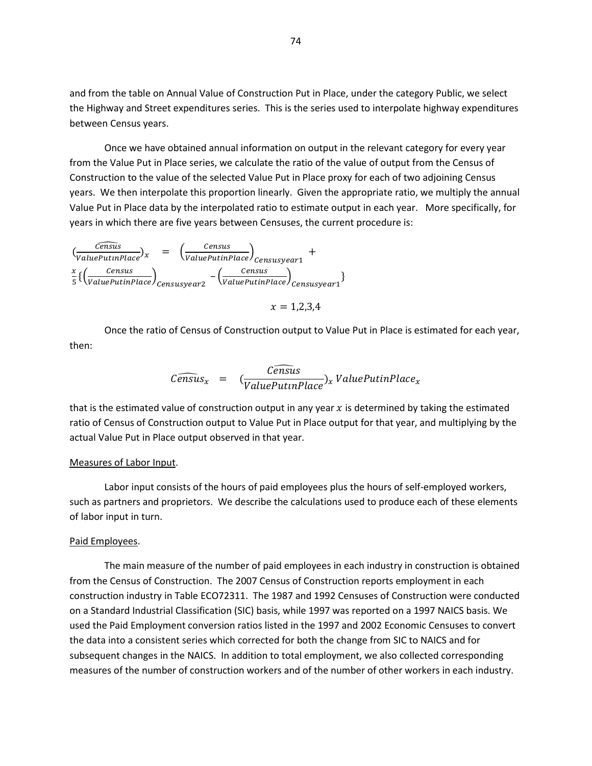and from the table on Annual Value of Construction Put in Place, under the category Public, we select the Highway and Street expenditures series. This is the series used to interpolate highway expenditures between Census years.

Once we have obtained annual information on output in the relevant category for every year from the Value Put in Place series, we calculate the ratio of the value of output from the Census of Construction to the value of the selected Value Put in Place proxy for each of two adjoining Census years. We then interpolate this proportion linearly. Given the appropriate ratio, we multiply the annual Value Put in Place data by the interpolated ratio to estimate output in each year. More specifically, for years in which there are five years between Censuses, the current procedure is:

$$\left(\frac{\widehat{Census}}{ValuePutinPlace}\right)_x = \left(\frac{Census}{ValuePutinPlace}\right)_{Censusyear1} + \frac{x}{5}\left\{\left(\frac{Census}{ValuePutinPlace}\right)_{Censusyear2} - \left(\frac{Census}{ValuePutinPlace}\right)_{Censusyear1}\right\}$$

$$x = 1,2,3,4$$

Once the ratio of Census of Construction output to Value Put in Place is estimated for each year, then:

$$\widehat{Census}_x = \left(\frac{\widehat{Census}}{ValuePutinPlace}\right)_x ValuePutinPlace_x$$

that is the estimated value of construction output in any year $x$ is determined by taking the estimated ratio of Census of Construction output to Value Put in Place output for that year, and multiplying by the actual Value Put in Place output observed in that year.

Measures of Labor Input.

Labor input consists of the hours of paid employees plus the hours of self-employed workers, such as partners and proprietors. We describe the calculations used to produce each of these elements of labor input in turn.

Paid Employees.

The main measure of the number of paid employees in each industry in construction is obtained from the Census of Construction. The 2007 Census of Construction reports employment in each construction industry in Table ECO72311. The 1987 and 1992 Censuses of Construction were conducted on a Standard Industrial Classification (SIC) basis, while 1997 was reported on a 1997 NAICS basis. We used the Paid Employment conversion ratios listed in the 1997 and 2002 Economic Censuses to convert the data into a consistent series which corrected for both the change from SIC to NAICS and for subsequent changes in the NAICS. In addition to total employment, we also collected corresponding measures of the number of construction workers and of the number of other workers in each industry.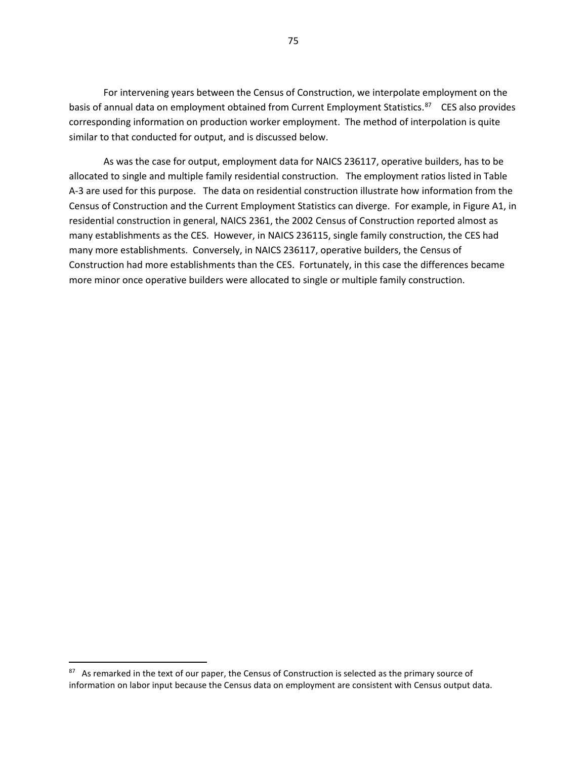For intervening years between the Census of Construction, we interpolate employment on the basis of annual data on employment obtained from Current Employment Statistics.[87] CES also provides corresponding information on production worker employment. The method of interpolation is quite similar to that conducted for output, and is discussed below.

As was the case for output, employment data for NAICS 236117, operative builders, has to be allocated to single and multiple family residential construction. The employment ratios listed in Table A-3 are used for this purpose. The data on residential construction illustrate how information from the Census of Construction and the Current Employment Statistics can diverge. For example, in Figure A1, in residential construction in general, NAICS 2361, the 2002 Census of Construction reported almost as many establishments as the CES. However, in NAICS 236115, single family construction, the CES had many more establishments. Conversely, in NAICS 236117, operative builders, the Census of Construction had more establishments than the CES. Fortunately, in this case the differences became more minor once operative builders were allocated to single or multiple family construction.

---

[87] As remarked in the text of our paper, the Census of Construction is selected as the primary source of information on labor input because the Census data on employment are consistent with Census output data.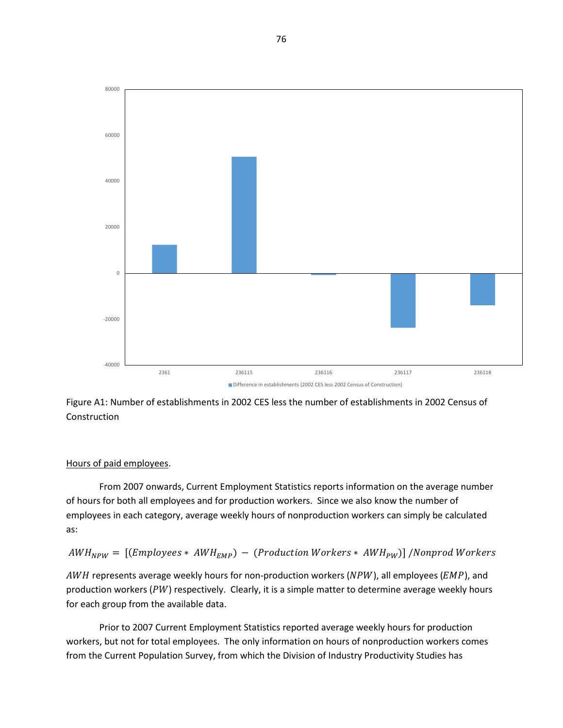Figure A1: Number of establishments in 2002 CES less the number of establishments in 2002 Census of Construction

Hours of paid employees.

From 2007 onwards, Current Employment Statistics reports information on the average number of hours for both all employees and for production workers. Since we also know the number of employees in each category, average weekly hours of nonproduction workers can simply be calculated as:

$$AWH_{NPW} = [(Employees * AWH_{EMP}) - (Production\ Workers * AWH_{PW})] / Nonprod\ Workers$$

$AWH$ represents average weekly hours for non-production workers ($NPW$), all employees ($EMP$), and production workers ($PW$) respectively. Clearly, it is a simple matter to determine average weekly hours for each group from the available data.

Prior to 2007 Current Employment Statistics reported average weekly hours for production workers, but not for total employees. The only information on hours of nonproduction workers comes from the Current Population Survey, from which the Division of Industry Productivity Studies has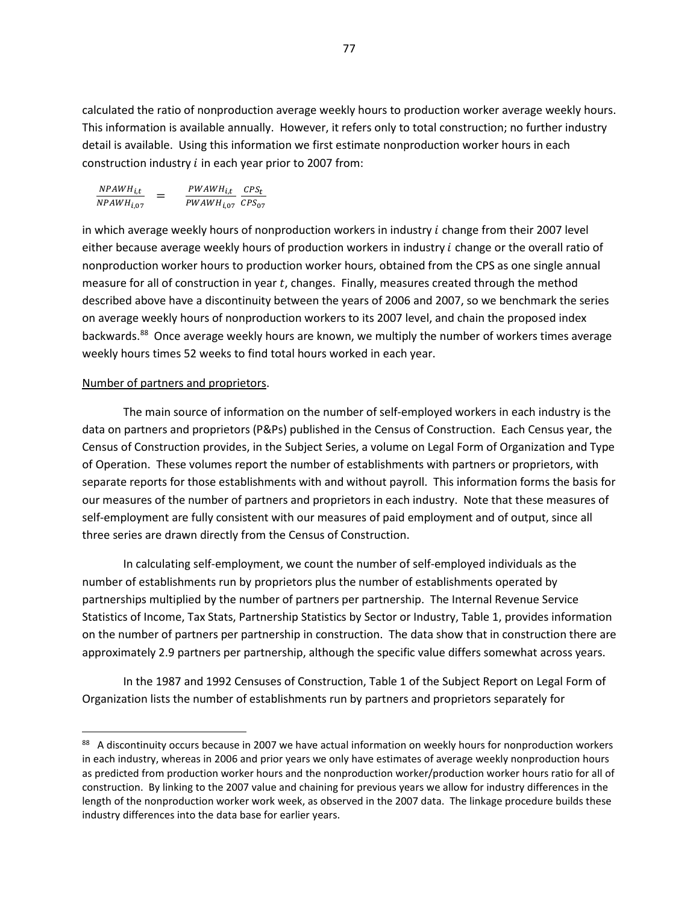calculated the ratio of nonproduction average weekly hours to production worker average weekly hours. This information is available annually. However, it refers only to total construction; no further industry detail is available. Using this information we first estimate nonproduction worker hours in each construction industry $i$ in each year prior to 2007 from:

$$\frac{NPAWH_{i,t}}{NPAWH_{i,07}} = \frac{PWAWH_{i,t}}{PWAWH_{i,07}} \frac{CPS_t}{CPS_{07}}$$

in which average weekly hours of nonproduction workers in industry $i$ change from their 2007 level either because average weekly hours of production workers in industry $i$ change or the overall ratio of nonproduction worker hours to production worker hours, obtained from the CPS as one single annual measure for all of construction in year $t$, changes. Finally, measures created through the method described above have a discontinuity between the years of 2006 and 2007, so we benchmark the series on average weekly hours of nonproduction workers to its 2007 level, and chain the proposed index backwards.[88] Once average weekly hours are known, we multiply the number of workers times average weekly hours times 52 weeks to find total hours worked in each year.

Number of partners and proprietors.

The main source of information on the number of self-employed workers in each industry is the data on partners and proprietors (P&Ps) published in the Census of Construction. Each Census year, the Census of Construction provides, in the Subject Series, a volume on Legal Form of Organization and Type of Operation. These volumes report the number of establishments with partners or proprietors, with separate reports for those establishments with and without payroll. This information forms the basis for our measures of the number of partners and proprietors in each industry. Note that these measures of self-employment are fully consistent with our measures of paid employment and of output, since all three series are drawn directly from the Census of Construction.

In calculating self-employment, we count the number of self-employed individuals as the number of establishments run by proprietors plus the number of establishments operated by partnerships multiplied by the number of partners per partnership. The Internal Revenue Service Statistics of Income, Tax Stats, Partnership Statistics by Sector or Industry, Table 1, provides information on the number of partners per partnership in construction. The data show that in construction there are approximately 2.9 partners per partnership, although the specific value differs somewhat across years.

In the 1987 and 1992 Censuses of Construction, Table 1 of the Subject Report on Legal Form of Organization lists the number of establishments run by partners and proprietors separately for

[88] A discontinuity occurs because in 2007 we have actual information on weekly hours for nonproduction workers in each industry, whereas in 2006 and prior years we only have estimates of average weekly nonproduction hours as predicted from production worker hours and the nonproduction worker/production worker hours ratio for all of construction. By linking to the 2007 value and chaining for previous years we allow for industry differences in the length of the nonproduction worker work week, as observed in the 2007 data. The linkage procedure builds these industry differences into the data base for earlier years.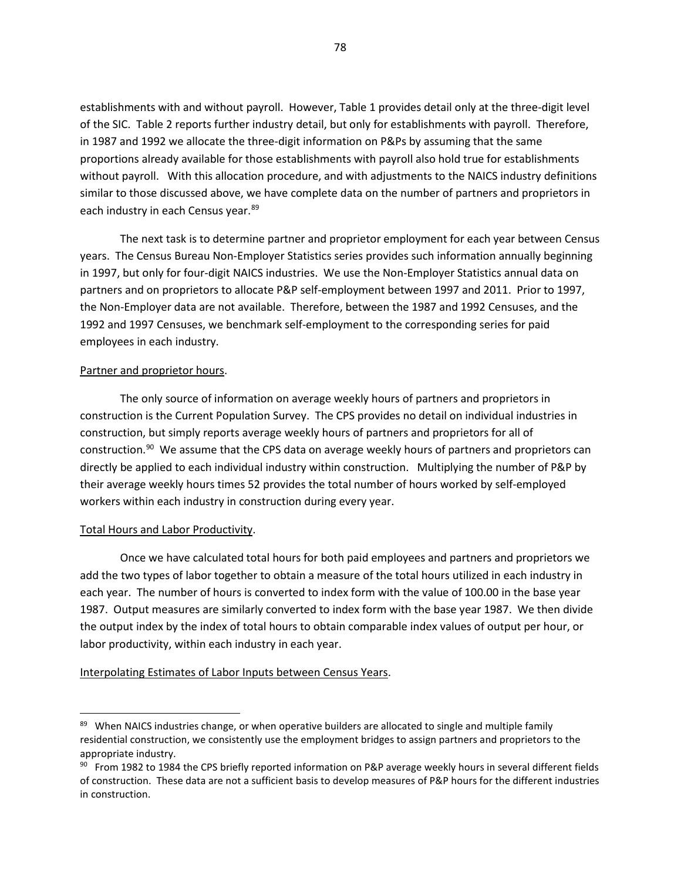establishments with and without payroll. However, Table 1 provides detail only at the three-digit level of the SIC. Table 2 reports further industry detail, but only for establishments with payroll. Therefore, in 1987 and 1992 we allocate the three-digit information on P&Ps by assuming that the same proportions already available for those establishments with payroll also hold true for establishments without payroll. With this allocation procedure, and with adjustments to the NAICS industry definitions similar to those discussed above, we have complete data on the number of partners and proprietors in each industry in each Census year.[89]

The next task is to determine partner and proprietor employment for each year between Census years. The Census Bureau Non-Employer Statistics series provides such information annually beginning in 1997, but only for four-digit NAICS industries. We use the Non-Employer Statistics annual data on partners and on proprietors to allocate P&P self-employment between 1997 and 2011. Prior to 1997, the Non-Employer data are not available. Therefore, between the 1987 and 1992 Censuses, and the 1992 and 1997 Censuses, we benchmark self-employment to the corresponding series for paid employees in each industry.

Partner and proprietor hours.

The only source of information on average weekly hours of partners and proprietors in construction is the Current Population Survey. The CPS provides no detail on individual industries in construction, but simply reports average weekly hours of partners and proprietors for all of construction.[90] We assume that the CPS data on average weekly hours of partners and proprietors can directly be applied to each individual industry within construction. Multiplying the number of P&P by their average weekly hours times 52 provides the total number of hours worked by self-employed workers within each industry in construction during every year.

Total Hours and Labor Productivity.

Once we have calculated total hours for both paid employees and partners and proprietors we add the two types of labor together to obtain a measure of the total hours utilized in each industry in each year. The number of hours is converted to index form with the value of 100.00 in the base year 1987. Output measures are similarly converted to index form with the base year 1987. We then divide the output index by the index of total hours to obtain comparable index values of output per hour, or labor productivity, within each industry in each year.

Interpolating Estimates of Labor Inputs between Census Years.

---

[89] When NAICS industries change, or when operative builders are allocated to single and multiple family residential construction, we consistently use the employment bridges to assign partners and proprietors to the appropriate industry.

[90] From 1982 to 1984 the CPS briefly reported information on P&P average weekly hours in several different fields of construction. These data are not a sufficient basis to develop measures of P&P hours for the different industries in construction.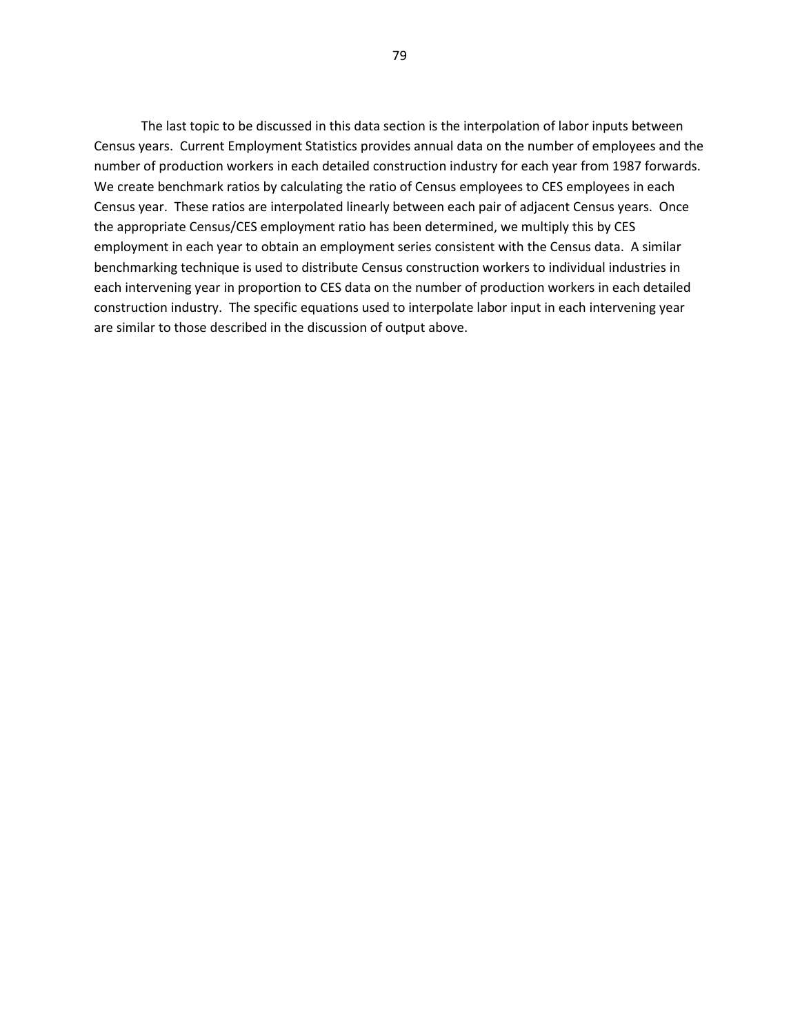The last topic to be discussed in this data section is the interpolation of labor inputs between Census years. Current Employment Statistics provides annual data on the number of employees and the number of production workers in each detailed construction industry for each year from 1987 forwards. We create benchmark ratios by calculating the ratio of Census employees to CES employees in each Census year. These ratios are interpolated linearly between each pair of adjacent Census years. Once the appropriate Census/CES employment ratio has been determined, we multiply this by CES employment in each year to obtain an employment series consistent with the Census data. A similar benchmarking technique is used to distribute Census construction workers to individual industries in each intervening year in proportion to CES data on the number of production workers in each detailed construction industry. The specific equations used to interpolate labor input in each intervening year are similar to those described in the discussion of output above.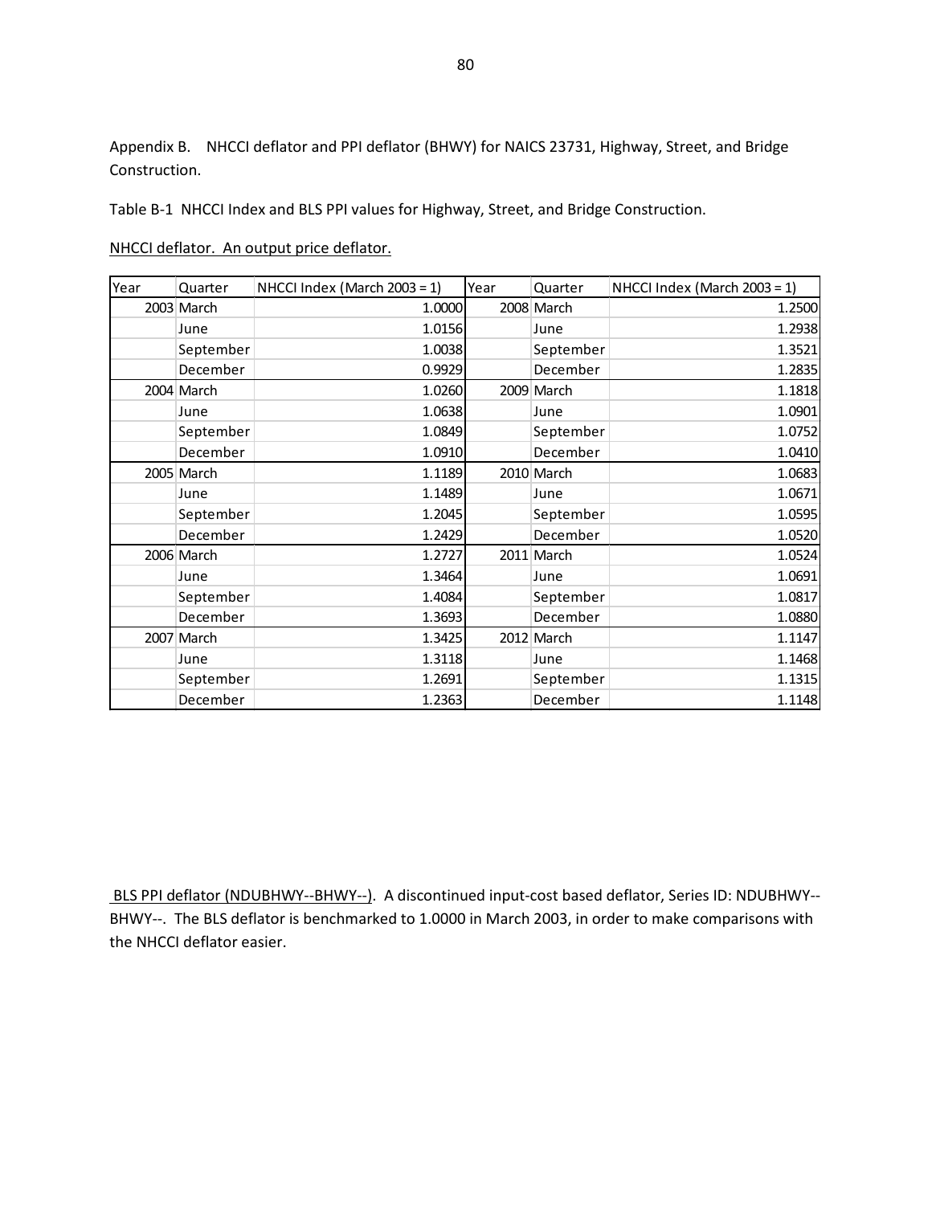Appendix B.  NHCCI deflator and PPI deflator (BHWY) for NAICS 23731, Highway, Street, and Bridge Construction.

Table B-1  NHCCI Index and BLS PPI values for Highway, Street, and Bridge Construction.

NHCCI deflator.  An output price deflator.

| Year | Quarter | NHCCI Index (March 2003 = 1) | Year | Quarter | NHCCI Index (March 2003 = 1) |
|---|---|---|---|---|---|
| 2003 | March | 1.0000 | 2008 | March | 1.2500 |
| | June | 1.0156 | | June | 1.2938 |
| | September | 1.0038 | | September | 1.3521 |
| | December | 0.9929 | | December | 1.2835 |
| 2004 | March | 1.0260 | 2009 | March | 1.1818 |
| | June | 1.0638 | | June | 1.0901 |
| | September | 1.0849 | | September | 1.0752 |
| | December | 1.0910 | | December | 1.0410 |
| 2005 | March | 1.1189 | 2010 | March | 1.0683 |
| | June | 1.1489 | | June | 1.0671 |
| | September | 1.2045 | | September | 1.0595 |
| | December | 1.2429 | | December | 1.0520 |
| 2006 | March | 1.2727 | 2011 | March | 1.0524 |
| | June | 1.3464 | | June | 1.0691 |
| | September | 1.4084 | | September | 1.0817 |
| | December | 1.3693 | | December | 1.0880 |
| 2007 | March | 1.3425 | 2012 | March | 1.1147 |
| | June | 1.3118 | | June | 1.1468 |
| | September | 1.2691 | | September | 1.1315 |
| | December | 1.2363 | | December | 1.1148 |

BLS PPI deflator (NDUBHWY--BHWY--).  A discontinued input-cost based deflator, Series ID: NDUBHWY--BHWY--.  The BLS deflator is benchmarked to 1.0000 in March 2003, in order to make comparisons with the NHCCI deflator easier.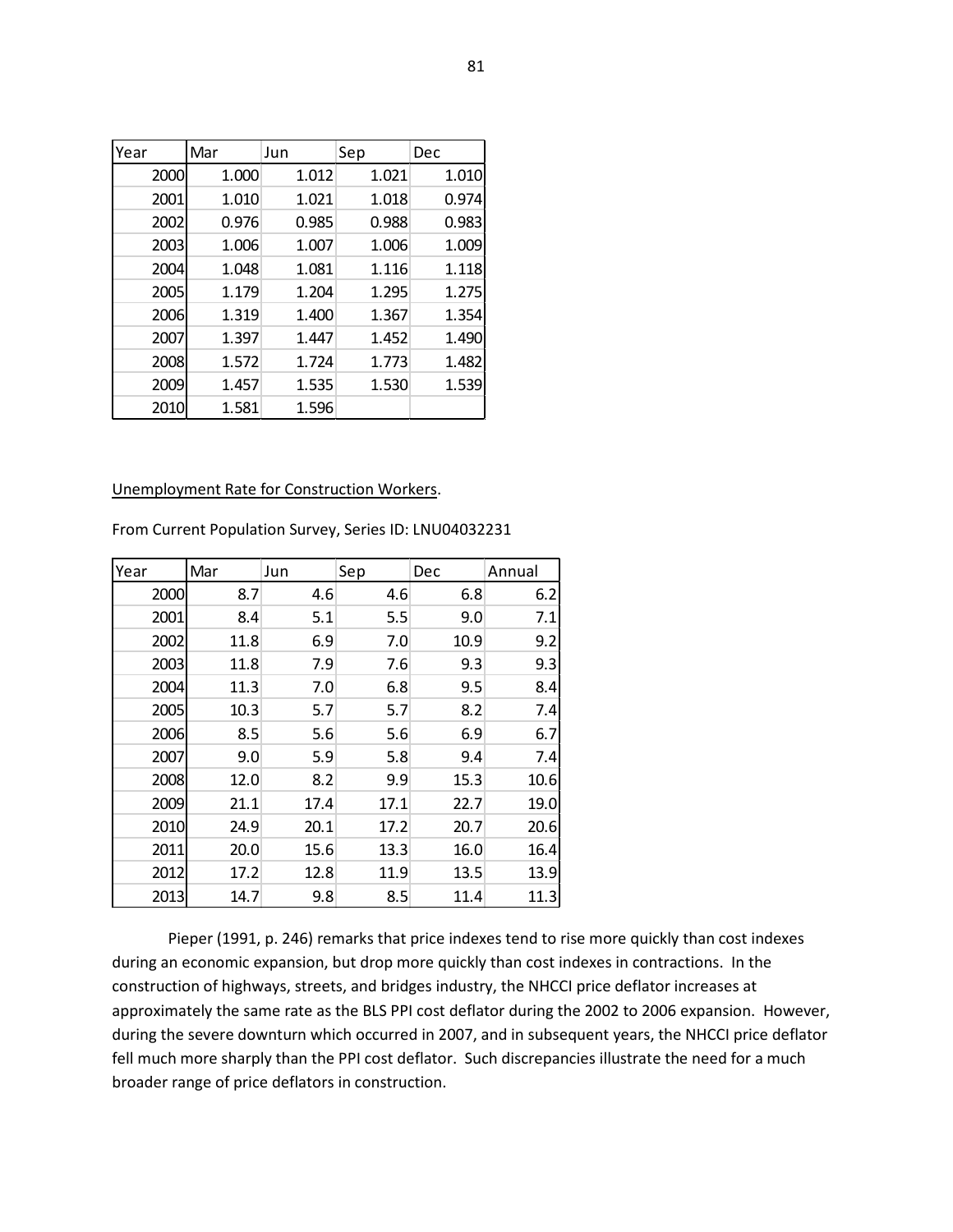| Year | Mar | Jun | Sep | Dec |
|---|---|---|---|---|
| 2000 | 1.000 | 1.012 | 1.021 | 1.010 |
| 2001 | 1.010 | 1.021 | 1.018 | 0.974 |
| 2002 | 0.976 | 0.985 | 0.988 | 0.983 |
| 2003 | 1.006 | 1.007 | 1.006 | 1.009 |
| 2004 | 1.048 | 1.081 | 1.116 | 1.118 |
| 2005 | 1.179 | 1.204 | 1.295 | 1.275 |
| 2006 | 1.319 | 1.400 | 1.367 | 1.354 |
| 2007 | 1.397 | 1.447 | 1.452 | 1.490 |
| 2008 | 1.572 | 1.724 | 1.773 | 1.482 |
| 2009 | 1.457 | 1.535 | 1.530 | 1.539 |
| 2010 | 1.581 | 1.596 | | |

Unemployment Rate for Construction Workers.

From Current Population Survey, Series ID: LNU04032231

| Year | Mar | Jun | Sep | Dec | Annual |
|---|---|---|---|---|---|
| 2000 | 8.7 | 4.6 | 4.6 | 6.8 | 6.2 |
| 2001 | 8.4 | 5.1 | 5.5 | 9.0 | 7.1 |
| 2002 | 11.8 | 6.9 | 7.0 | 10.9 | 9.2 |
| 2003 | 11.8 | 7.9 | 7.6 | 9.3 | 9.3 |
| 2004 | 11.3 | 7.0 | 6.8 | 9.5 | 8.4 |
| 2005 | 10.3 | 5.7 | 5.7 | 8.2 | 7.4 |
| 2006 | 8.5 | 5.6 | 5.6 | 6.9 | 6.7 |
| 2007 | 9.0 | 5.9 | 5.8 | 9.4 | 7.4 |
| 2008 | 12.0 | 8.2 | 9.9 | 15.3 | 10.6 |
| 2009 | 21.1 | 17.4 | 17.1 | 22.7 | 19.0 |
| 2010 | 24.9 | 20.1 | 17.2 | 20.7 | 20.6 |
| 2011 | 20.0 | 15.6 | 13.3 | 16.0 | 16.4 |
| 2012 | 17.2 | 12.8 | 11.9 | 13.5 | 13.9 |
| 2013 | 14.7 | 9.8 | 8.5 | 11.4 | 11.3 |

Pieper (1991, p. 246) remarks that price indexes tend to rise more quickly than cost indexes during an economic expansion, but drop more quickly than cost indexes in contractions. In the construction of highways, streets, and bridges industry, the NHCCI price deflator increases at approximately the same rate as the BLS PPI cost deflator during the 2002 to 2006 expansion. However, during the severe downturn which occurred in 2007, and in subsequent years, the NHCCI price deflator fell much more sharply than the PPI cost deflator. Such discrepancies illustrate the need for a much broader range of price deflators in construction.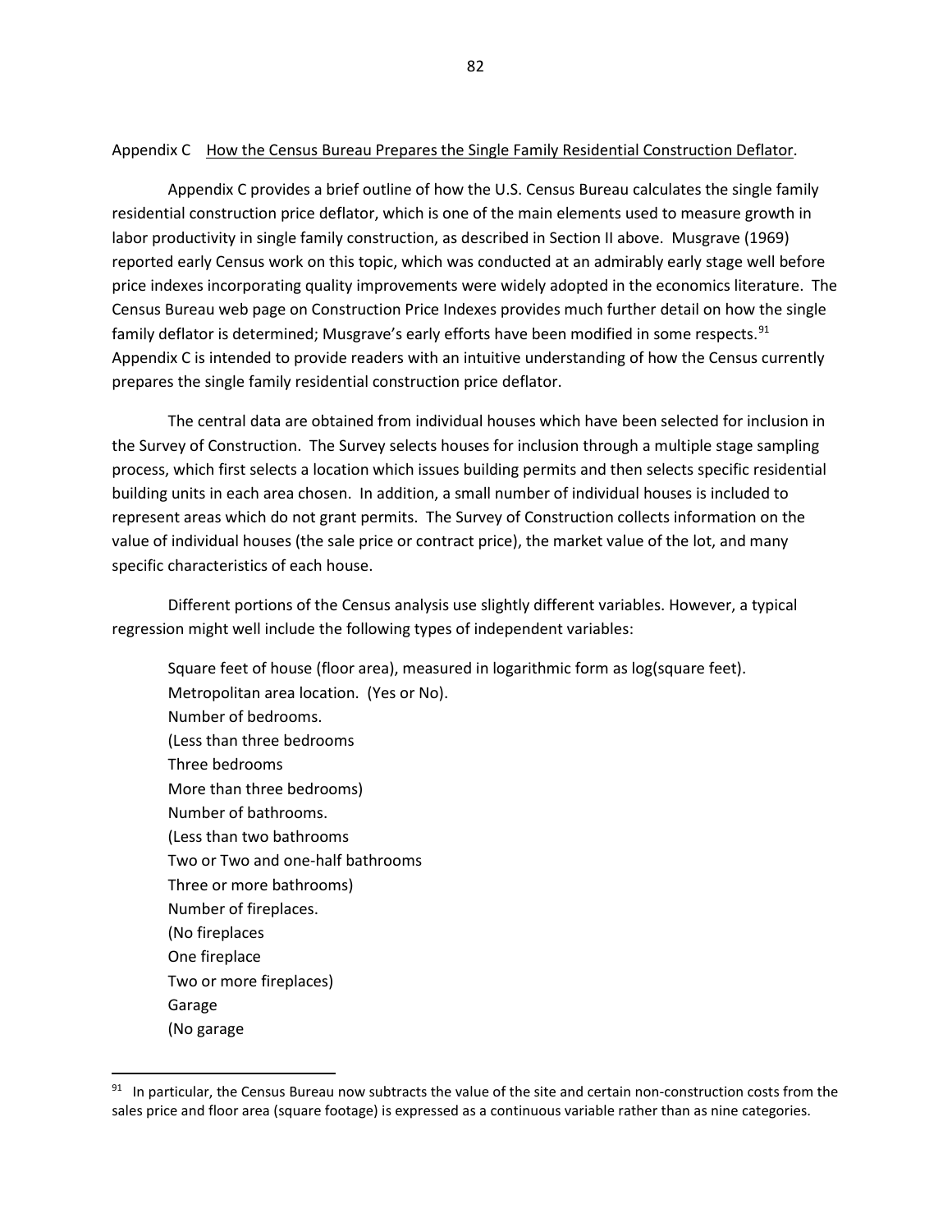Appendix C <u>How the Census Bureau Prepares the Single Family Residential Construction Deflator</u>.

Appendix C provides a brief outline of how the U.S. Census Bureau calculates the single family residential construction price deflator, which is one of the main elements used to measure growth in labor productivity in single family construction, as described in Section II above. Musgrave (1969) reported early Census work on this topic, which was conducted at an admirably early stage well before price indexes incorporating quality improvements were widely adopted in the economics literature. The Census Bureau web page on Construction Price Indexes provides much further detail on how the single family deflator is determined; Musgrave's early efforts have been modified in some respects.[91] Appendix C is intended to provide readers with an intuitive understanding of how the Census currently prepares the single family residential construction price deflator.

The central data are obtained from individual houses which have been selected for inclusion in the Survey of Construction. The Survey selects houses for inclusion through a multiple stage sampling process, which first selects a location which issues building permits and then selects specific residential building units in each area chosen. In addition, a small number of individual houses is included to represent areas which do not grant permits. The Survey of Construction collects information on the value of individual houses (the sale price or contract price), the market value of the lot, and many specific characteristics of each house.

Different portions of the Census analysis use slightly different variables. However, a typical regression might well include the following types of independent variables:

Square feet of house (floor area), measured in logarithmic form as log(square feet).
Metropolitan area location. (Yes or No).
Number of bedrooms.
(Less than three bedrooms
Three bedrooms
More than three bedrooms)
Number of bathrooms.
(Less than two bathrooms
Two or Two and one-half bathrooms
Three or more bathrooms)
Number of fireplaces.
(No fireplaces
One fireplace
Two or more fireplaces)
Garage
(No garage

[91] In particular, the Census Bureau now subtracts the value of the site and certain non-construction costs from the sales price and floor area (square footage) is expressed as a continuous variable rather than as nine categories.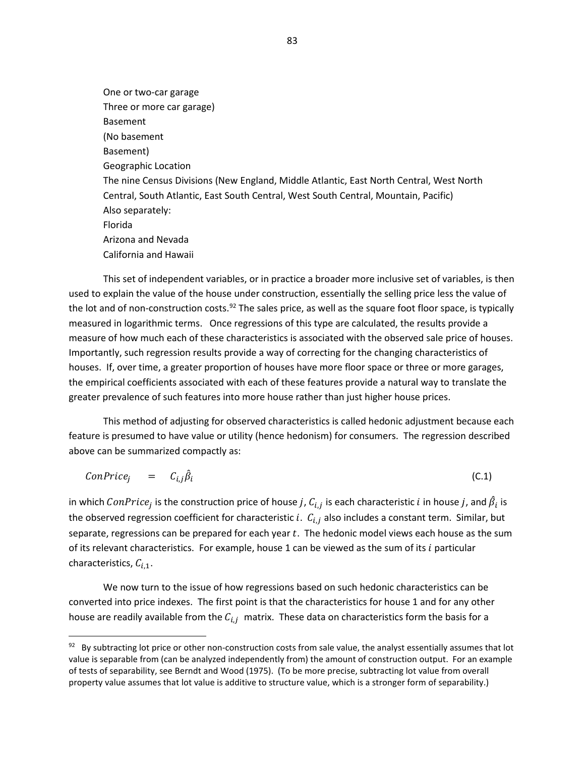One or two-car garage
Three or more car garage)
Basement
(No basement
Basement)
Geographic Location
The nine Census Divisions (New England, Middle Atlantic, East North Central, West North Central, South Atlantic, East South Central, West South Central, Mountain, Pacific)
Also separately:
Florida
Arizona and Nevada
California and Hawaii

This set of independent variables, or in practice a broader more inclusive set of variables, is then used to explain the value of the house under construction, essentially the selling price less the value of the lot and of non-construction costs.[92] The sales price, as well as the square foot floor space, is typically measured in logarithmic terms. Once regressions of this type are calculated, the results provide a measure of how much each of these characteristics is associated with the observed sale price of houses. Importantly, such regression results provide a way of correcting for the changing characteristics of houses. If, over time, a greater proportion of houses have more floor space or three or more garages, the empirical coefficients associated with each of these features provide a natural way to translate the greater prevalence of such features into more house rather than just higher house prices.

This method of adjusting for observed characteristics is called hedonic adjustment because each feature is presumed to have value or utility (hence hedonism) for consumers. The regression described above can be summarized compactly as:

$$ConPrice_j \quad = \quad C_{i,j}\hat{\beta}_i \qquad \text{(C.1)}$$

in which $ConPrice_j$ is the construction price of house $j$, $C_{i,j}$ is each characteristic $i$ in house $j$, and $\hat{\beta}_i$ is the observed regression coefficient for characteristic $i$. $C_{i,j}$ also includes a constant term. Similar, but separate, regressions can be prepared for each year $t$. The hedonic model views each house as the sum of its relevant characteristics. For example, house 1 can be viewed as the sum of its $i$ particular characteristics, $C_{i,1}$.

We now turn to the issue of how regressions based on such hedonic characteristics can be converted into price indexes. The first point is that the characteristics for house 1 and for any other house are readily available from the $C_{i,j}$ matrix. These data on characteristics form the basis for a

[92] By subtracting lot price or other non-construction costs from sale value, the analyst essentially assumes that lot value is separable from (can be analyzed independently from) the amount of construction output. For an example of tests of separability, see Berndt and Wood (1975). (To be more precise, subtracting lot value from overall property value assumes that lot value is additive to structure value, which is a stronger form of separability.)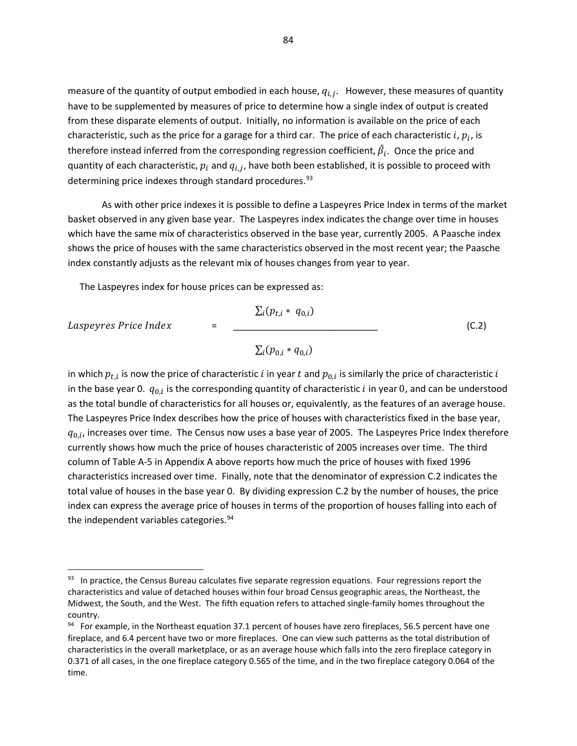measure of the quantity of output embodied in each house, $q_{i,j}$. However, these measures of quantity have to be supplemented by measures of price to determine how a single index of output is created from these disparate elements of output. Initially, no information is available on the price of each characteristic, such as the price for a garage for a third car. The price of each characteristic $i$, $p_i$, is therefore instead inferred from the corresponding regression coefficient, $\hat{\beta}_i$. Once the price and quantity of each characteristic, $p_i$ and $q_{i,j}$, have both been established, it is possible to proceed with determining price indexes through standard procedures.[93]

As with other price indexes it is possible to define a Laspeyres Price Index in terms of the market basket observed in any given base year. The Laspeyres index indicates the change over time in houses which have the same mix of characteristics observed in the base year, currently 2005. A Paasche index shows the price of houses with the same characteristics observed in the most recent year; the Paasche index constantly adjusts as the relevant mix of houses changes from year to year.

The Laspeyres index for house prices can be expressed as:

$$\text{Laspeyres Price Index} = \frac{\sum_i (p_{t,i} * q_{0,i})}{\sum_i (p_{0,i} * q_{0,i})} \tag{C.2}$$

in which $p_{t,i}$ is now the price of characteristic $i$ in year $t$ and $p_{0,i}$ is similarly the price of characteristic $i$ in the base year 0. $q_{0,i}$ is the corresponding quantity of characteristic $i$ in year $0$, and can be understood as the total bundle of characteristics for all houses or, equivalently, as the features of an average house. The Laspeyres Price Index describes how the price of houses with characteristics fixed in the base year, $q_{0,i}$, increases over time. The Census now uses a base year of 2005. The Laspeyres Price Index therefore currently shows how much the price of houses characteristic of 2005 increases over time. The third column of Table A-5 in Appendix A above reports how much the price of houses with fixed 1996 characteristics increased over time. Finally, note that the denominator of expression C.2 indicates the total value of houses in the base year 0. By dividing expression C.2 by the number of houses, the price index can express the average price of houses in terms of the proportion of houses falling into each of the independent variables categories.[94]

---

[93] In practice, the Census Bureau calculates five separate regression equations. Four regressions report the characteristics and value of detached houses within four broad Census geographic areas, the Northeast, the Midwest, the South, and the West. The fifth equation refers to attached single-family homes throughout the country.

[94] For example, in the Northeast equation 37.1 percent of houses have zero fireplaces, 56.5 percent have one fireplace, and 6.4 percent have two or more fireplaces. One can view such patterns as the total distribution of characteristics in the overall marketplace, or as an average house which falls into the zero fireplace category in 0.371 of all cases, in the one fireplace category 0.565 of the time, and in the two fireplace category 0.064 of the time.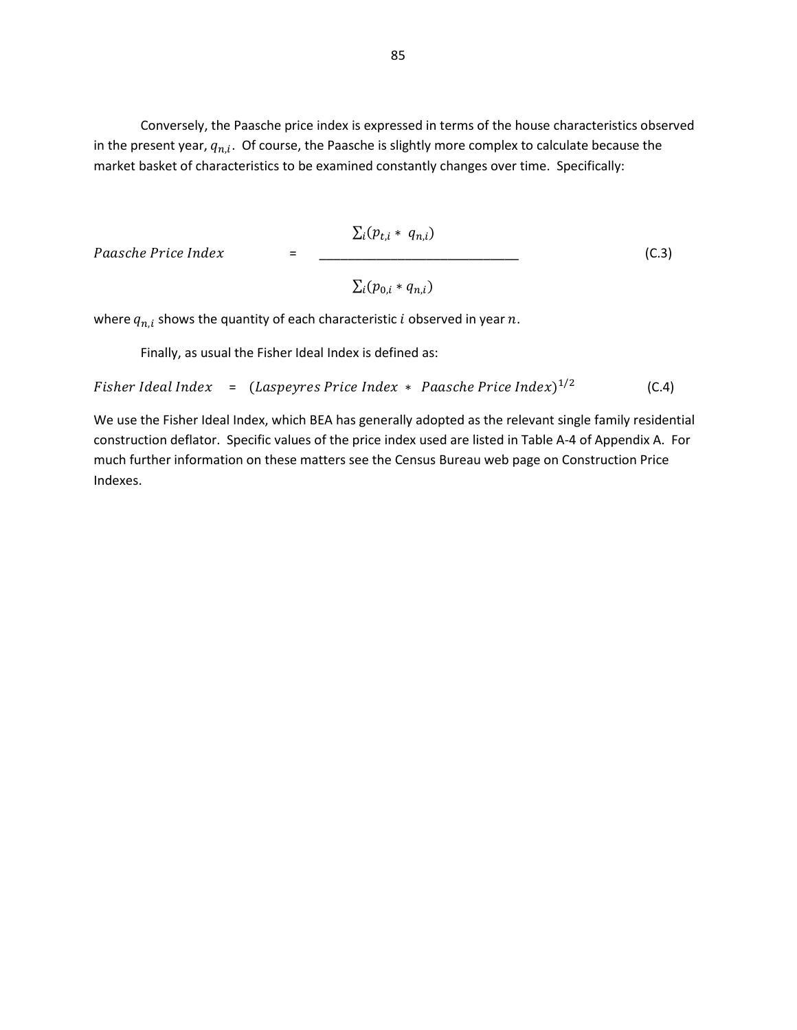Conversely, the Paasche price index is expressed in terms of the house characteristics observed in the present year, $q_{n,i}$. Of course, the Paasche is slightly more complex to calculate because the market basket of characteristics to be examined constantly changes over time. Specifically:

$$\text{Paasche Price Index} = \frac{\sum_i (p_{t,i} * q_{n,i})}{\sum_i (p_{0,i} * q_{n,i})} \tag{C.3}$$

where $q_{n,i}$ shows the quantity of each characteristic $i$ observed in year $n$.

Finally, as usual the Fisher Ideal Index is defined as:

$$\text{Fisher Ideal Index} = (\text{Laspeyres Price Index} * \text{Paasche Price Index})^{1/2} \tag{C.4}$$

We use the Fisher Ideal Index, which BEA has generally adopted as the relevant single family residential construction deflator. Specific values of the price index used are listed in Table A-4 of Appendix A. For much further information on these matters see the Census Bureau web page on Construction Price Indexes.